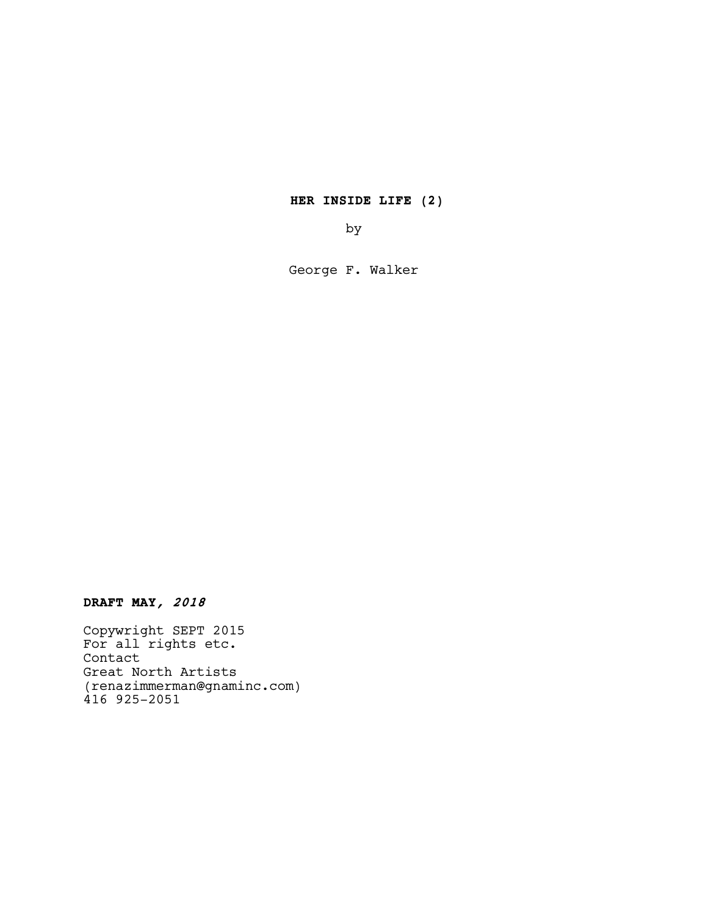**HER INSIDE LIFE (2)**

by

George F. Walker

**DRAFT MAY, *2018***

Copywright SEPT 2015
For all rights etc.
Contact
Great North Artists
(renazimmerman@gnaminc.com)
416 925-2051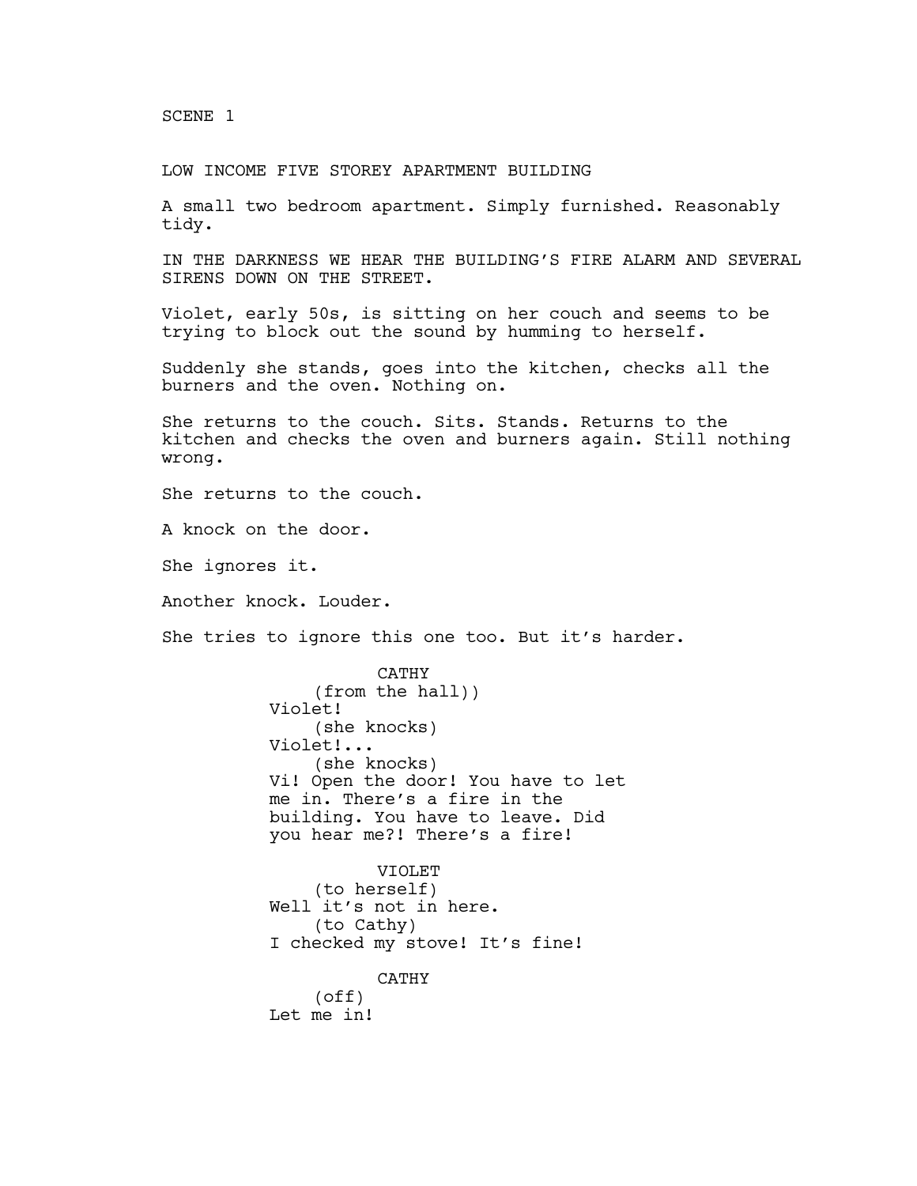SCENE 1

LOW INCOME FIVE STOREY APARTMENT BUILDING

A small two bedroom apartment. Simply furnished. Reasonably tidy.

IN THE DARKNESS WE HEAR THE BUILDING'S FIRE ALARM AND SEVERAL SIRENS DOWN ON THE STREET.

Violet, early 50s, is sitting on her couch and seems to be trying to block out the sound by humming to herself.

Suddenly she stands, goes into the kitchen, checks all the burners and the oven. Nothing on.

She returns to the couch. Sits. Stands. Returns to the kitchen and checks the oven and burners again. Still nothing wrong.

She returns to the couch.

A knock on the door.

She ignores it.

Another knock. Louder.

She tries to ignore this one too. But it's harder.

CATHY
(from the hall))
Violet!
(she knocks)
Violet!...
(she knocks)
Vi! Open the door! You have to let me in. There's a fire in the building. You have to leave. Did you hear me?! There's a fire!

VIOLET
(to herself)
Well it's not in here.
(to Cathy)
I checked my stove! It's fine!

CATHY
(off)
Let me in!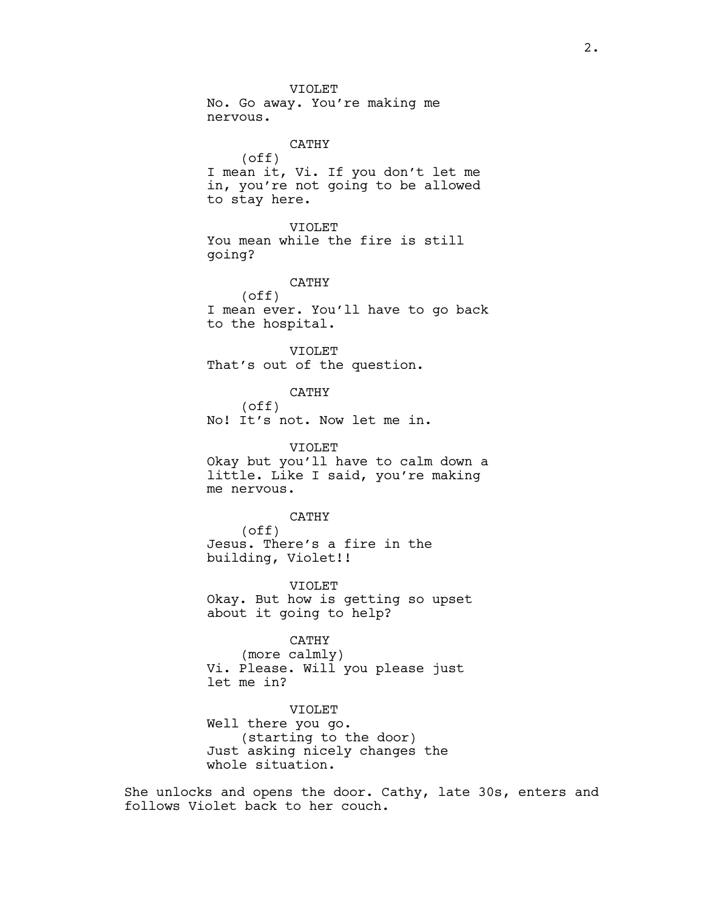VIOLET
No. Go away. You're making me nervous.

CATHY
(off)
I mean it, Vi. If you don't let me in, you're not going to be allowed to stay here.

VIOLET
You mean while the fire is still going?

CATHY
(off)
I mean ever. You'll have to go back to the hospital.

VIOLET
That's out of the question.

CATHY
(off)
No! It's not. Now let me in.

VIOLET
Okay but you'll have to calm down a little. Like I said, you're making me nervous.

CATHY
(off)
Jesus. There's a fire in the building, Violet!!

VIOLET
Okay. But how is getting so upset about it going to help?

CATHY
(more calmly)
Vi. Please. Will you please just let me in?

VIOLET
Well there you go.
(starting to the door)
Just asking nicely changes the whole situation.

She unlocks and opens the door. Cathy, late 30s, enters and follows Violet back to her couch.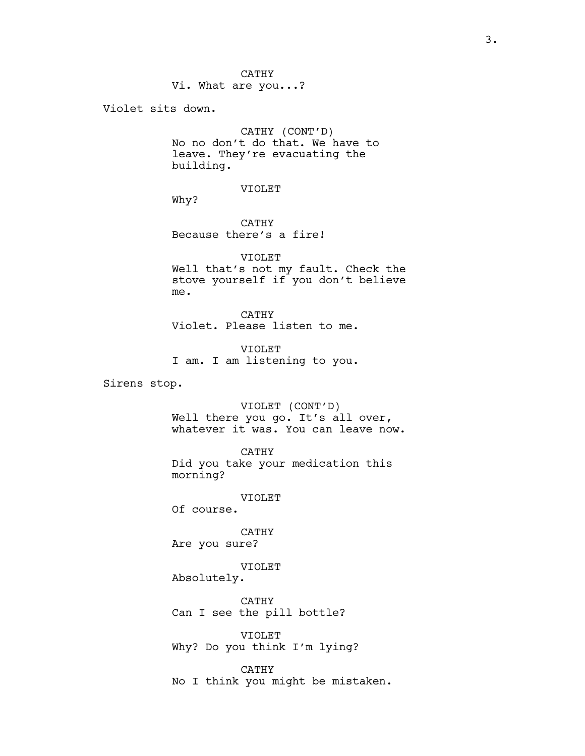CATHY
Vi. What are you...?

Violet sits down.

CATHY (CONT'D)
No no don't do that. We have to leave. They're evacuating the building.

VIOLET
Why?

CATHY
Because there's a fire!

VIOLET
Well that's not my fault. Check the stove yourself if you don't believe me.

CATHY
Violet. Please listen to me.

VIOLET
I am. I am listening to you.

Sirens stop.

VIOLET (CONT'D)
Well there you go. It's all over, whatever it was. You can leave now.

CATHY
Did you take your medication this morning?

VIOLET
Of course.

CATHY
Are you sure?

VIOLET
Absolutely.

CATHY
Can I see the pill bottle?

VIOLET
Why? Do you think I'm lying?

CATHY
No I think you might be mistaken.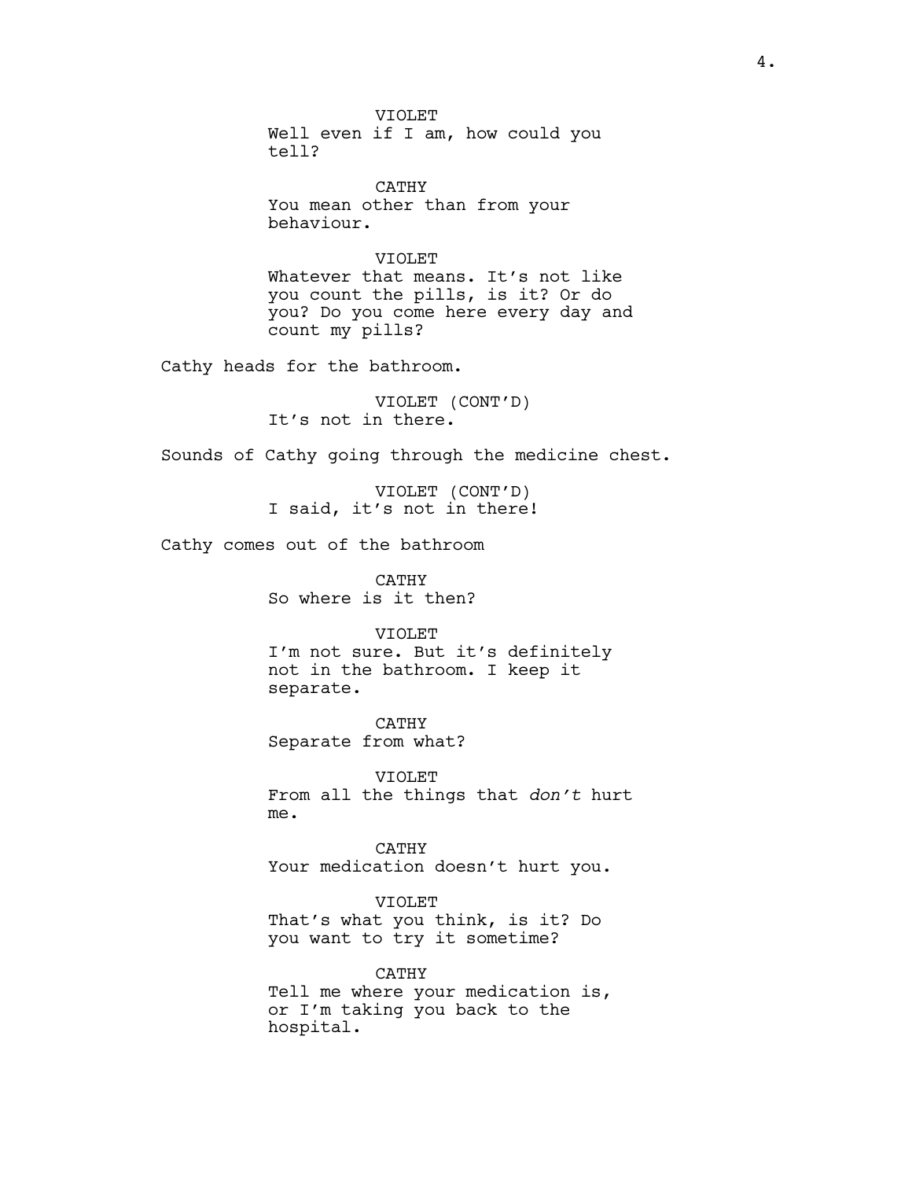VIOLET
Well even if I am, how could you tell?

CATHY
You mean other than from your behaviour.

VIOLET
Whatever that means. It's not like you count the pills, is it? Or do you? Do you come here every day and count my pills?

Cathy heads for the bathroom.

VIOLET (CONT'D)
It's not in there.

Sounds of Cathy going through the medicine chest.

VIOLET (CONT'D)
I said, it's not in there!

Cathy comes out of the bathroom

CATHY
So where is it then?

VIOLET
I'm not sure. But it's definitely not in the bathroom. I keep it separate.

CATHY
Separate from what?

VIOLET
From all the things that *don't* hurt me.

CATHY
Your medication doesn't hurt you.

VIOLET
That's what you think, is it? Do you want to try it sometime?

CATHY
Tell me where your medication is, or I'm taking you back to the hospital.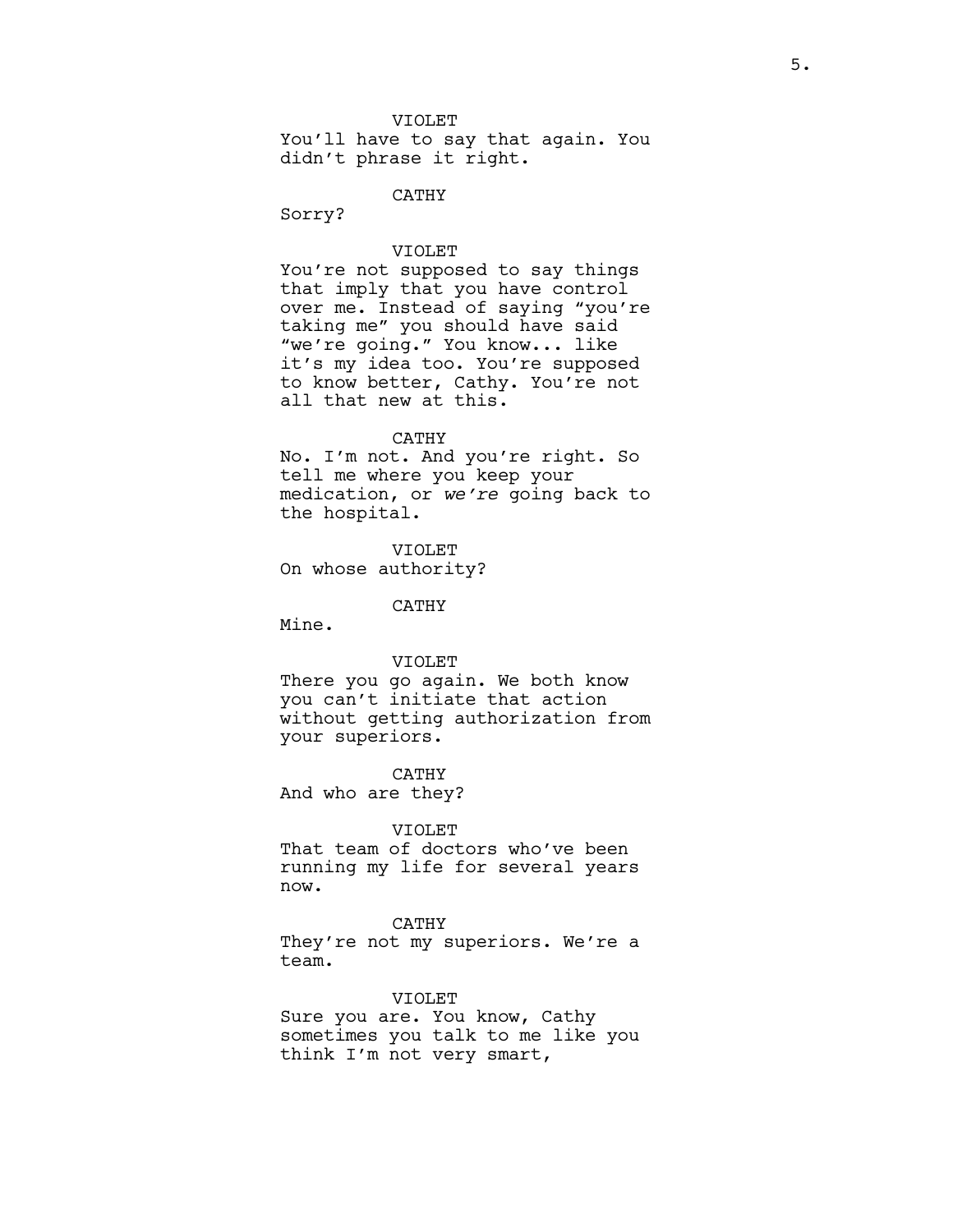VIOLET
You'll have to say that again. You didn't phrase it right.

CATHY
Sorry?

VIOLET
You're not supposed to say things that imply that you have control over me. Instead of saying "you're taking me" you should have said "we're going." You know... like it's my idea too. You're supposed to know better, Cathy. You're not all that new at this.

CATHY
No. I'm not. And you're right. So tell me where you keep your medication, or *we're* going back to the hospital.

VIOLET
On whose authority?

CATHY
Mine.

VIOLET
There you go again. We both know you can't initiate that action without getting authorization from your superiors.

CATHY
And who are they?

VIOLET
That team of doctors who've been running my life for several years now.

CATHY
They're not my superiors. We're a team.

VIOLET
Sure you are. You know, Cathy sometimes you talk to me like you think I'm not very smart,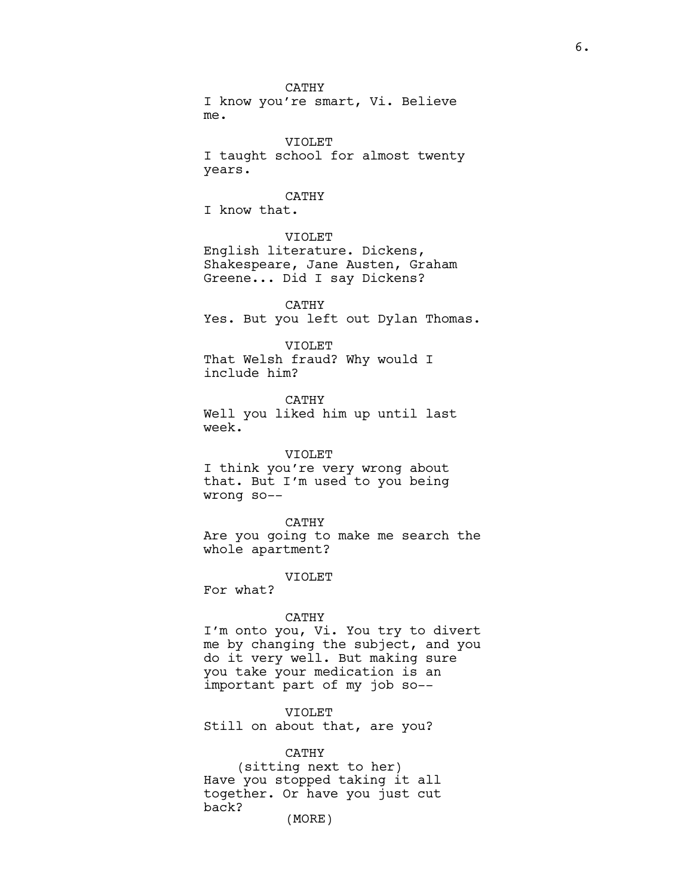CATHY
I know you're smart, Vi. Believe me.

VIOLET
I taught school for almost twenty years.

CATHY
I know that.

VIOLET
English literature. Dickens, Shakespeare, Jane Austen, Graham Greene... Did I say Dickens?

CATHY
Yes. But you left out Dylan Thomas.

VIOLET
That Welsh fraud? Why would I include him?

CATHY
Well you liked him up until last week.

VIOLET
I think you're very wrong about that. But I'm used to you being wrong so--

CATHY
Are you going to make me search the whole apartment?

VIOLET
For what?

CATHY
I'm onto you, Vi. You try to divert me by changing the subject, and you do it very well. But making sure you take your medication is an important part of my job so--

VIOLET
Still on about that, are you?

CATHY
(sitting next to her)
Have you stopped taking it all together. Or have you just cut back?
(MORE)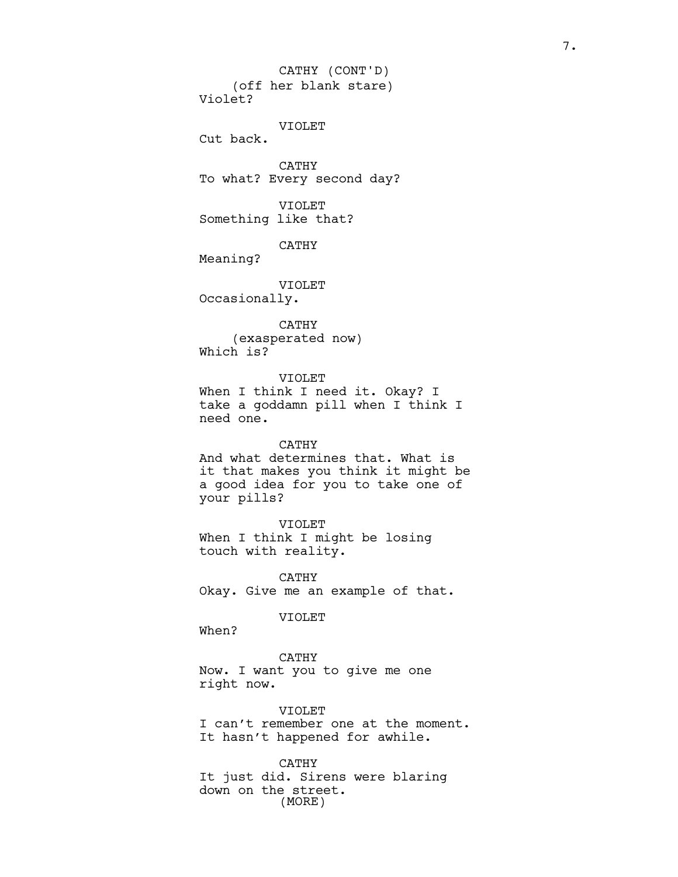CATHY (CONT'D)
(off her blank stare)
Violet?

VIOLET
Cut back.

CATHY
To what? Every second day?

VIOLET
Something like that?

CATHY
Meaning?

VIOLET
Occasionally.

CATHY
(exasperated now)
Which is?

VIOLET
When I think I need it. Okay? I take a goddamn pill when I think I need one.

CATHY
And what determines that. What is it that makes you think it might be a good idea for you to take one of your pills?

VIOLET
When I think I might be losing touch with reality.

CATHY
Okay. Give me an example of that.

VIOLET
When?

CATHY
Now. I want you to give me one right now.

VIOLET
I can't remember one at the moment. It hasn't happened for awhile.

CATHY
It just did. Sirens were blaring down on the street.
(MORE)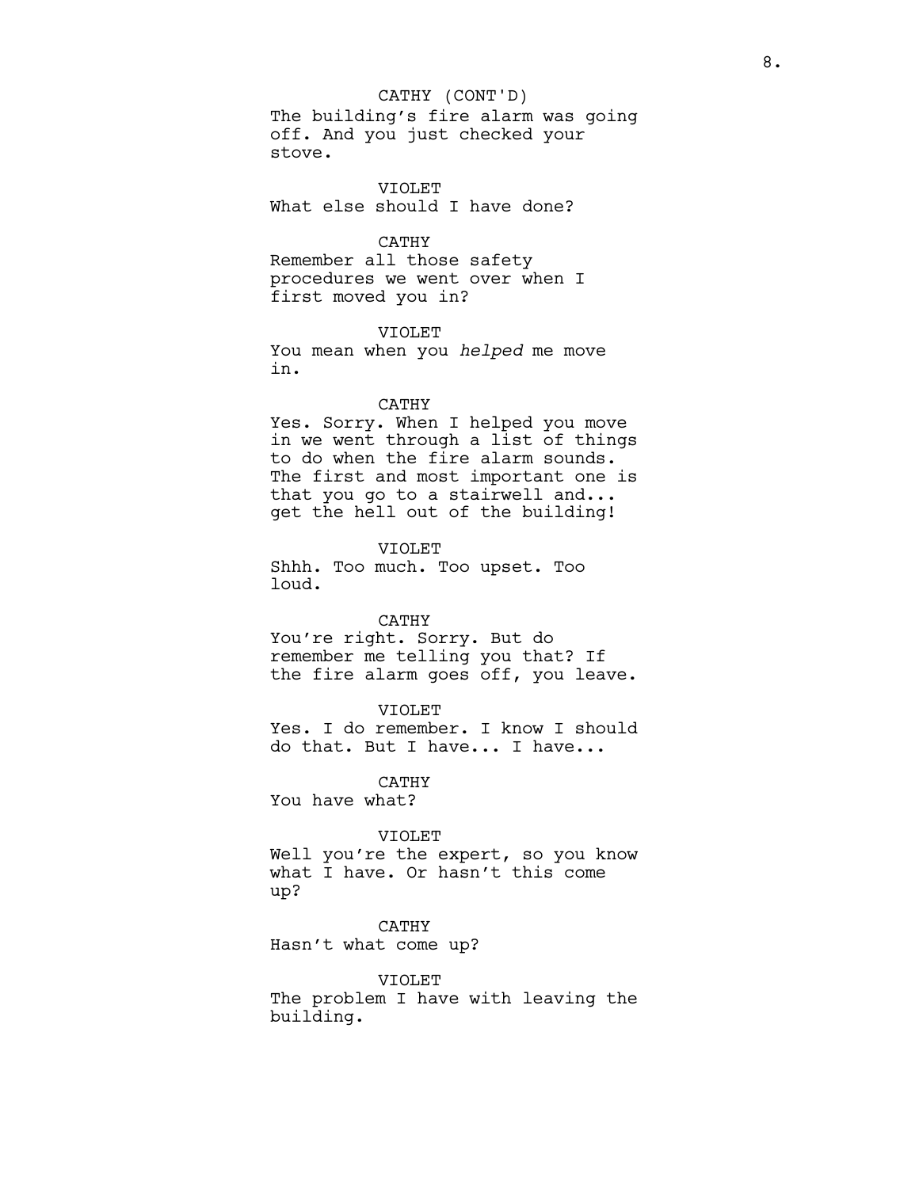CATHY (CONT'D)
The building's fire alarm was going off. And you just checked your stove.

VIOLET
What else should I have done?

CATHY
Remember all those safety procedures we went over when I first moved you in?

VIOLET
You mean when you *helped* me move in.

CATHY
Yes. Sorry. When I helped you move in we went through a list of things to do when the fire alarm sounds. The first and most important one is that you go to a stairwell and... get the hell out of the building!

VIOLET
Shhh. Too much. Too upset. Too loud.

CATHY
You're right. Sorry. But do remember me telling you that? If the fire alarm goes off, you leave.

VIOLET
Yes. I do remember. I know I should do that. But I have... I have...

CATHY
You have what?

VIOLET
Well you're the expert, so you know what I have. Or hasn't this come up?

CATHY
Hasn't what come up?

VIOLET
The problem I have with leaving the building.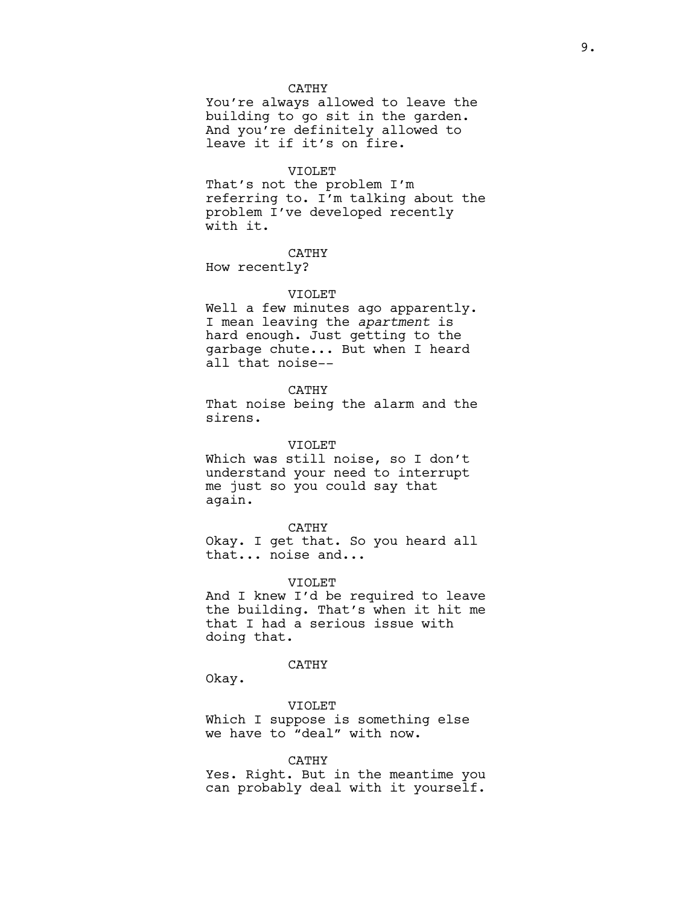CATHY
You're always allowed to leave the building to go sit in the garden. And you're definitely allowed to leave it if it's on fire.

VIOLET
That's not the problem I'm referring to. I'm talking about the problem I've developed recently with it.

CATHY
How recently?

VIOLET
Well a few minutes ago apparently. I mean leaving the *apartment* is hard enough. Just getting to the garbage chute... But when I heard all that noise--

CATHY
That noise being the alarm and the sirens.

VIOLET
Which was still noise, so I don't understand your need to interrupt me just so you could say that again.

CATHY
Okay. I get that. So you heard all that... noise and...

VIOLET
And I knew I'd be required to leave the building. That's when it hit me that I had a serious issue with doing that.

CATHY
Okay.

VIOLET
Which I suppose is something else we have to "deal" with now.

CATHY
Yes. Right. But in the meantime you can probably deal with it yourself.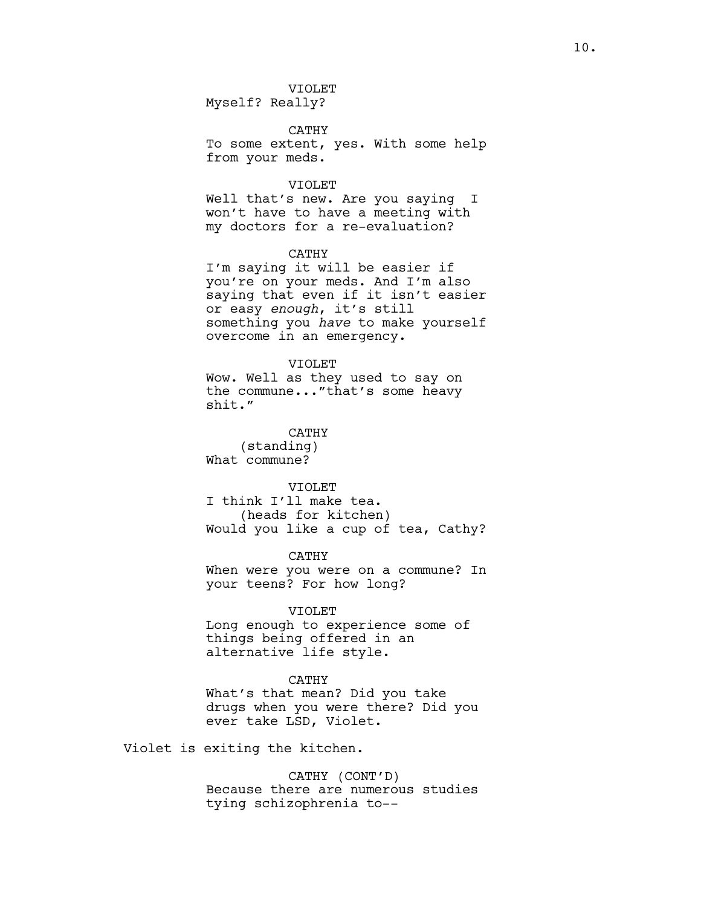VIOLET
Myself? Really?

CATHY
To some extent, yes. With some help from your meds.

VIOLET
Well that's new. Are you saying I won't have to have a meeting with my doctors for a re-evaluation?

CATHY
I'm saying it will be easier if you're on your meds. And I'm also saying that even if it isn't easier or easy *enough*, it's still something you *have* to make yourself overcome in an emergency.

VIOLET
Wow. Well as they used to say on the commune..."that's some heavy shit."

CATHY
(standing)
What commune?

VIOLET
I think I'll make tea.
(heads for kitchen)
Would you like a cup of tea, Cathy?

CATHY
When were you were on a commune? In your teens? For how long?

VIOLET
Long enough to experience some of things being offered in an alternative life style.

CATHY
What's that mean? Did you take drugs when you were there? Did you ever take LSD, Violet.

Violet is exiting the kitchen.

CATHY (CONT'D)
Because there are numerous studies tying schizophrenia to--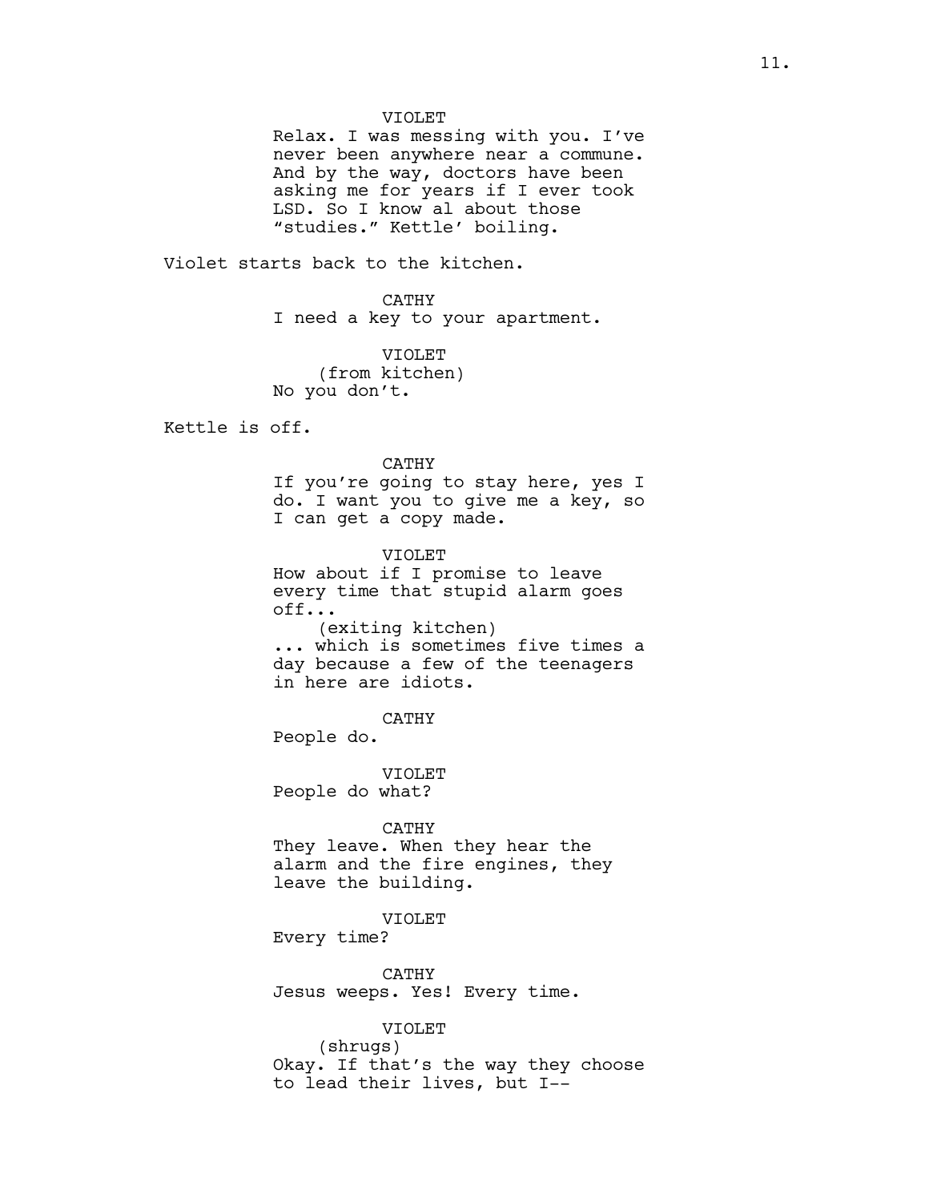VIOLET
Relax. I was messing with you. I've never been anywhere near a commune. And by the way, doctors have been asking me for years if I ever took LSD. So I know al about those "studies." Kettle' boiling.

Violet starts back to the kitchen.

CATHY
I need a key to your apartment.

VIOLET
(from kitchen)
No you don't.

Kettle is off.

CATHY
If you're going to stay here, yes I do. I want you to give me a key, so I can get a copy made.

VIOLET
How about if I promise to leave every time that stupid alarm goes off...
(exiting kitchen)
... which is sometimes five times a day because a few of the teenagers in here are idiots.

CATHY
People do.

VIOLET
People do what?

CATHY
They leave. When they hear the alarm and the fire engines, they leave the building.

VIOLET
Every time?

CATHY
Jesus weeps. Yes! Every time.

VIOLET
(shrugs)
Okay. If that's the way they choose to lead their lives, but I--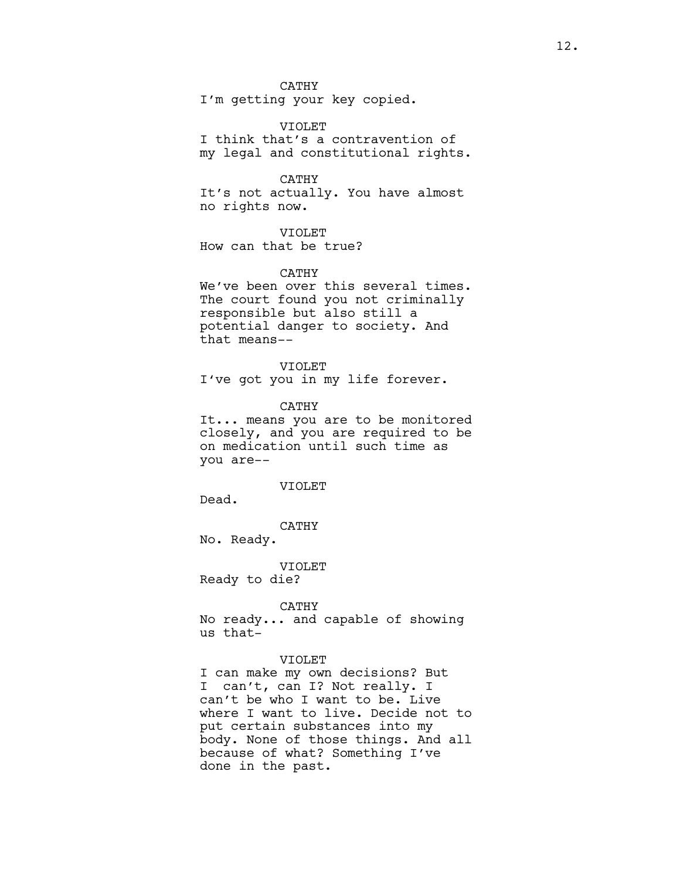CATHY
I'm getting your key copied.

VIOLET
I think that's a contravention of my legal and constitutional rights.

CATHY
It's not actually. You have almost no rights now.

VIOLET
How can that be true?

CATHY
We've been over this several times. The court found you not criminally responsible but also still a potential danger to society. And that means--

VIOLET
I've got you in my life forever.

CATHY
It... means you are to be monitored closely, and you are required to be on medication until such time as you are--

VIOLET
Dead.

CATHY
No. Ready.

VIOLET
Ready to die?

CATHY
No ready... and capable of showing us that-

VIOLET
I can make my own decisions? But I can't, can I? Not really. I can't be who I want to be. Live where I want to live. Decide not to put certain substances into my body. None of those things. And all because of what? Something I've done in the past.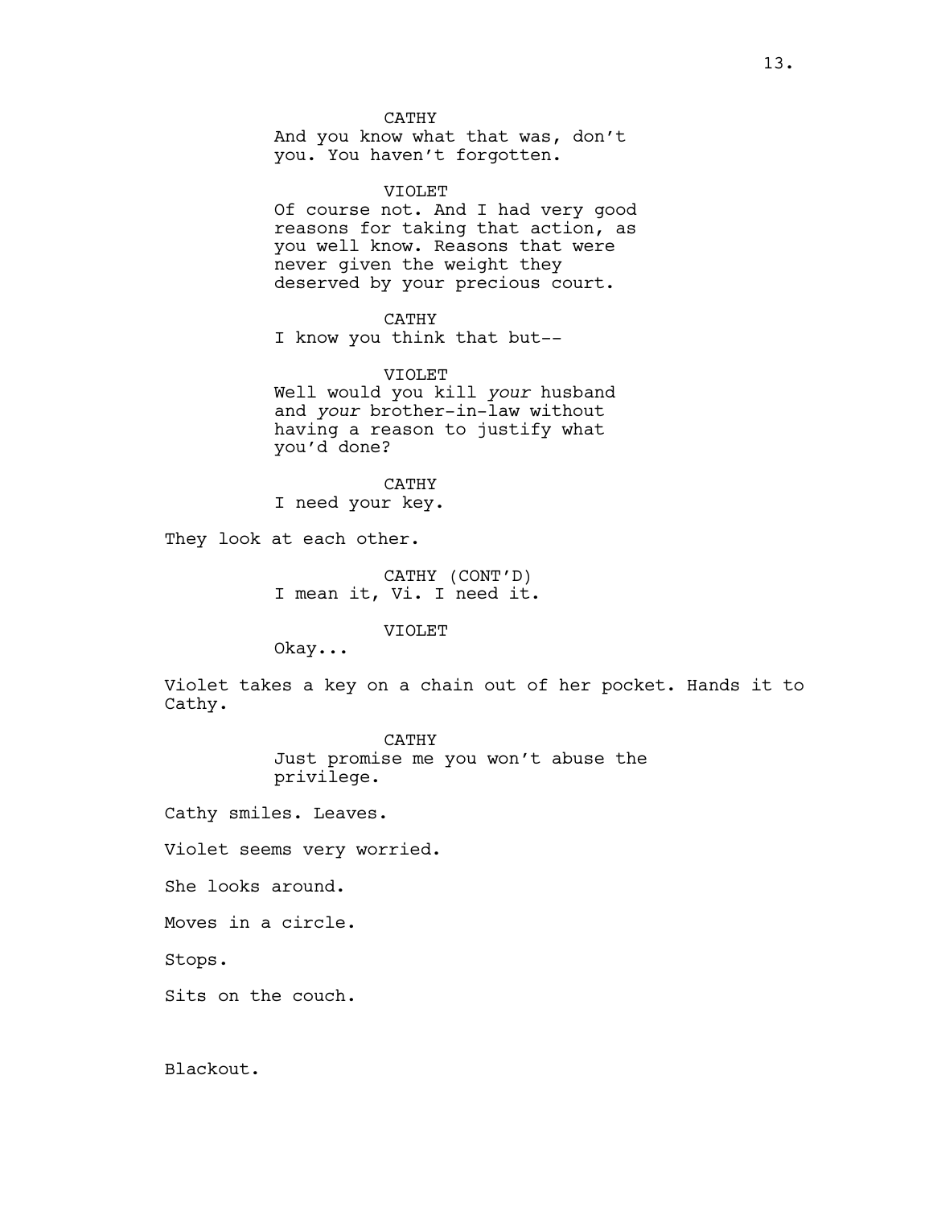CATHY
And you know what that was, don't you. You haven't forgotten.

VIOLET
Of course not. And I had very good reasons for taking that action, as you well know. Reasons that were never given the weight they deserved by your precious court.

CATHY
I know you think that but--

VIOLET
Well would you kill *your* husband and *your* brother-in-law without having a reason to justify what you'd done?

CATHY
I need your key.

They look at each other.

CATHY (CONT'D)
I mean it, Vi. I need it.

VIOLET
Okay...

Violet takes a key on a chain out of her pocket. Hands it to Cathy.

CATHY
Just promise me you won't abuse the privilege.

Cathy smiles. Leaves.

Violet seems very worried.

She looks around.

Moves in a circle.

Stops.

Sits on the couch.

Blackout.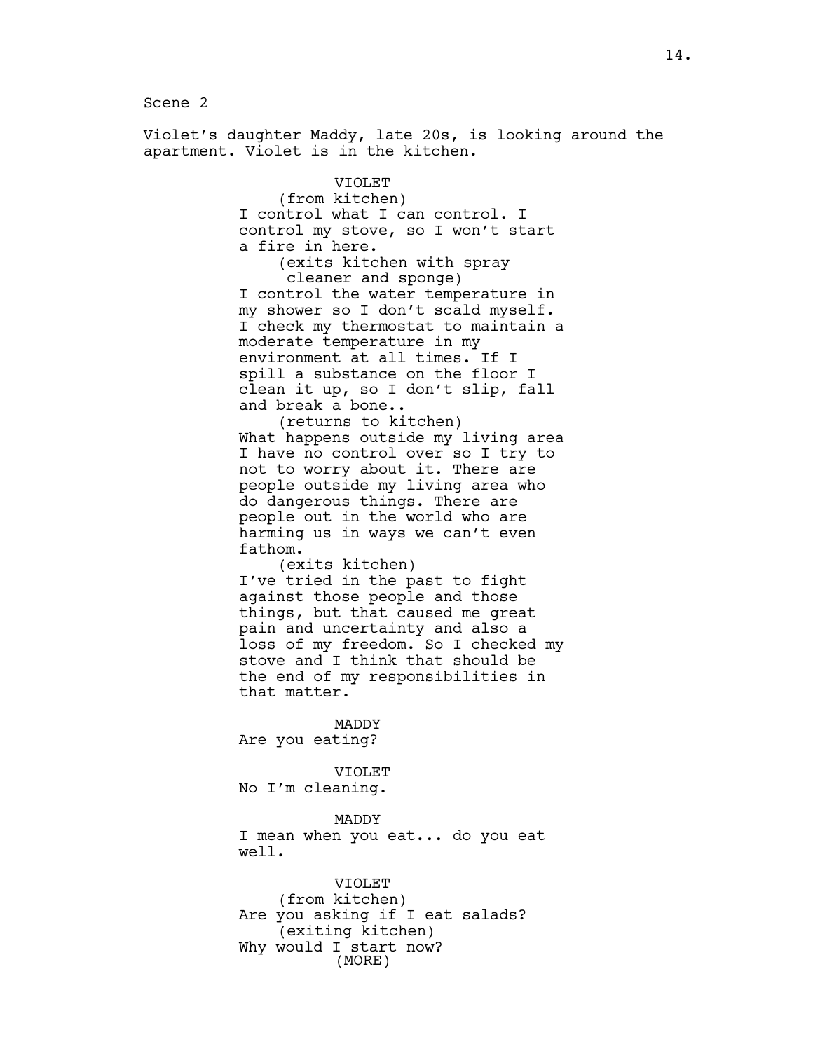Scene 2

Violet's daughter Maddy, late 20s, is looking around the apartment. Violet is in the kitchen.

VIOLET
(from kitchen)
I control what I can control. I control my stove, so I won't start a fire in here.
(exits kitchen with spray cleaner and sponge)
I control the water temperature in my shower so I don't scald myself. I check my thermostat to maintain a moderate temperature in my environment at all times. If I spill a substance on the floor I clean it up, so I don't slip, fall and break a bone..
(returns to kitchen)
What happens outside my living area I have no control over so I try to not to worry about it. There are people outside my living area who do dangerous things. There are people out in the world who are harming us in ways we can't even fathom.
(exits kitchen)
I've tried in the past to fight against those people and those things, but that caused me great pain and uncertainty and also a loss of my freedom. So I checked my stove and I think that should be the end of my responsibilities in that matter.

MADDY
Are you eating?

VIOLET
No I'm cleaning.

MADDY
I mean when you eat... do you eat well.

VIOLET
(from kitchen)
Are you asking if I eat salads?
(exiting kitchen)
Why would I start now?
(MORE)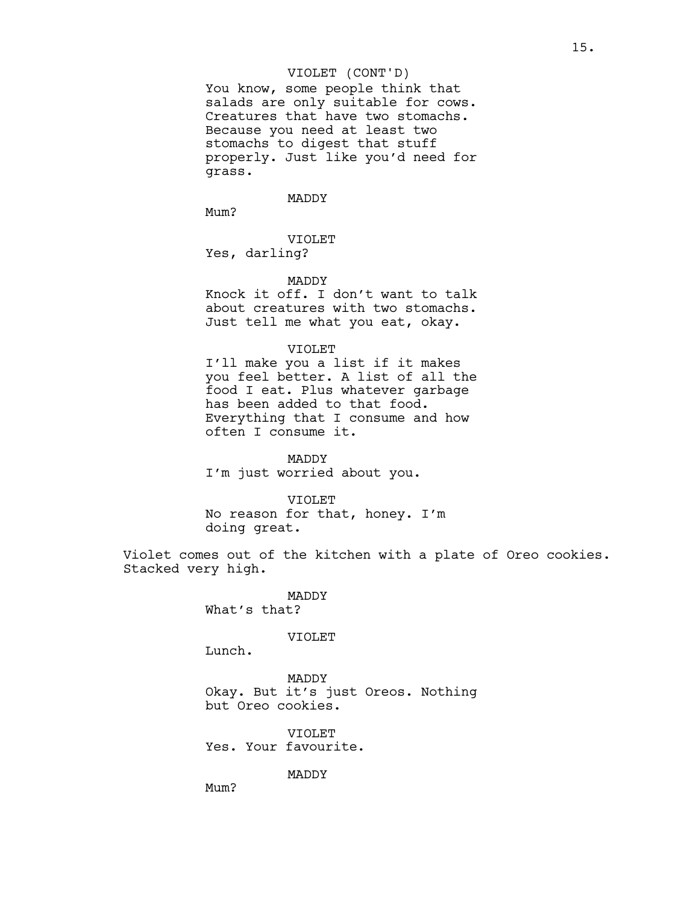VIOLET (CONT'D)

You know, some people think that salads are only suitable for cows. Creatures that have two stomachs. Because you need at least two stomachs to digest that stuff properly. Just like you'd need for grass.

MADDY

Mum?

VIOLET

Yes, darling?

MADDY

Knock it off. I don't want to talk about creatures with two stomachs. Just tell me what you eat, okay.

VIOLET

I'll make you a list if it makes you feel better. A list of all the food I eat. Plus whatever garbage has been added to that food. Everything that I consume and how often I consume it.

MADDY

I'm just worried about you.

VIOLET

No reason for that, honey. I'm doing great.

Violet comes out of the kitchen with a plate of Oreo cookies. Stacked very high.

MADDY

What's that?

VIOLET

Lunch.

MADDY

Okay. But it's just Oreos. Nothing but Oreo cookies.

VIOLET

Yes. Your favourite.

MADDY

Mum?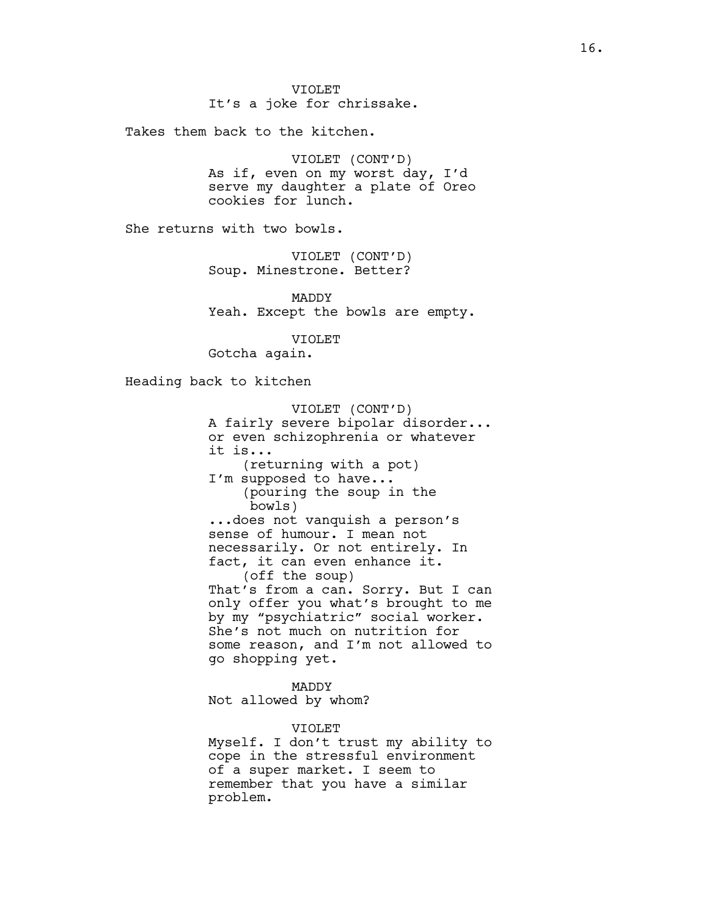VIOLET
It's a joke for chrissake.

Takes them back to the kitchen.

VIOLET (CONT'D)
As if, even on my worst day, I'd serve my daughter a plate of Oreo cookies for lunch.

She returns with two bowls.

VIOLET (CONT'D)
Soup. Minestrone. Better?

MADDY
Yeah. Except the bowls are empty.

VIOLET
Gotcha again.

Heading back to kitchen

VIOLET (CONT'D)
A fairly severe bipolar disorder... or even schizophrenia or whatever it is...
(returning with a pot)
I'm supposed to have...
(pouring the soup in the bowls)
...does not vanquish a person's sense of humour. I mean not necessarily. Or not entirely. In fact, it can even enhance it.
(off the soup)
That's from a can. Sorry. But I can only offer you what's brought to me by my "psychiatric" social worker. She's not much on nutrition for some reason, and I'm not allowed to go shopping yet.

MADDY
Not allowed by whom?

VIOLET
Myself. I don't trust my ability to cope in the stressful environment of a super market. I seem to remember that you have a similar problem.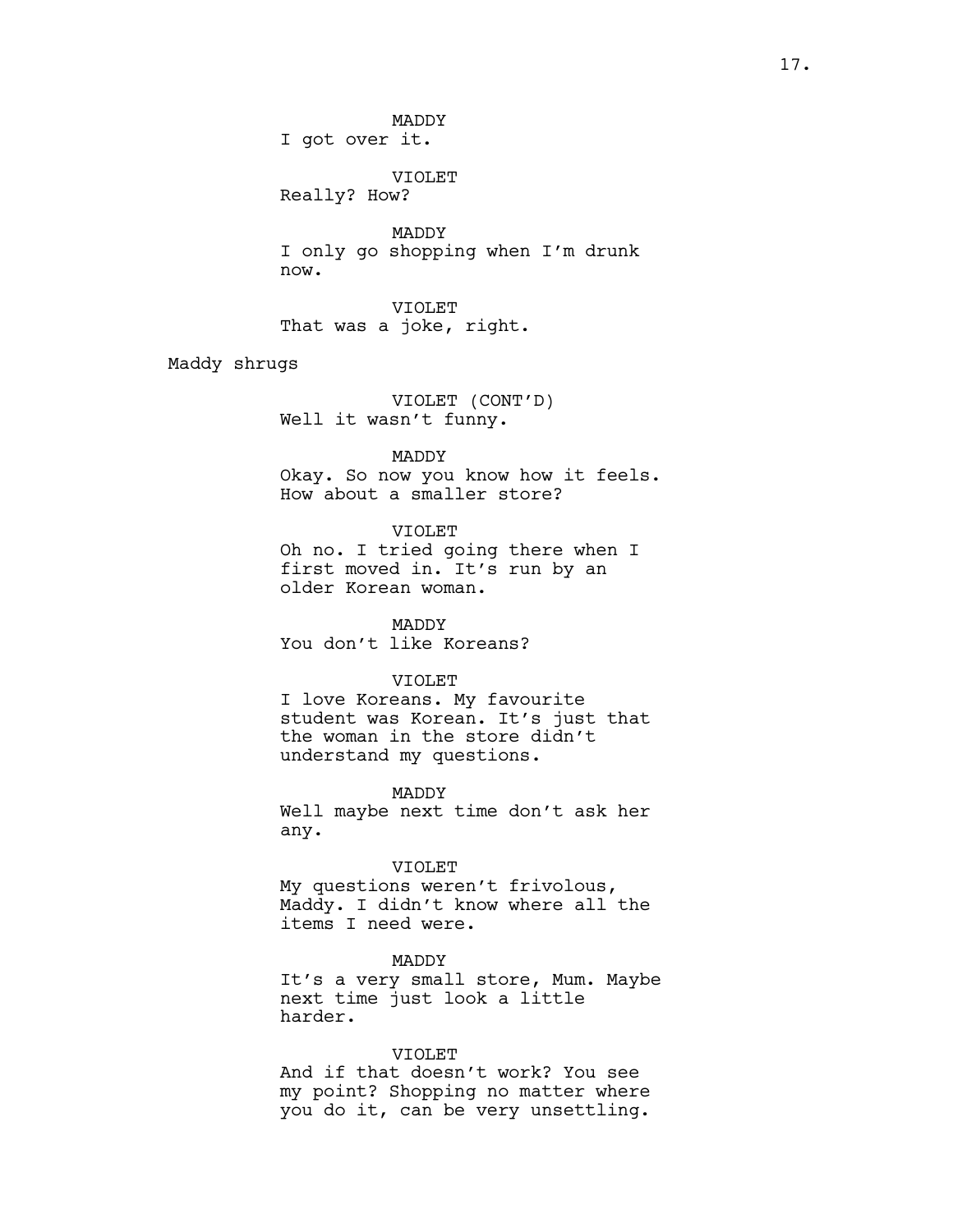MADDY
I got over it.

VIOLET
Really? How?

MADDY
I only go shopping when I'm drunk now.

VIOLET
That was a joke, right.

Maddy shrugs

VIOLET (CONT'D)
Well it wasn't funny.

MADDY
Okay. So now you know how it feels. How about a smaller store?

VIOLET
Oh no. I tried going there when I first moved in. It's run by an older Korean woman.

MADDY
You don't like Koreans?

VIOLET
I love Koreans. My favourite student was Korean. It's just that the woman in the store didn't understand my questions.

MADDY
Well maybe next time don't ask her any.

VIOLET
My questions weren't frivolous, Maddy. I didn't know where all the items I need were.

MADDY
It's a very small store, Mum. Maybe next time just look a little harder.

VIOLET
And if that doesn't work? You see my point? Shopping no matter where you do it, can be very unsettling.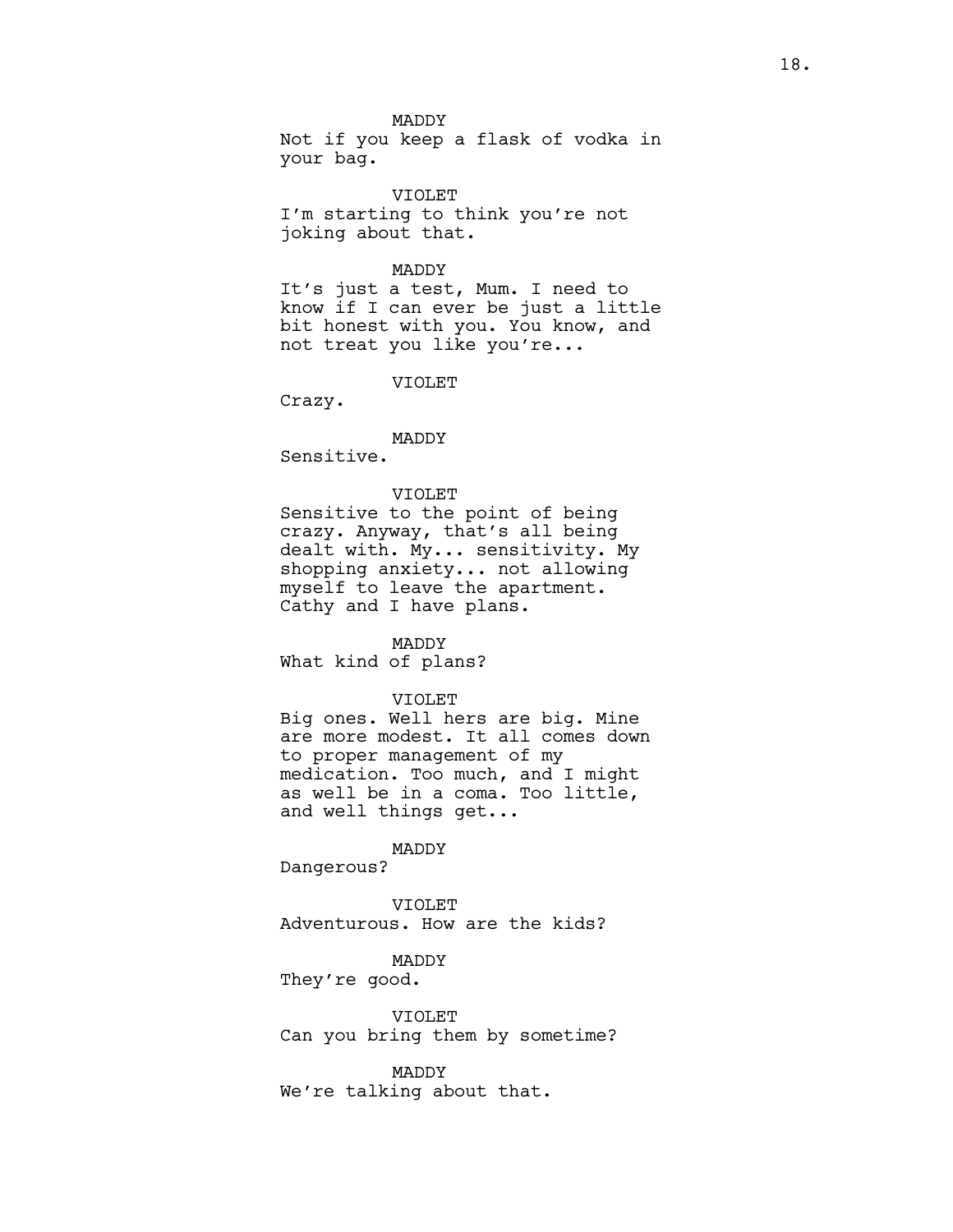MADDY
Not if you keep a flask of vodka in your bag.

VIOLET
I'm starting to think you're not joking about that.

MADDY
It's just a test, Mum. I need to know if I can ever be just a little bit honest with you. You know, and not treat you like you're...

VIOLET
Crazy.

MADDY
Sensitive.

VIOLET
Sensitive to the point of being crazy. Anyway, that's all being dealt with. My... sensitivity. My shopping anxiety... not allowing myself to leave the apartment. Cathy and I have plans.

MADDY
What kind of plans?

VIOLET
Big ones. Well hers are big. Mine are more modest. It all comes down to proper management of my medication. Too much, and I might as well be in a coma. Too little, and well things get...

MADDY
Dangerous?

VIOLET
Adventurous. How are the kids?

MADDY
They're good.

VIOLET
Can you bring them by sometime?

MADDY
We're talking about that.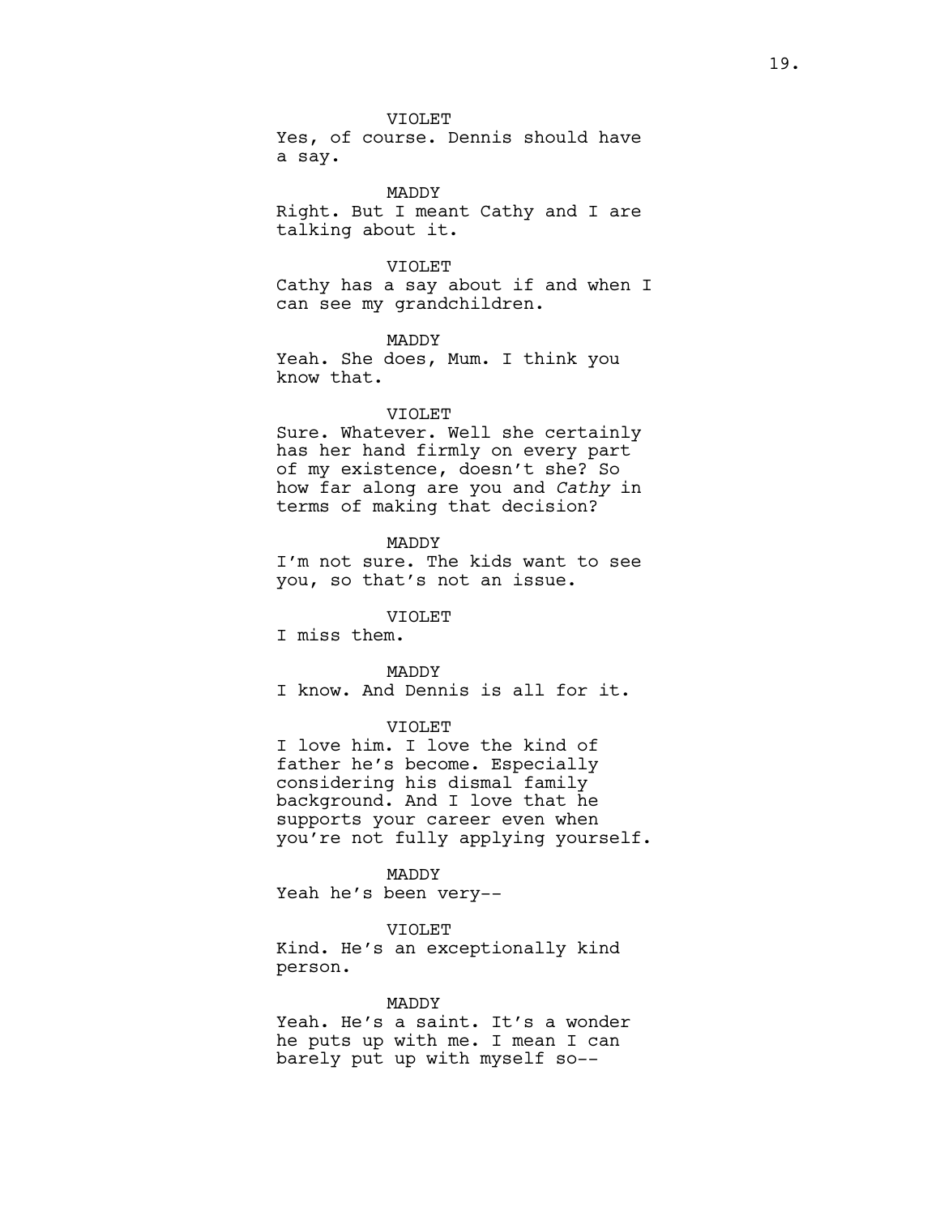VIOLET
Yes, of course. Dennis should have a say.

MADDY
Right. But I meant Cathy and I are talking about it.

VIOLET
Cathy has a say about if and when I can see my grandchildren.

MADDY
Yeah. She does, Mum. I think you know that.

VIOLET
Sure. Whatever. Well she certainly has her hand firmly on every part of my existence, doesn't she? So how far along are you and *Cathy* in terms of making that decision?

MADDY
I'm not sure. The kids want to see you, so that's not an issue.

VIOLET
I miss them.

MADDY
I know. And Dennis is all for it.

VIOLET
I love him. I love the kind of father he's become. Especially considering his dismal family background. And I love that he supports your career even when you're not fully applying yourself.

MADDY
Yeah he's been very--

VIOLET
Kind. He's an exceptionally kind person.

MADDY
Yeah. He's a saint. It's a wonder he puts up with me. I mean I can barely put up with myself so--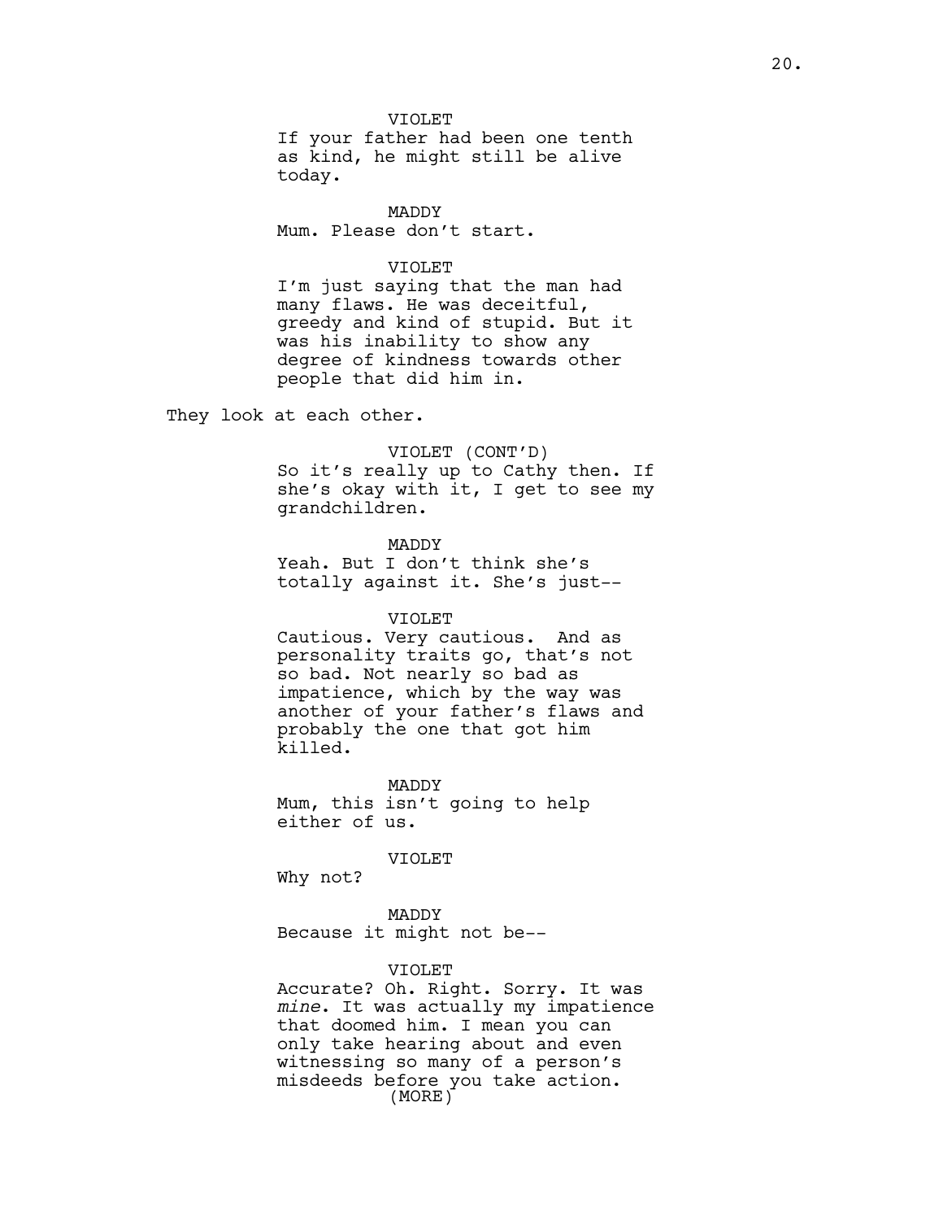VIOLET
If your father had been one tenth as kind, he might still be alive today.

MADDY
Mum. Please don't start.

VIOLET
I'm just saying that the man had many flaws. He was deceitful, greedy and kind of stupid. But it was his inability to show any degree of kindness towards other people that did him in.

They look at each other.

VIOLET (CONT'D)
So it's really up to Cathy then. If she's okay with it, I get to see my grandchildren.

MADDY
Yeah. But I don't think she's totally against it. She's just--

VIOLET
Cautious. Very cautious. And as personality traits go, that's not so bad. Not nearly so bad as impatience, which by the way was another of your father's flaws and probably the one that got him killed.

MADDY
Mum, this isn't going to help either of us.

VIOLET
Why not?

MADDY
Because it might not be--

VIOLET
Accurate? Oh. Right. Sorry. It was *mine*. It was actually my impatience that doomed him. I mean you can only take hearing about and even witnessing so many of a person's misdeeds before you take action.
(MORE)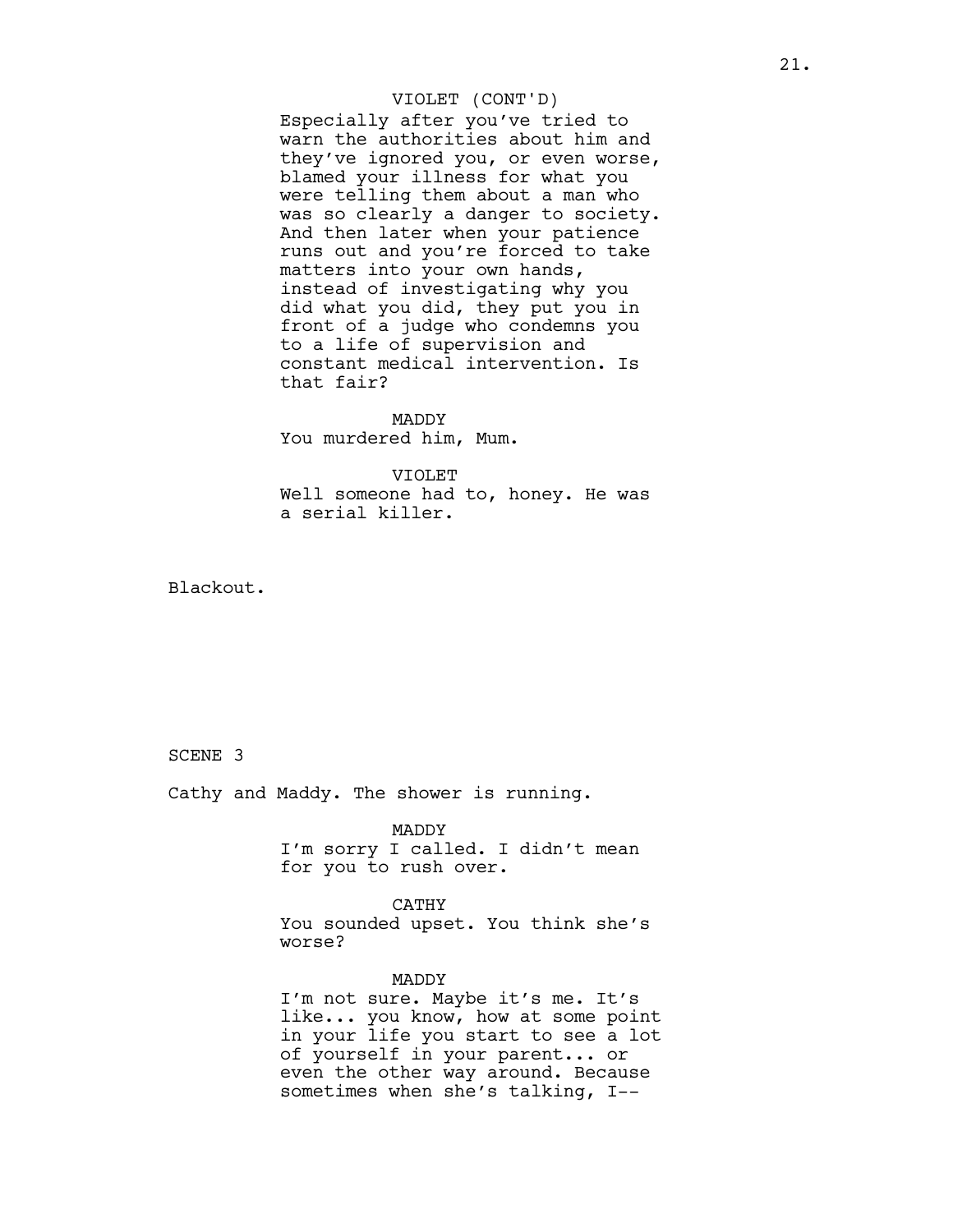VIOLET (CONT'D)
Especially after you've tried to warn the authorities about him and they've ignored you, or even worse, blamed your illness for what you were telling them about a man who was so clearly a danger to society. And then later when your patience runs out and you're forced to take matters into your own hands, instead of investigating why you did what you did, they put you in front of a judge who condemns you to a life of supervision and constant medical intervention. Is that fair?

MADDY
You murdered him, Mum.

VIOLET
Well someone had to, honey. He was a serial killer.

Blackout.

SCENE 3

Cathy and Maddy. The shower is running.

MADDY
I'm sorry I called. I didn't mean for you to rush over.

CATHY
You sounded upset. You think she's worse?

MADDY
I'm not sure. Maybe it's me. It's like... you know, how at some point in your life you start to see a lot of yourself in your parent... or even the other way around. Because sometimes when she's talking, I--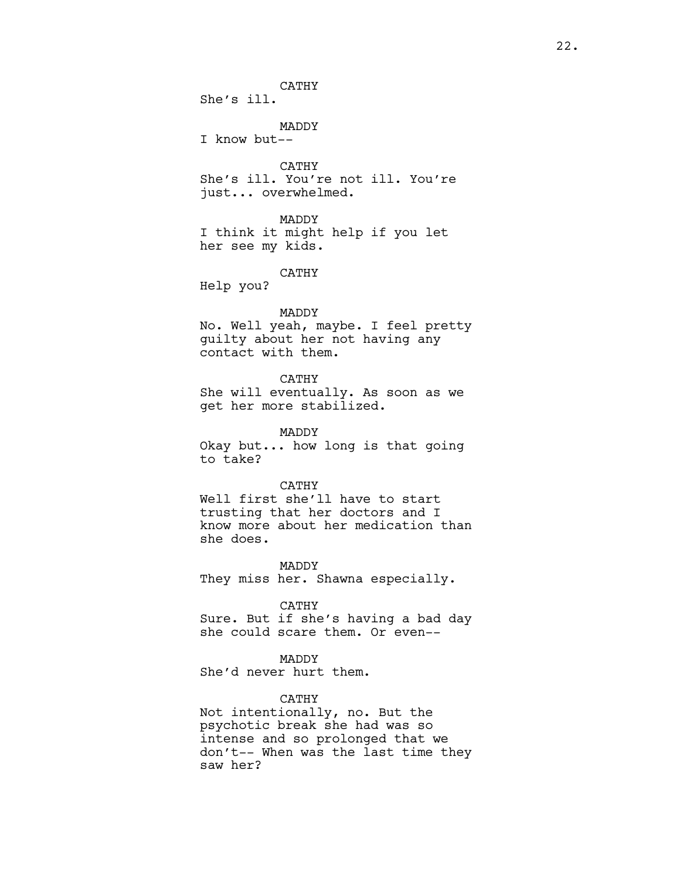CATHY
She's ill.

MADDY
I know but--

CATHY
She's ill. You're not ill. You're just... overwhelmed.

MADDY
I think it might help if you let her see my kids.

CATHY
Help you?

MADDY
No. Well yeah, maybe. I feel pretty guilty about her not having any contact with them.

CATHY
She will eventually. As soon as we get her more stabilized.

MADDY
Okay but... how long is that going to take?

CATHY
Well first she'll have to start trusting that her doctors and I know more about her medication than she does.

MADDY
They miss her. Shawna especially.

CATHY
Sure. But if she's having a bad day she could scare them. Or even--

MADDY
She'd never hurt them.

CATHY
Not intentionally, no. But the psychotic break she had was so intense and so prolonged that we don't-- When was the last time they saw her?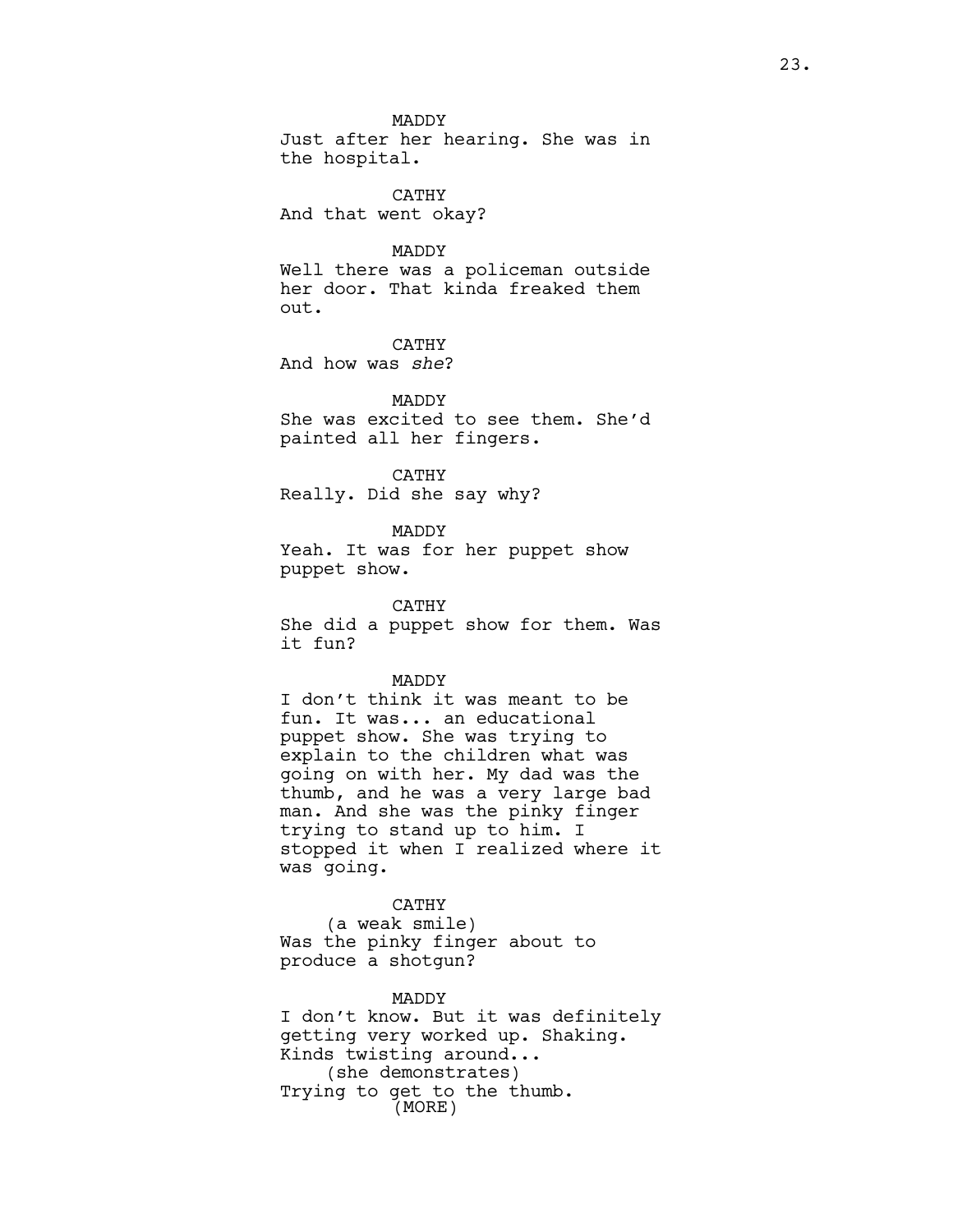MADDY
Just after her hearing. She was in the hospital.

CATHY
And that went okay?

MADDY
Well there was a policeman outside her door. That kinda freaked them out.

CATHY
And how was *she*?

MADDY
She was excited to see them. She'd painted all her fingers.

CATHY
Really. Did she say why?

MADDY
Yeah. It was for her puppet show puppet show.

CATHY
She did a puppet show for them. Was it fun?

MADDY
I don't think it was meant to be fun. It was... an educational puppet show. She was trying to explain to the children what was going on with her. My dad was the thumb, and he was a very large bad man. And she was the pinky finger trying to stand up to him. I stopped it when I realized where it was going.

CATHY
(a weak smile)
Was the pinky finger about to produce a shotgun?

MADDY
I don't know. But it was definitely getting very worked up. Shaking. Kinds twisting around...
(she demonstrates)
Trying to get to the thumb.
(MORE)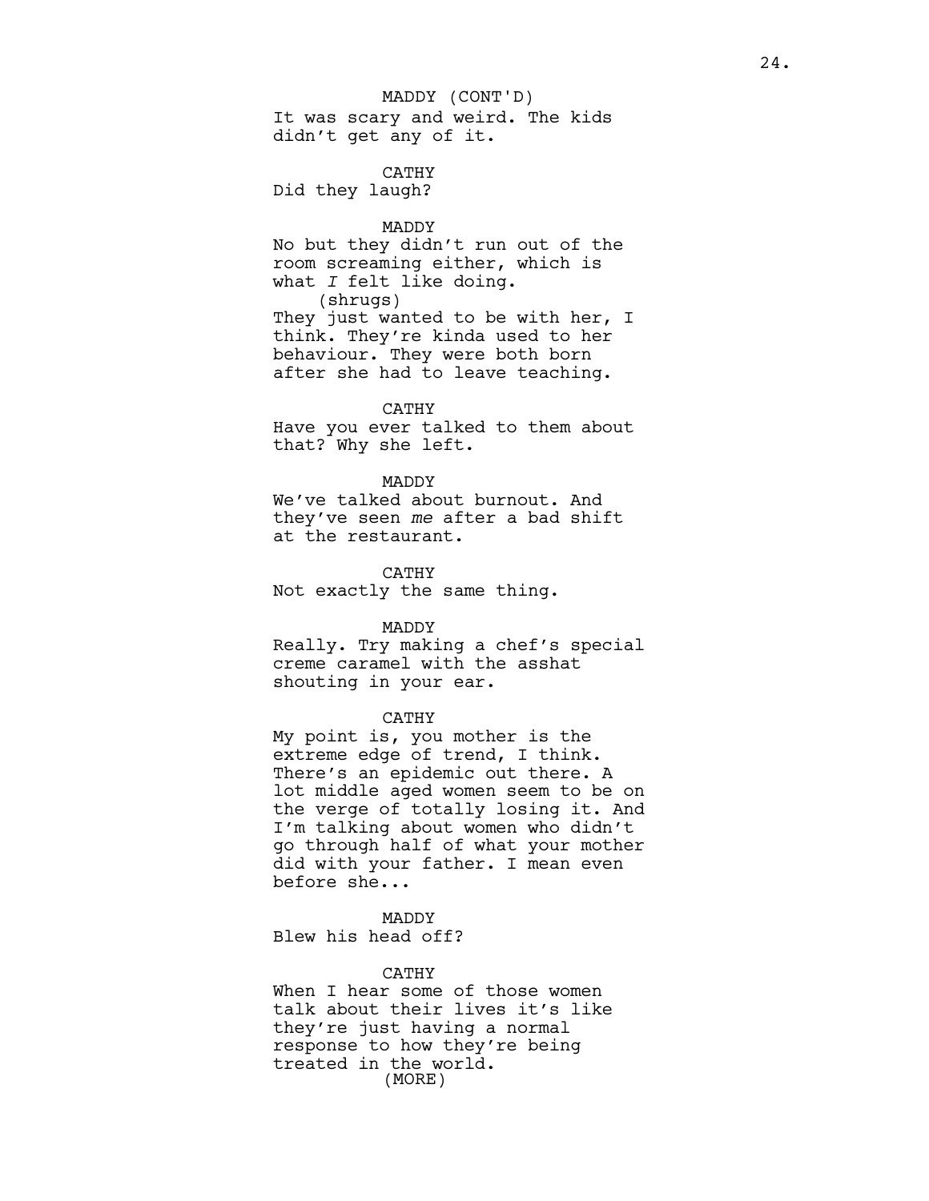MADDY (CONT'D)

It was scary and weird. The kids didn't get any of it.

CATHY

Did they laugh?

MADDY

No but they didn't run out of the room screaming either, which is what *I* felt like doing.

(shrugs)

They just wanted to be with her, I think. They're kinda used to her behaviour. They were both born after she had to leave teaching.

CATHY

Have you ever talked to them about that? Why she left.

MADDY

We've talked about burnout. And they've seen *me* after a bad shift at the restaurant.

CATHY

Not exactly the same thing.

MADDY

Really. Try making a chef's special creme caramel with the asshat shouting in your ear.

CATHY

My point is, you mother is the extreme edge of trend, I think. There's an epidemic out there. A lot middle aged women seem to be on the verge of totally losing it. And I'm talking about women who didn't go through half of what your mother did with your father. I mean even before she...

MADDY

Blew his head off?

CATHY

When I hear some of those women talk about their lives it's like they're just having a normal response to how they're being treated in the world.

(MORE)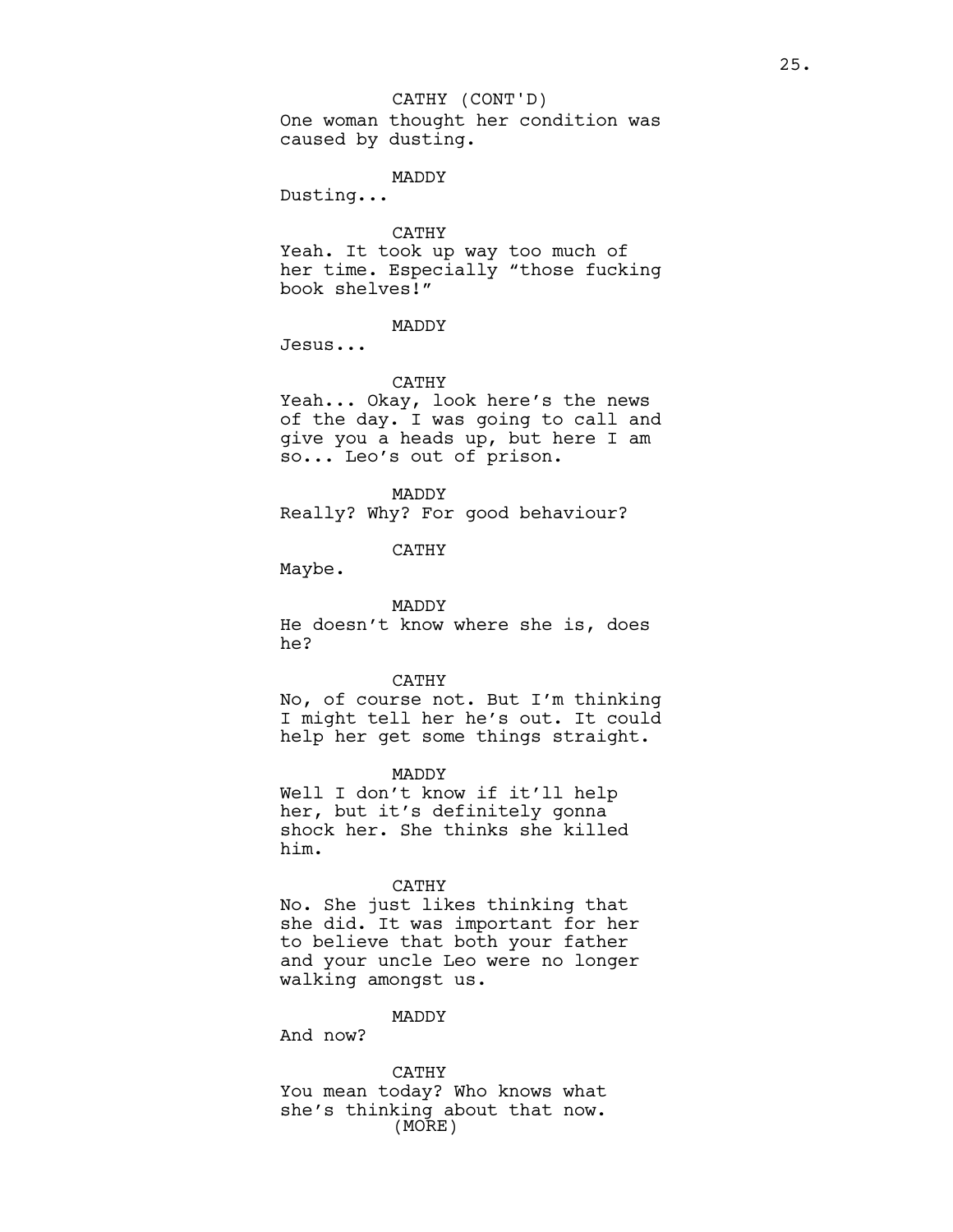CATHY (CONT'D)
One woman thought her condition was caused by dusting.

MADDY
Dusting...

CATHY
Yeah. It took up way too much of her time. Especially “those fucking book shelves!”

MADDY
Jesus...

CATHY
Yeah... Okay, look here’s the news of the day. I was going to call and give you a heads up, but here I am so... Leo’s out of prison.

MADDY
Really? Why? For good behaviour?

CATHY
Maybe.

MADDY
He doesn’t know where she is, does he?

CATHY
No, of course not. But I’m thinking I might tell her he’s out. It could help her get some things straight.

MADDY
Well I don’t know if it’ll help her, but it’s definitely gonna shock her. She thinks she killed him.

CATHY
No. She just likes thinking that she did. It was important for her to believe that both your father and your uncle Leo were no longer walking amongst us.

MADDY
And now?

CATHY
You mean today? Who knows what she’s thinking about that now.
(MORE)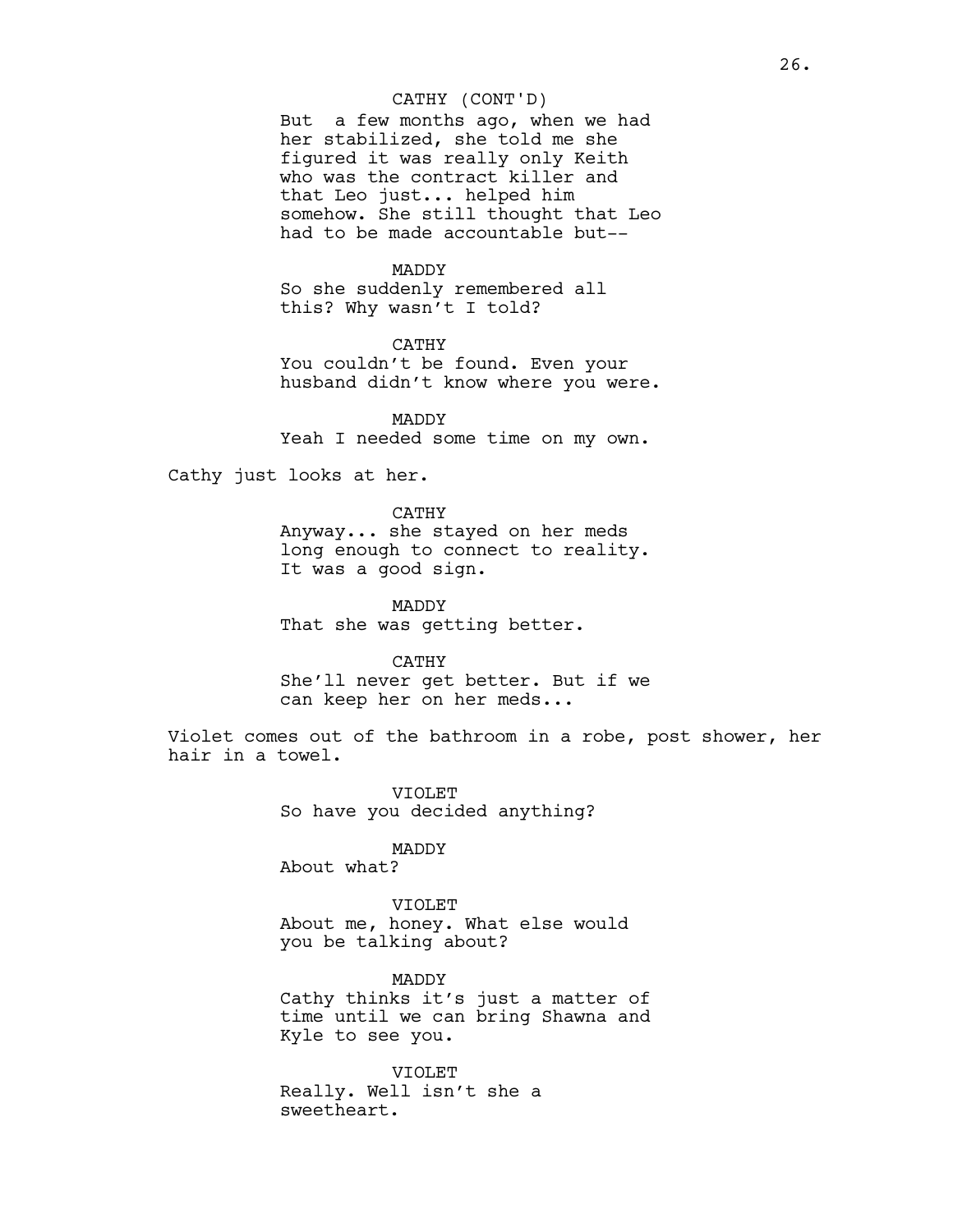CATHY (CONT'D)
But  a few months ago, when we had her stabilized, she told me she figured it was really only Keith who was the contract killer and that Leo just... helped him somehow. She still thought that Leo had to be made accountable but--

MADDY
So she suddenly remembered all this? Why wasn't I told?

CATHY
You couldn't be found. Even your husband didn't know where you were.

MADDY
Yeah I needed some time on my own.

Cathy just looks at her.

CATHY
Anyway... she stayed on her meds long enough to connect to reality. It was a good sign.

MADDY
That she was getting better.

CATHY
She'll never get better. But if we can keep her on her meds...

Violet comes out of the bathroom in a robe, post shower, her hair in a towel.

VIOLET
So have you decided anything?

MADDY
About what?

VIOLET
About me, honey. What else would you be talking about?

MADDY
Cathy thinks it's just a matter of time until we can bring Shawna and Kyle to see you.

VIOLET
Really. Well isn't she a sweetheart.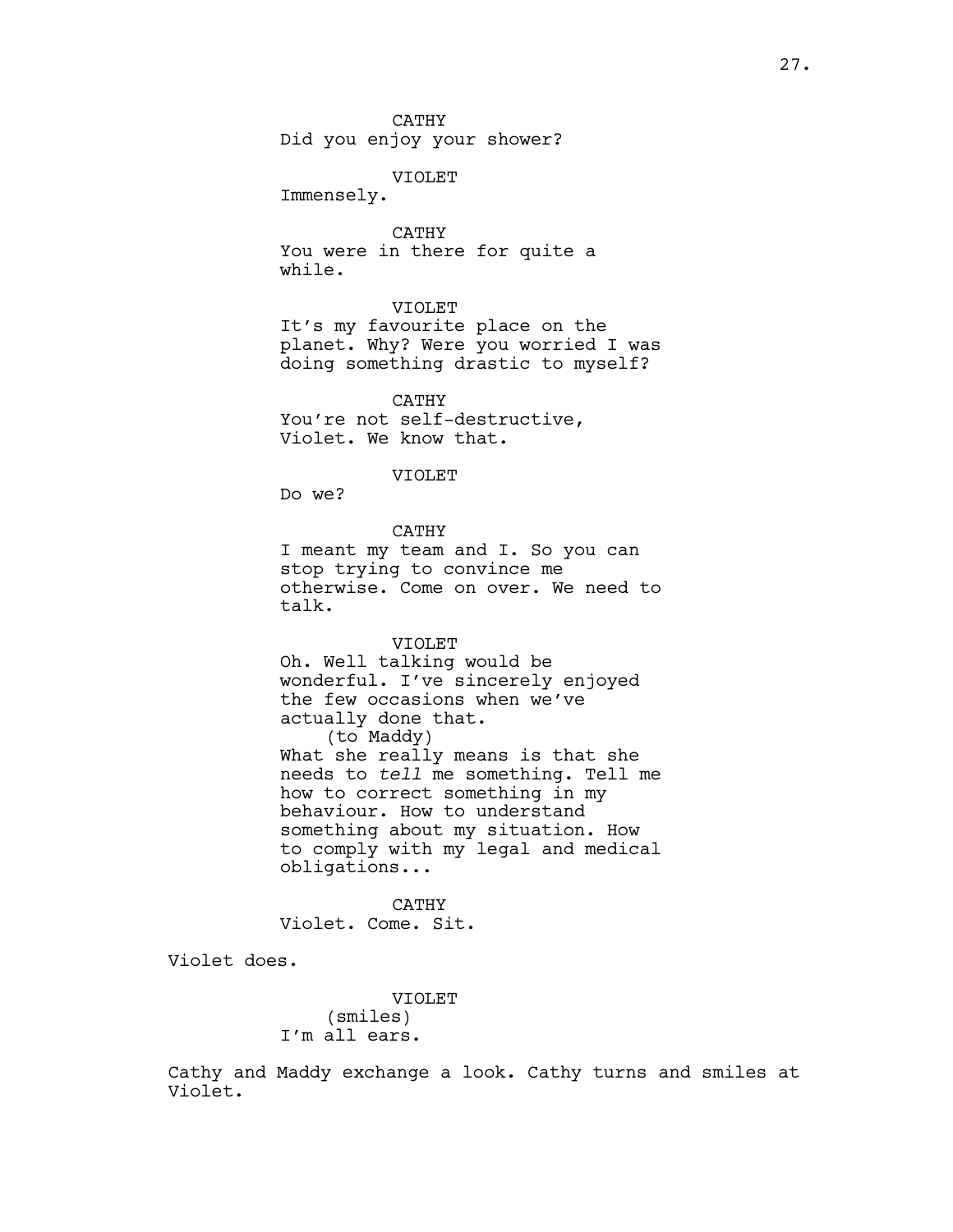CATHY
Did you enjoy your shower?

VIOLET
Immensely.

CATHY
You were in there for quite a while.

VIOLET
It's my favourite place on the planet. Why? Were you worried I was doing something drastic to myself?

CATHY
You're not self-destructive, Violet. We know that.

VIOLET
Do we?

CATHY
I meant my team and I. So you can stop trying to convince me otherwise. Come on over. We need to talk.

VIOLET
Oh. Well talking would be wonderful. I've sincerely enjoyed the few occasions when we've actually done that.
(to Maddy)
What she really means is that she needs to *tell* me something. Tell me how to correct something in my behaviour. How to understand something about my situation. How to comply with my legal and medical obligations...

CATHY
Violet. Come. Sit.

Violet does.

VIOLET
(smiles)
I'm all ears.

Cathy and Maddy exchange a look. Cathy turns and smiles at Violet.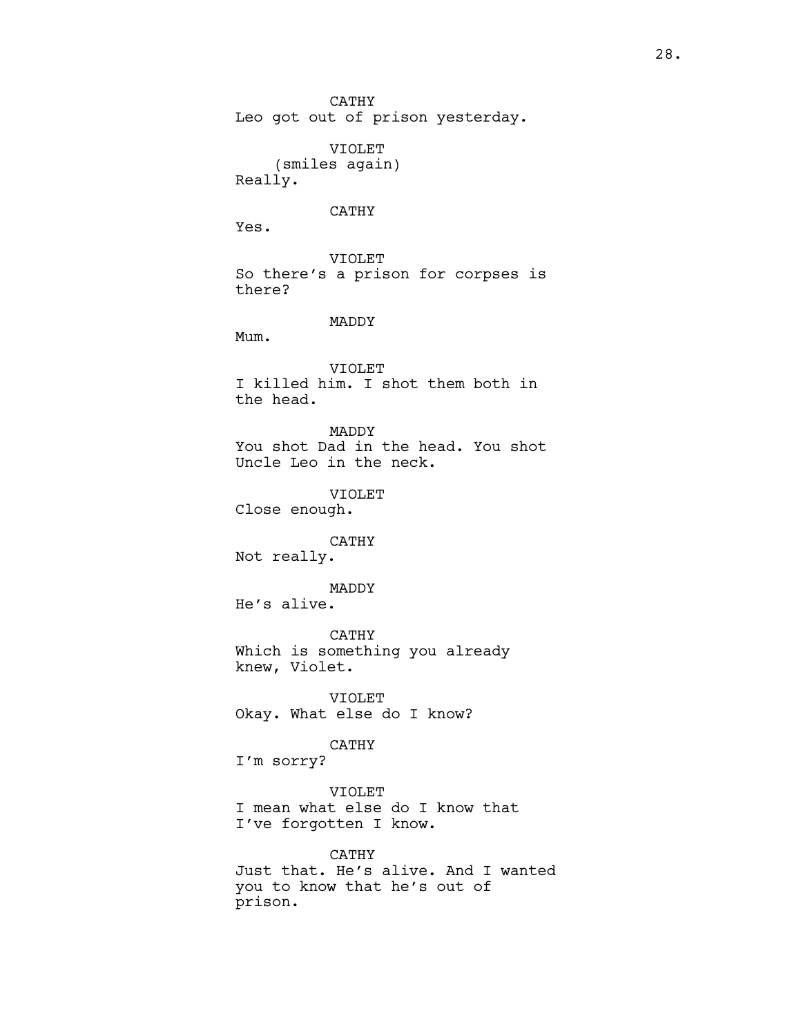CATHY
Leo got out of prison yesterday.

VIOLET
(smiles again)
Really.

CATHY
Yes.

VIOLET
So there's a prison for corpses is there?

MADDY
Mum.

VIOLET
I killed him. I shot them both in the head.

MADDY
You shot Dad in the head. You shot Uncle Leo in the neck.

VIOLET
Close enough.

CATHY
Not really.

MADDY
He's alive.

CATHY
Which is something you already knew, Violet.

VIOLET
Okay. What else do I know?

CATHY
I'm sorry?

VIOLET
I mean what else do I know that I've forgotten I know.

CATHY
Just that. He's alive. And I wanted you to know that he's out of prison.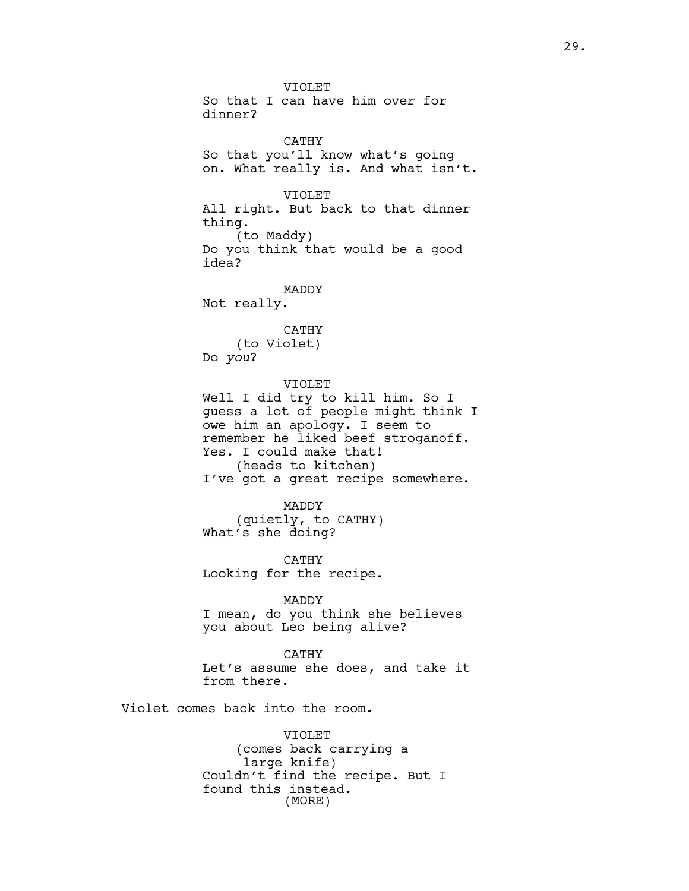VIOLET
So that I can have him over for dinner?

CATHY
So that you'll know what's going on. What really is. And what isn't.

VIOLET
All right. But back to that dinner thing.
(to Maddy)
Do you think that would be a good idea?

MADDY
Not really.

CATHY
(to Violet)
Do *you*?

VIOLET
Well I did try to kill him. So I guess a lot of people might think I owe him an apology. I seem to remember he liked beef stroganoff. Yes. I could make that!
(heads to kitchen)
I've got a great recipe somewhere.

MADDY
(quietly, to CATHY)
What's she doing?

CATHY
Looking for the recipe.

MADDY
I mean, do you think she believes you about Leo being alive?

CATHY
Let's assume she does, and take it from there.

Violet comes back into the room.

VIOLET
(comes back carrying a large knife)
Couldn't find the recipe. But I found this instead.
(MORE)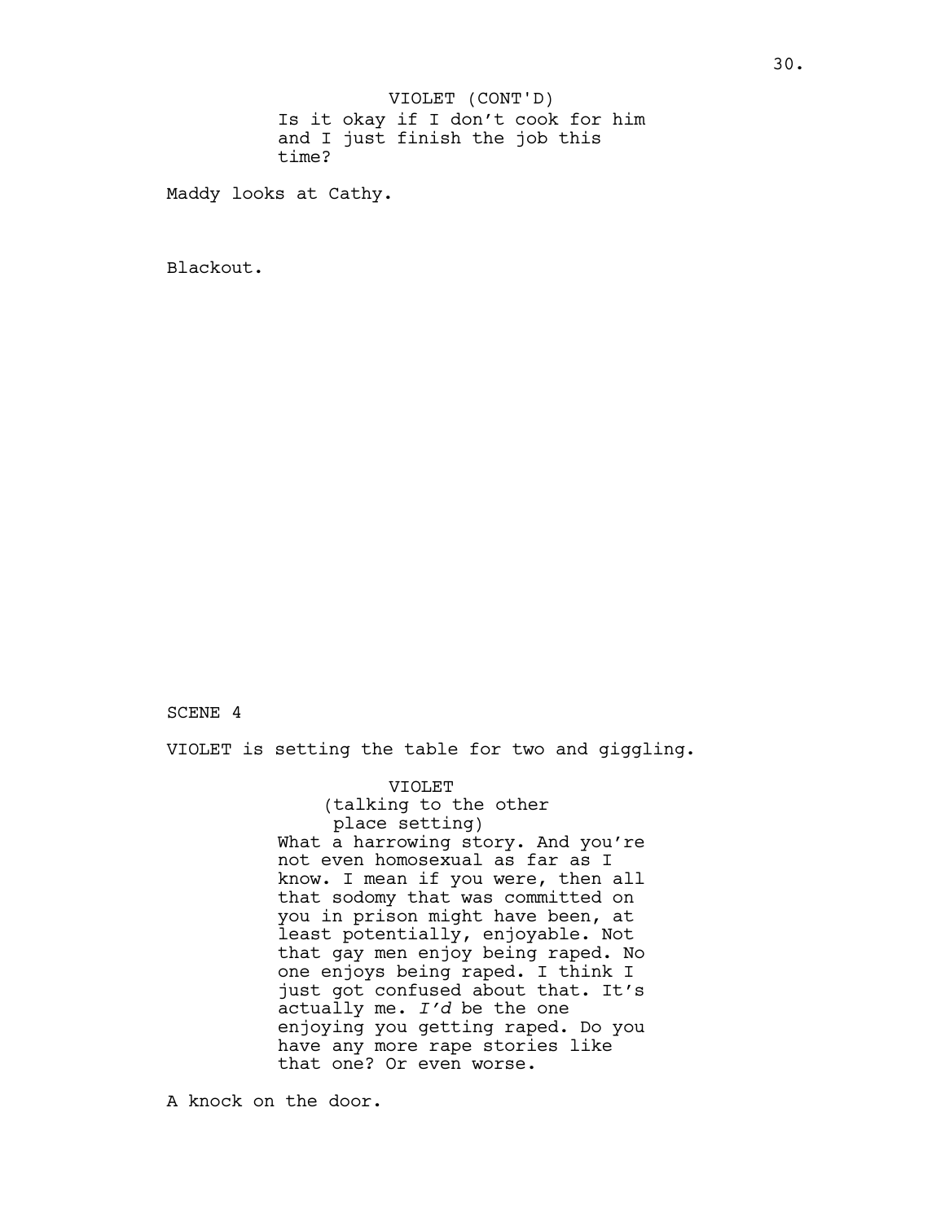VIOLET (CONT'D)

Is it okay if I don't cook for him and I just finish the job this time?

Maddy looks at Cathy.

Blackout.

SCENE 4

VIOLET is setting the table for two and giggling.

VIOLET

(talking to the other place setting)

What a harrowing story. And you're not even homosexual as far as I know. I mean if you were, then all that sodomy that was committed on you in prison might have been, at least potentially, enjoyable. Not that gay men enjoy being raped. No one enjoys being raped. I think I just got confused about that. It's actually me. *I'd* be the one enjoying you getting raped. Do you have any more rape stories like that one? Or even worse.

A knock on the door.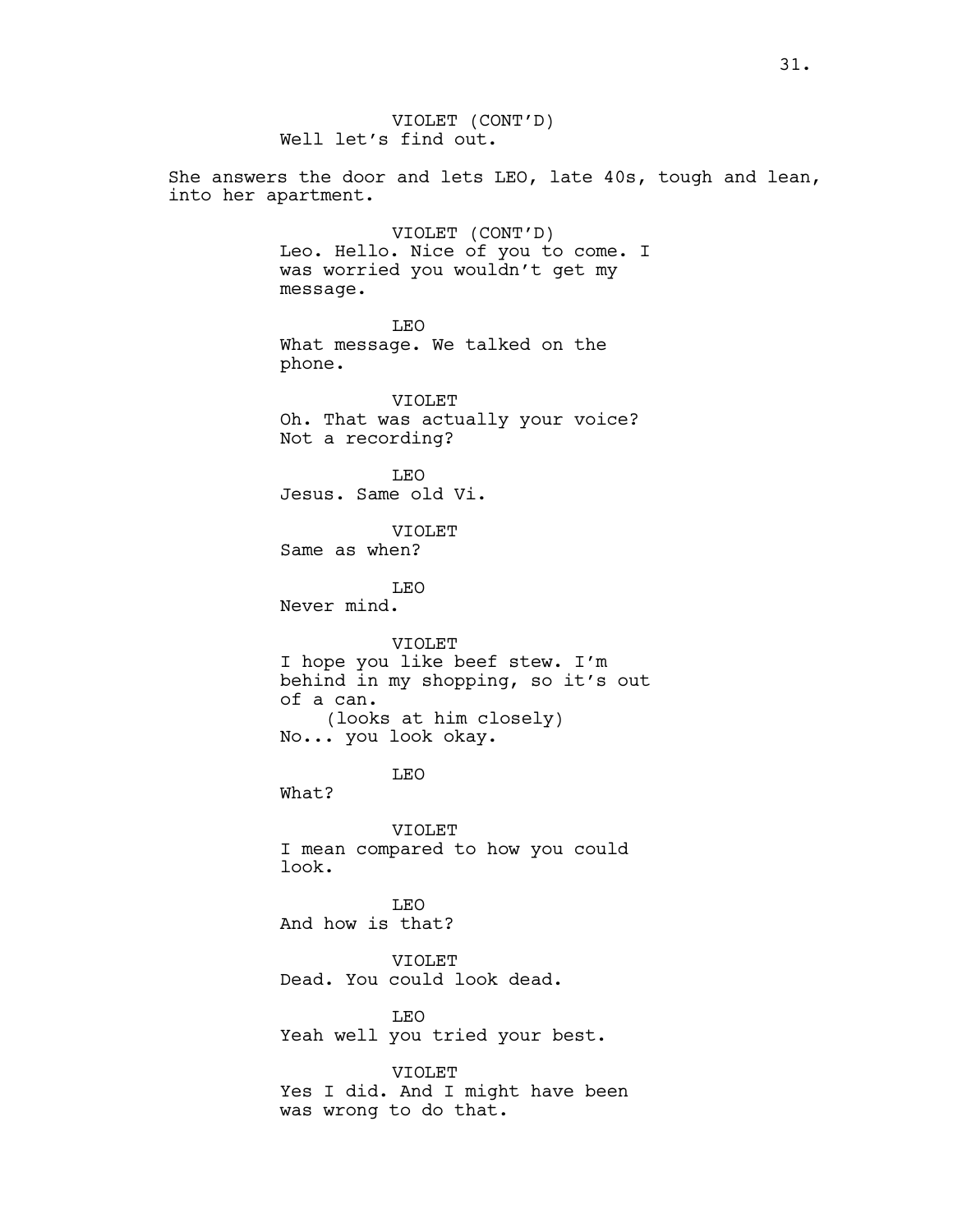VIOLET (CONT'D)
Well let's find out.

She answers the door and lets LEO, late 40s, tough and lean, into her apartment.

VIOLET (CONT'D)
Leo. Hello. Nice of you to come. I was worried you wouldn't get my message.

LEO
What message. We talked on the phone.

VIOLET
Oh. That was actually your voice? Not a recording?

LEO
Jesus. Same old Vi.

VIOLET
Same as when?

LEO
Never mind.

VIOLET
I hope you like beef stew. I'm behind in my shopping, so it's out of a can.
(looks at him closely)
No... you look okay.

LEO
What?

VIOLET
I mean compared to how you could look.

LEO
And how is that?

VIOLET
Dead. You could look dead.

LEO
Yeah well you tried your best.

VIOLET
Yes I did. And I might have been was wrong to do that.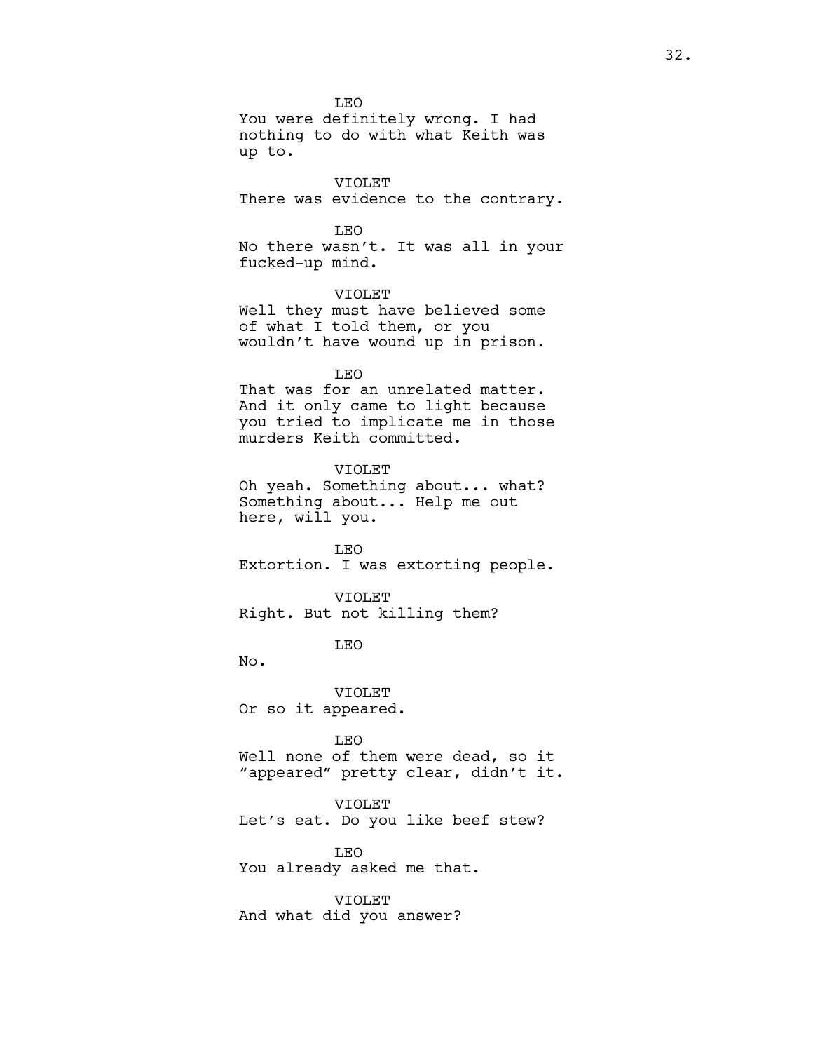LEO

You were definitely wrong. I had nothing to do with what Keith was up to.

VIOLET

There was evidence to the contrary.

LEO

No there wasn't. It was all in your fucked-up mind.

VIOLET

Well they must have believed some of what I told them, or you wouldn't have wound up in prison.

LEO

That was for an unrelated matter. And it only came to light because you tried to implicate me in those murders Keith committed.

VIOLET

Oh yeah. Something about... what? Something about... Help me out here, will you.

LEO

Extortion. I was extorting people.

VIOLET

Right. But not killing them?

LEO

No.

VIOLET

Or so it appeared.

LEO

Well none of them were dead, so it "appeared" pretty clear, didn't it.

VIOLET

Let's eat. Do you like beef stew?

LEO

You already asked me that.

VIOLET

And what did you answer?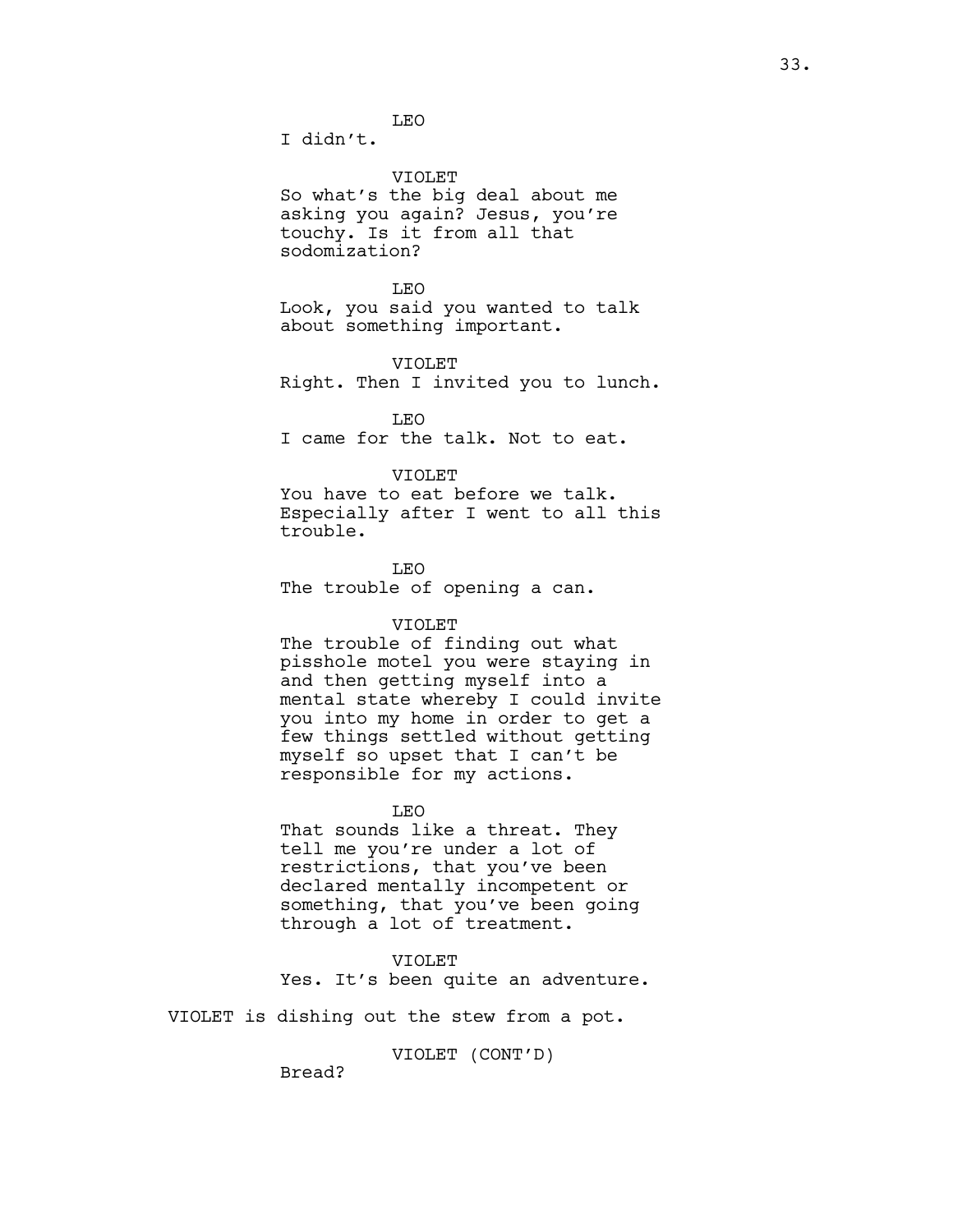LEO

I didn't.

VIOLET

So what's the big deal about me asking you again? Jesus, you're touchy. Is it from all that sodomization?

LEO

Look, you said you wanted to talk about something important.

VIOLET

Right. Then I invited you to lunch.

LEO

I came for the talk. Not to eat.

VIOLET

You have to eat before we talk. Especially after I went to all this trouble.

LEO

The trouble of opening a can.

VIOLET

The trouble of finding out what pisshole motel you were staying in and then getting myself into a mental state whereby I could invite you into my home in order to get a few things settled without getting myself so upset that I can't be responsible for my actions.

LEO

That sounds like a threat. They tell me you're under a lot of restrictions, that you've been declared mentally incompetent or something, that you've been going through a lot of treatment.

VIOLET

Yes. It's been quite an adventure.

VIOLET is dishing out the stew from a pot.

VIOLET (CONT'D)

Bread?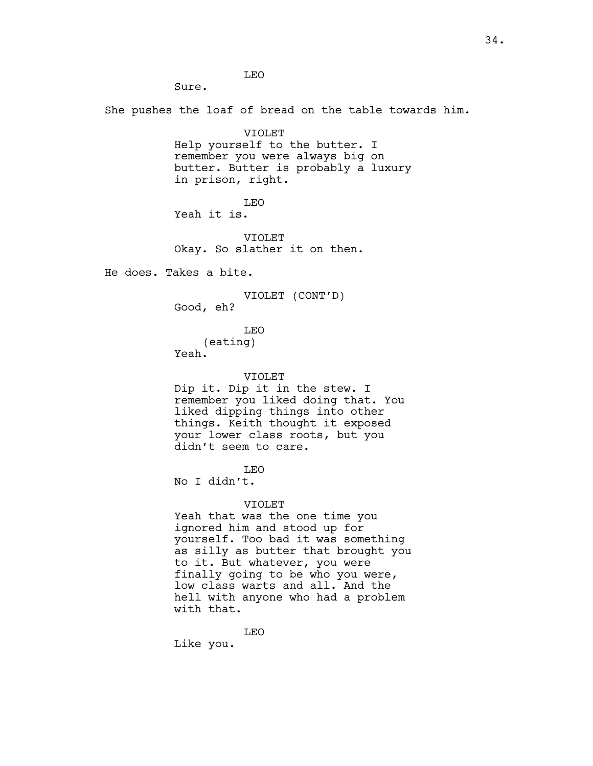LEO

Sure.

She pushes the loaf of bread on the table towards him.

VIOLET

Help yourself to the butter. I remember you were always big on butter. Butter is probably a luxury in prison, right.

LEO

Yeah it is.

VIOLET

Okay. So slather it on then.

He does. Takes a bite.

VIOLET (CONT'D)

Good, eh?

LEO

(eating)

Yeah.

VIOLET

Dip it. Dip it in the stew. I remember you liked doing that. You liked dipping things into other things. Keith thought it exposed your lower class roots, but you didn't seem to care.

LEO

No I didn't.

VIOLET

Yeah that was the one time you ignored him and stood up for yourself. Too bad it was something as silly as butter that brought you to it. But whatever, you were finally going to be who you were, low class warts and all. And the hell with anyone who had a problem with that.

LEO

Like you.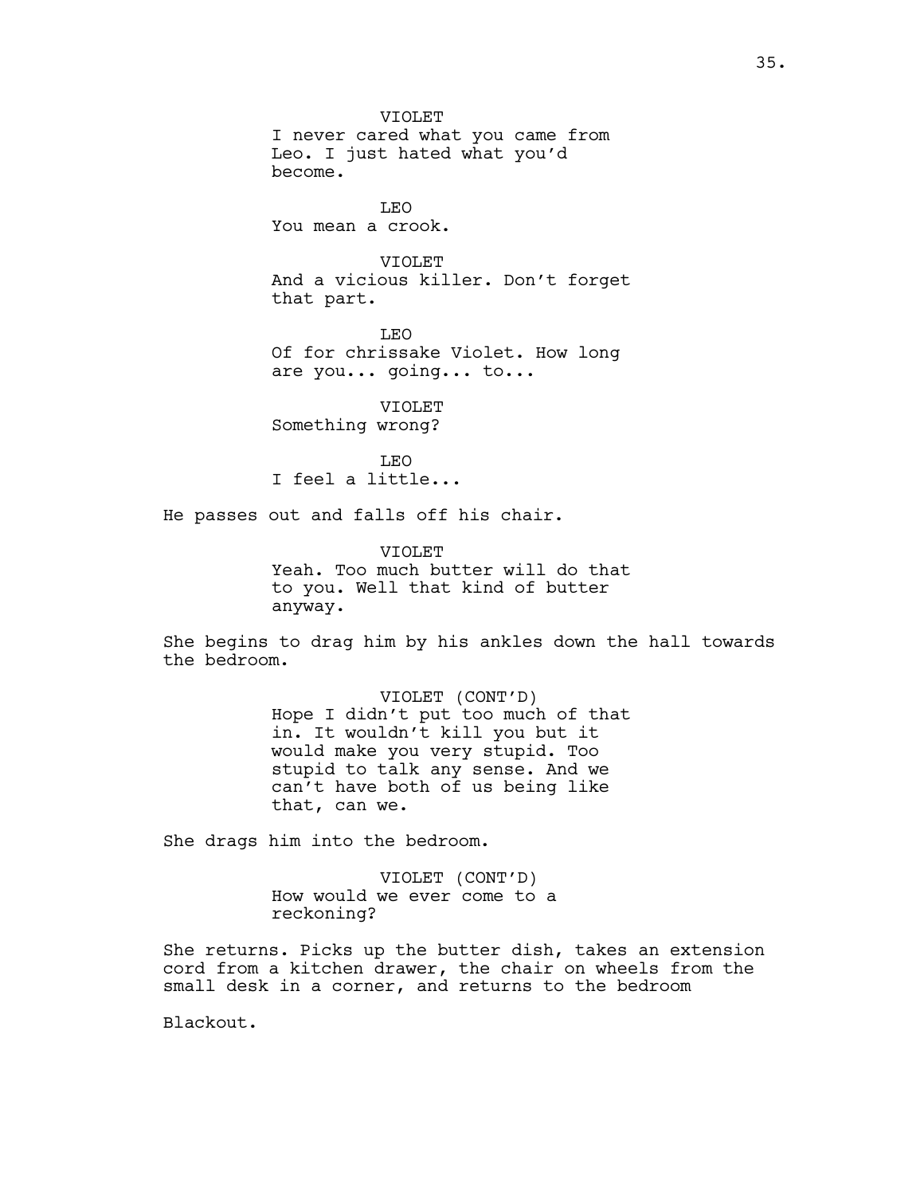VIOLET
I never cared what you came from Leo. I just hated what you'd become.

LEO
You mean a crook.

VIOLET
And a vicious killer. Don't forget that part.

LEO
Of for chrissake Violet. How long are you... going... to...

VIOLET
Something wrong?

LEO
I feel a little...

He passes out and falls off his chair.

VIOLET
Yeah. Too much butter will do that to you. Well that kind of butter anyway.

She begins to drag him by his ankles down the hall towards the bedroom.

VIOLET (CONT'D)
Hope I didn't put too much of that in. It wouldn't kill you but it would make you very stupid. Too stupid to talk any sense. And we can't have both of us being like that, can we.

She drags him into the bedroom.

VIOLET (CONT'D)
How would we ever come to a reckoning?

She returns. Picks up the butter dish, takes an extension cord from a kitchen drawer, the chair on wheels from the small desk in a corner, and returns to the bedroom

Blackout.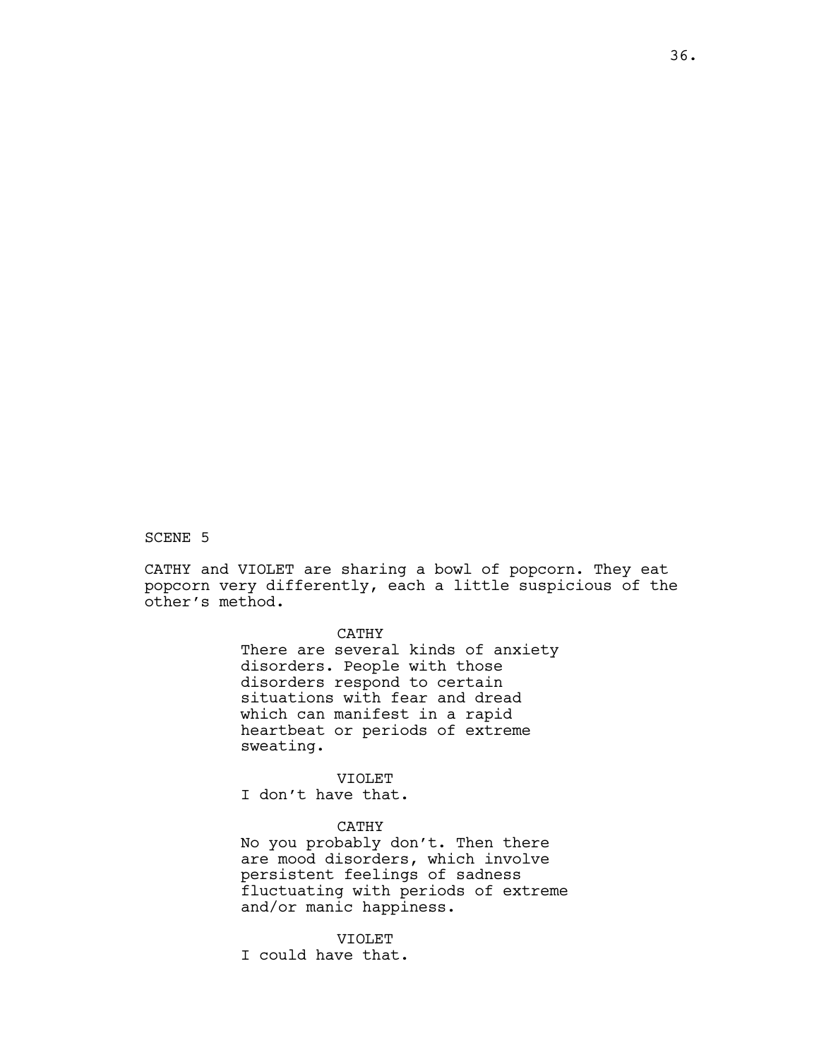SCENE 5

CATHY and VIOLET are sharing a bowl of popcorn. They eat popcorn very differently, each a little suspicious of the other's method.

CATHY

There are several kinds of anxiety disorders. People with those disorders respond to certain situations with fear and dread which can manifest in a rapid heartbeat or periods of extreme sweating.

VIOLET

I don't have that.

CATHY

No you probably don't. Then there are mood disorders, which involve persistent feelings of sadness fluctuating with periods of extreme and/or manic happiness.

VIOLET

I could have that.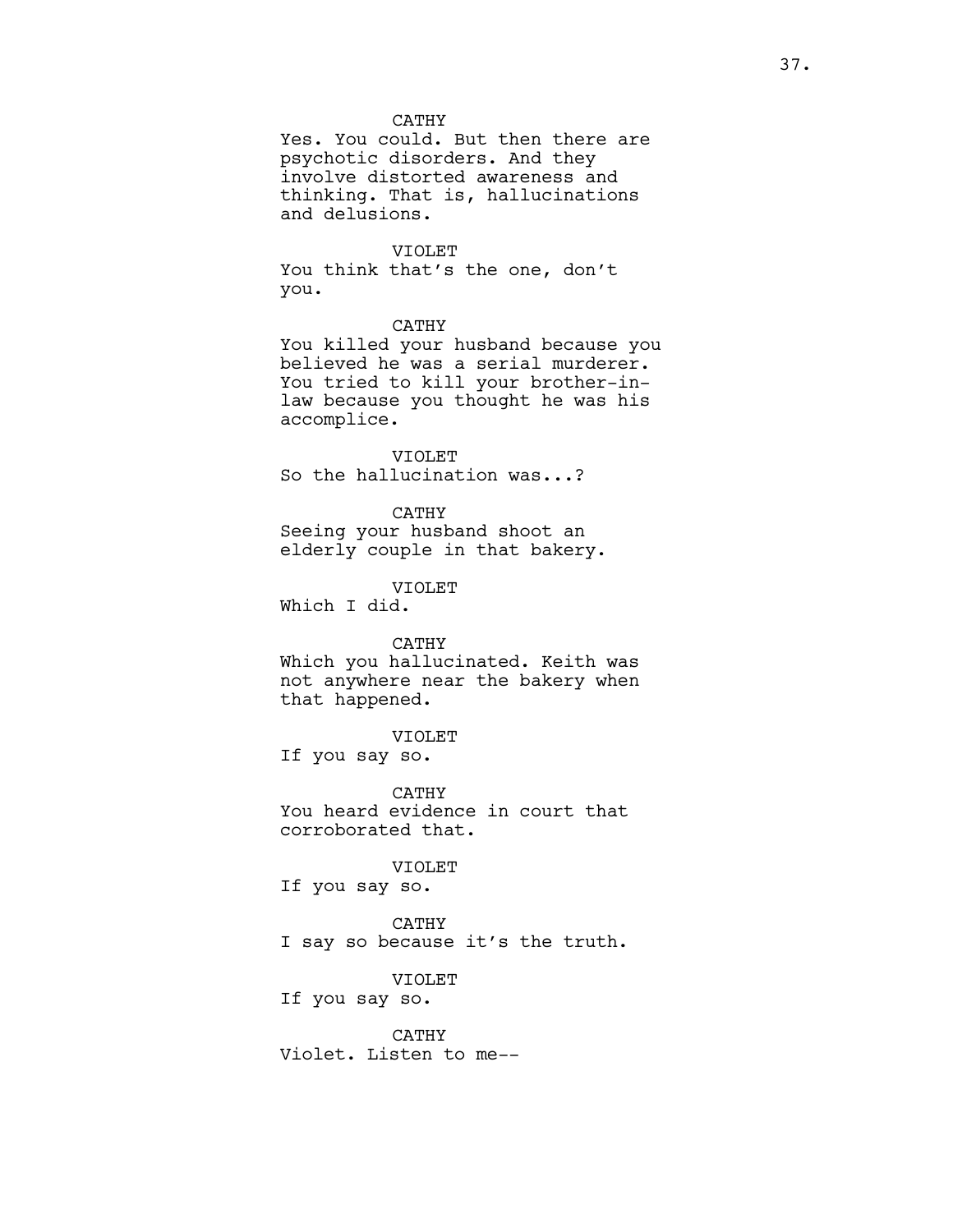CATHY

Yes. You could. But then there are psychotic disorders. And they involve distorted awareness and thinking. That is, hallucinations and delusions.

VIOLET

You think that's the one, don't you.

CATHY

You killed your husband because you believed he was a serial murderer. You tried to kill your brother-in-law because you thought he was his accomplice.

VIOLET

So the hallucination was...?

CATHY

Seeing your husband shoot an elderly couple in that bakery.

VIOLET

Which I did.

CATHY

Which you hallucinated. Keith was not anywhere near the bakery when that happened.

VIOLET

If you say so.

CATHY

You heard evidence in court that corroborated that.

VIOLET

If you say so.

CATHY

I say so because it's the truth.

VIOLET

If you say so.

CATHY

Violet. Listen to me--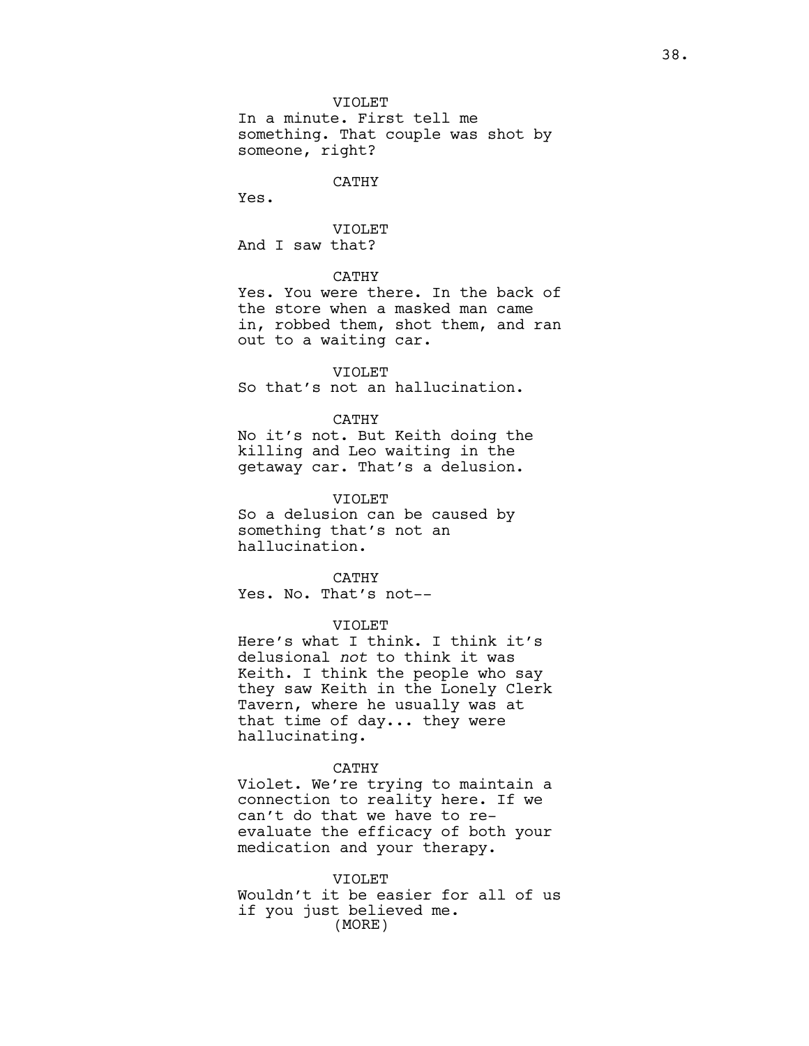VIOLET

In a minute. First tell me something. That couple was shot by someone, right?

CATHY

Yes.

VIOLET

And I saw that?

CATHY

Yes. You were there. In the back of the store when a masked man came in, robbed them, shot them, and ran out to a waiting car.

VIOLET

So that's not an hallucination.

CATHY

No it's not. But Keith doing the killing and Leo waiting in the getaway car. That's a delusion.

VIOLET

So a delusion can be caused by something that's not an hallucination.

CATHY

Yes. No. That's not--

VIOLET

Here's what I think. I think it's delusional *not* to think it was Keith. I think the people who say they saw Keith in the Lonely Clerk Tavern, where he usually was at that time of day... they were hallucinating.

CATHY

Violet. We're trying to maintain a connection to reality here. If we can't do that we have to re-evaluate the efficacy of both your medication and your therapy.

VIOLET

Wouldn't it be easier for all of us if you just believed me.

(MORE)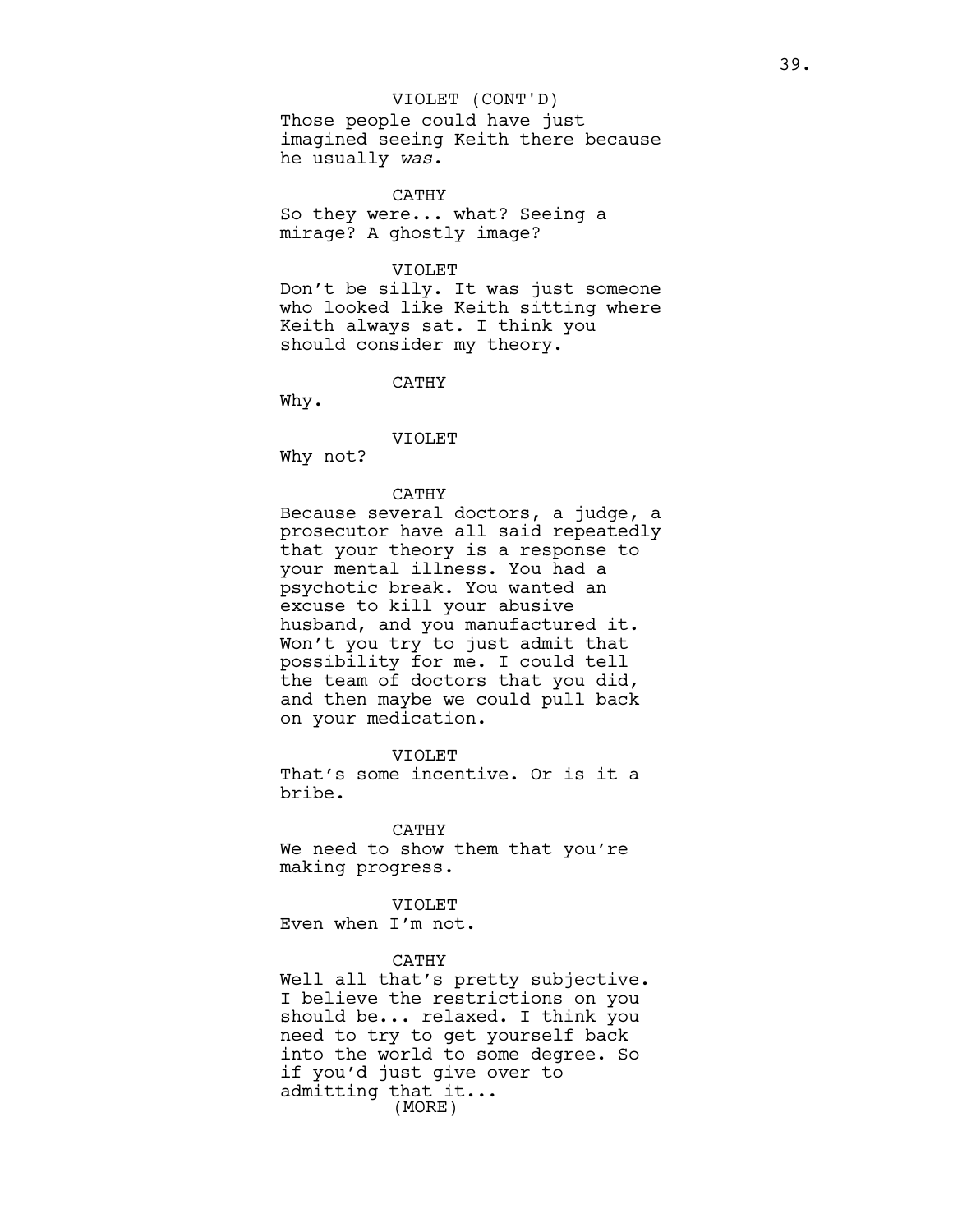VIOLET (CONT'D)

Those people could have just imagined seeing Keith there because he usually *was*.

CATHY

So they were... what? Seeing a mirage? A ghostly image?

VIOLET

Don't be silly. It was just someone who looked like Keith sitting where Keith always sat. I think you should consider my theory.

CATHY

Why.

VIOLET

Why not?

CATHY

Because several doctors, a judge, a prosecutor have all said repeatedly that your theory is a response to your mental illness. You had a psychotic break. You wanted an excuse to kill your abusive husband, and you manufactured it. Won't you try to just admit that possibility for me. I could tell the team of doctors that you did, and then maybe we could pull back on your medication.

VIOLET

That's some incentive. Or is it a bribe.

CATHY

We need to show them that you're making progress.

VIOLET

Even when I'm not.

CATHY

Well all that's pretty subjective. I believe the restrictions on you should be... relaxed. I think you need to try to get yourself back into the world to some degree. So if you'd just give over to admitting that it...

(MORE)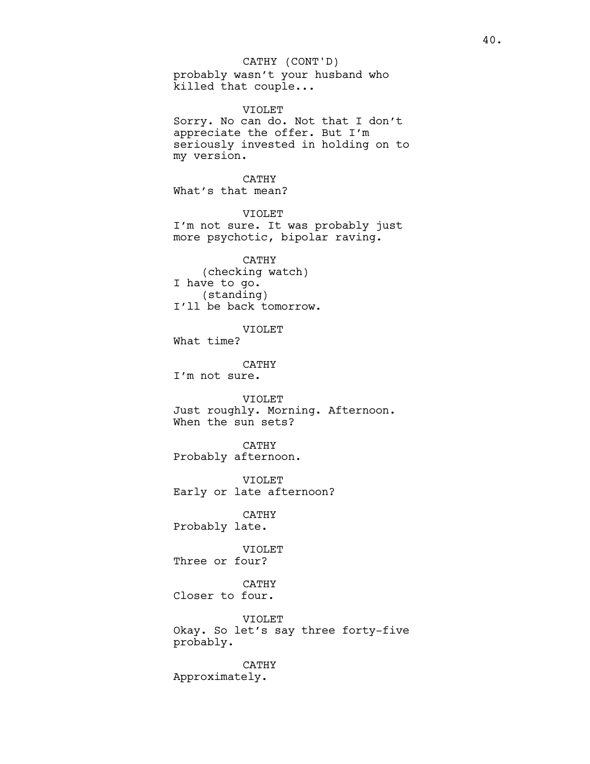CATHY (CONT'D)
probably wasn't your husband who killed that couple...

VIOLET
Sorry. No can do. Not that I don't appreciate the offer. But I'm seriously invested in holding on to my version.

CATHY
What's that mean?

VIOLET
I'm not sure. It was probably just more psychotic, bipolar raving.

CATHY
(checking watch)
I have to go.
(standing)
I'll be back tomorrow.

VIOLET
What time?

CATHY
I'm not sure.

VIOLET
Just roughly. Morning. Afternoon. When the sun sets?

CATHY
Probably afternoon.

VIOLET
Early or late afternoon?

CATHY
Probably late.

VIOLET
Three or four?

CATHY
Closer to four.

VIOLET
Okay. So let's say three forty-five probably.

CATHY
Approximately.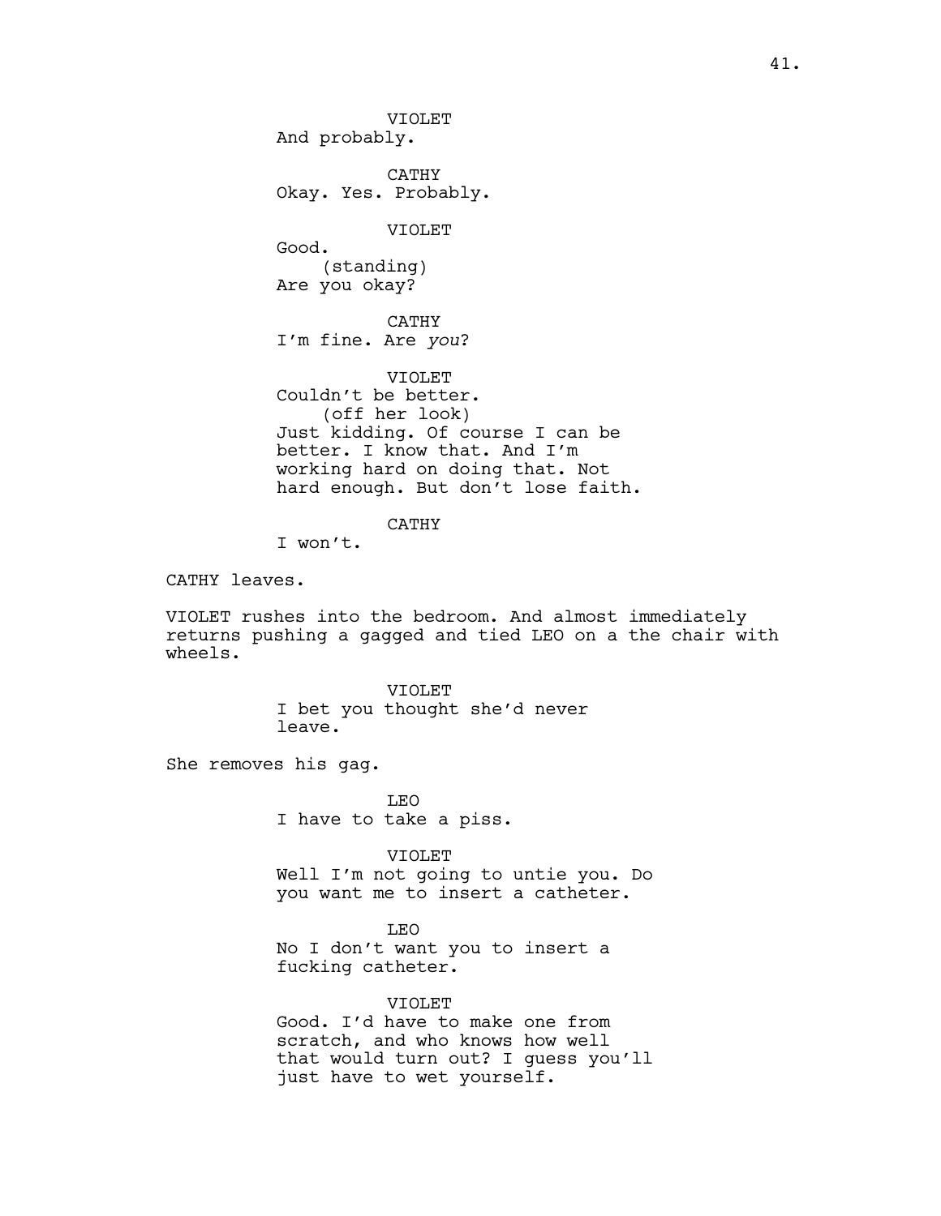VIOLET
And probably.

CATHY
Okay. Yes. Probably.

VIOLET
Good.
(standing)
Are you okay?

CATHY
I'm fine. Are *you*?

VIOLET
Couldn't be better.
(off her look)
Just kidding. Of course I can be better. I know that. And I'm working hard on doing that. Not hard enough. But don't lose faith.

CATHY
I won't.

CATHY leaves.

VIOLET rushes into the bedroom. And almost immediately returns pushing a gagged and tied LEO on a the chair with wheels.

VIOLET
I bet you thought she'd never leave.

She removes his gag.

LEO
I have to take a piss.

VIOLET
Well I'm not going to untie you. Do you want me to insert a catheter.

LEO
No I don't want you to insert a fucking catheter.

VIOLET
Good. I'd have to make one from scratch, and who knows how well that would turn out? I guess you'll just have to wet yourself.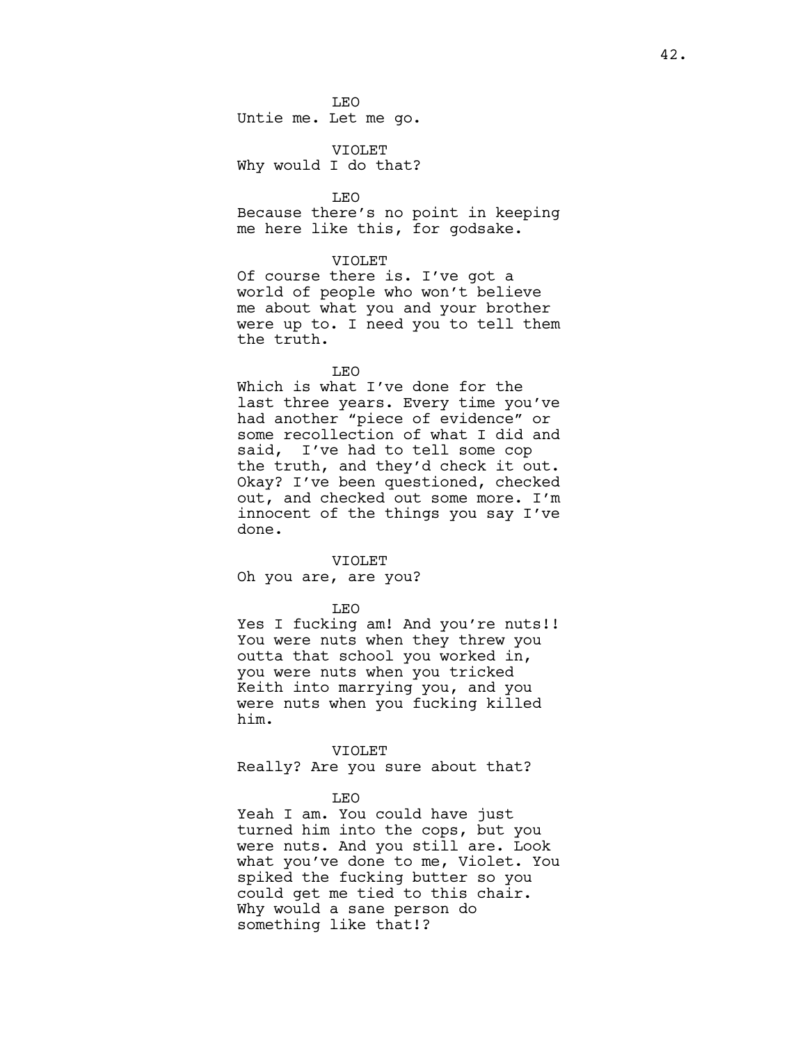LEO

Untie me. Let me go.

VIOLET

Why would I do that?

LEO

Because there's no point in keeping me here like this, for godsake.

VIOLET

Of course there is. I've got a world of people who won't believe me about what you and your brother were up to. I need you to tell them the truth.

LEO

Which is what I've done for the last three years. Every time you've had another "piece of evidence" or some recollection of what I did and said, I've had to tell some cop the truth, and they'd check it out. Okay? I've been questioned, checked out, and checked out some more. I'm innocent of the things you say I've done.

VIOLET

Oh you are, are you?

LEO

Yes I fucking am! And you're nuts!! You were nuts when they threw you outta that school you worked in, you were nuts when you tricked Keith into marrying you, and you were nuts when you fucking killed him.

VIOLET

Really? Are you sure about that?

LEO

Yeah I am. You could have just turned him into the cops, but you were nuts. And you still are. Look what you've done to me, Violet. You spiked the fucking butter so you could get me tied to this chair. Why would a sane person do something like that!?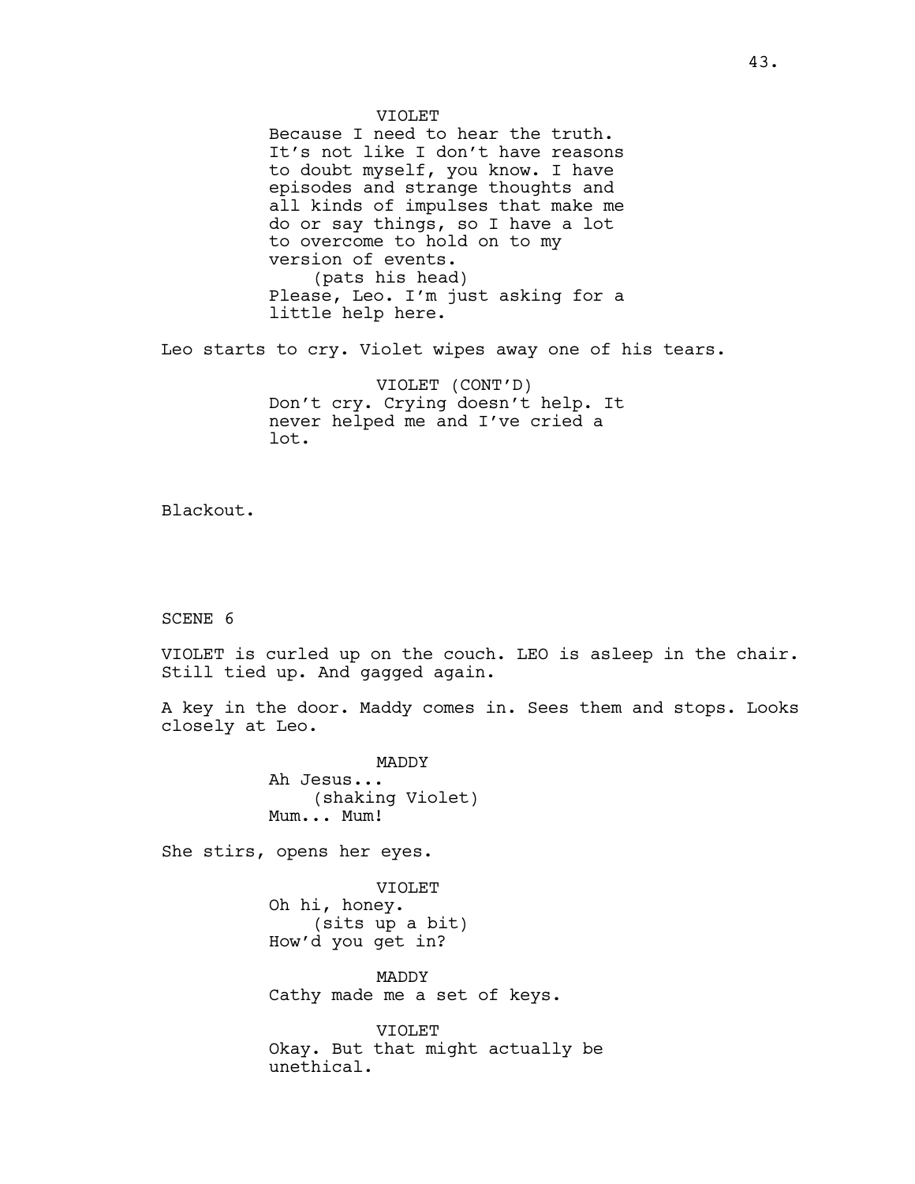VIOLET
Because I need to hear the truth. It's not like I don't have reasons to doubt myself, you know. I have episodes and strange thoughts and all kinds of impulses that make me do or say things, so I have a lot to overcome to hold on to my version of events.
(pats his head)
Please, Leo. I'm just asking for a little help here.

Leo starts to cry. Violet wipes away one of his tears.

VIOLET (CONT'D)
Don't cry. Crying doesn't help. It never helped me and I've cried a lot.

Blackout.

## SCENE 6

VIOLET is curled up on the couch. LEO is asleep in the chair. Still tied up. And gagged again.

A key in the door. Maddy comes in. Sees them and stops. Looks closely at Leo.

MADDY
Ah Jesus...
(shaking Violet)
Mum... Mum!

She stirs, opens her eyes.

VIOLET
Oh hi, honey.
(sits up a bit)
How'd you get in?

MADDY
Cathy made me a set of keys.

VIOLET
Okay. But that might actually be unethical.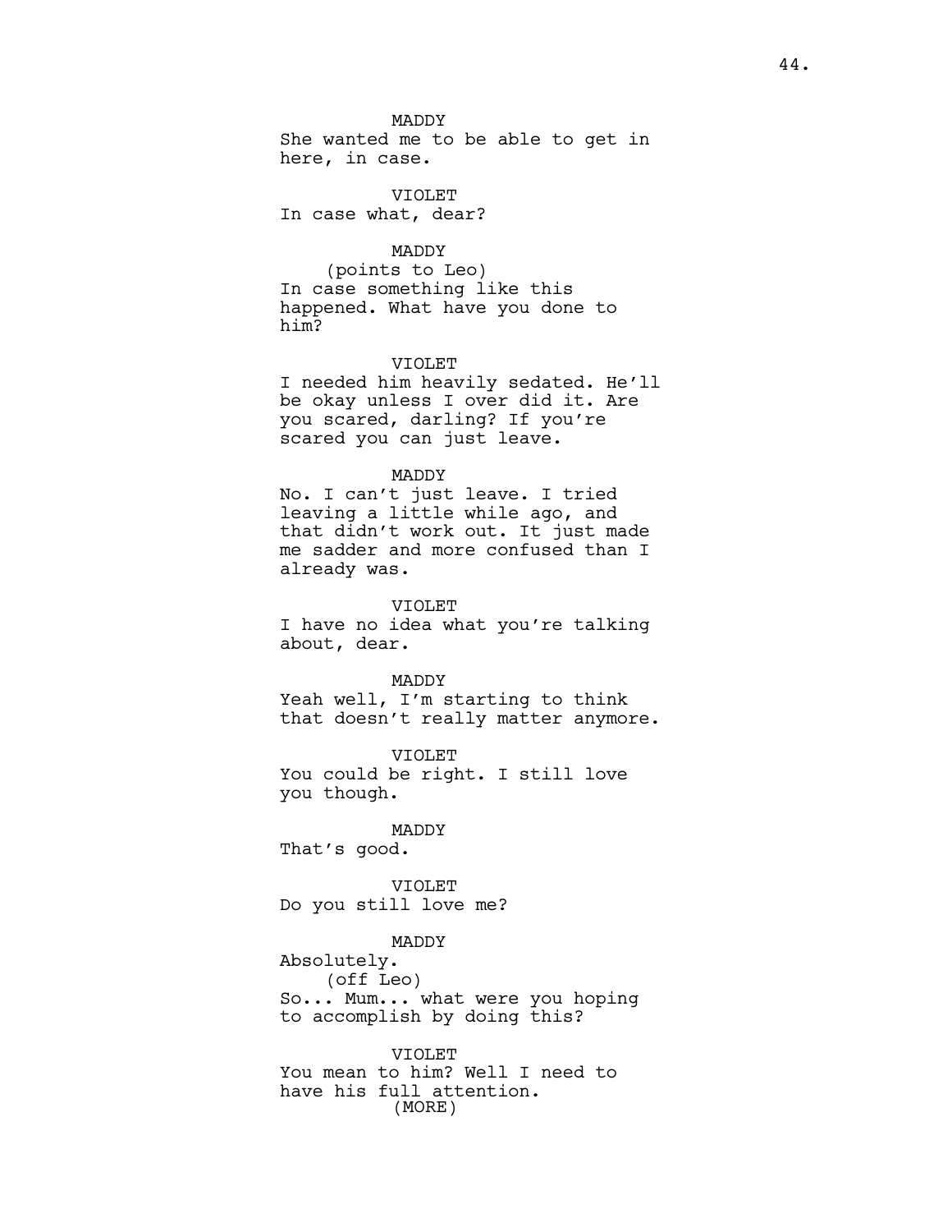MADDY
She wanted me to be able to get in here, in case.

VIOLET
In case what, dear?

MADDY
(points to Leo)
In case something like this happened. What have you done to him?

VIOLET
I needed him heavily sedated. He'll be okay unless I over did it. Are you scared, darling? If you're scared you can just leave.

MADDY
No. I can't just leave. I tried leaving a little while ago, and that didn't work out. It just made me sadder and more confused than I already was.

VIOLET
I have no idea what you're talking about, dear.

MADDY
Yeah well, I'm starting to think that doesn't really matter anymore.

VIOLET
You could be right. I still love you though.

MADDY
That's good.

VIOLET
Do you still love me?

MADDY
Absolutely.
(off Leo)
So... Mum... what were you hoping to accomplish by doing this?

VIOLET
You mean to him? Well I need to have his full attention.
(MORE)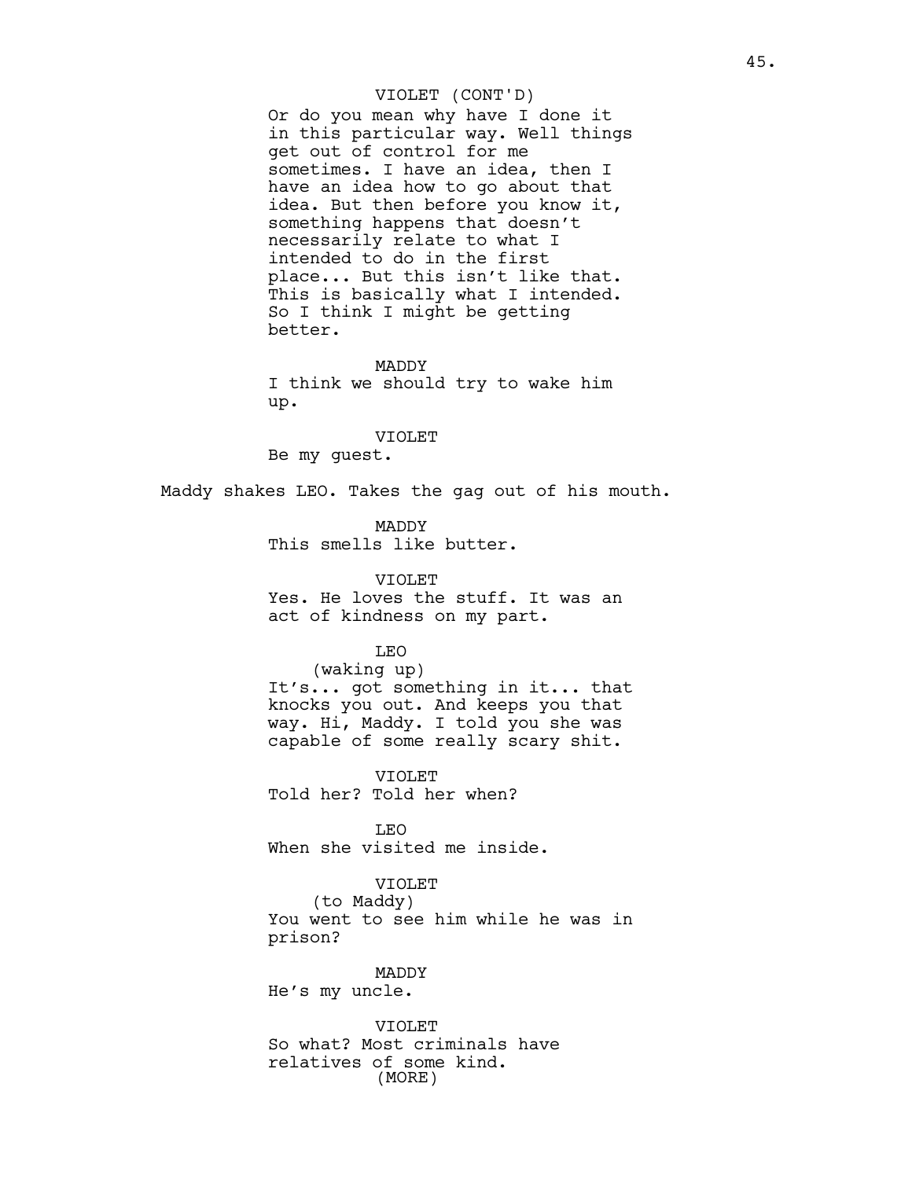VIOLET (CONT'D)

Or do you mean why have I done it in this particular way. Well things get out of control for me sometimes. I have an idea, then I have an idea how to go about that idea. But then before you know it, something happens that doesn't necessarily relate to what I intended to do in the first place... But this isn't like that. This is basically what I intended. So I think I might be getting better.

MADDY

I think we should try to wake him up.

VIOLET

Be my guest.

Maddy shakes LEO. Takes the gag out of his mouth.

MADDY

This smells like butter.

VIOLET

Yes. He loves the stuff. It was an act of kindness on my part.

LEO

(waking up)

It's... got something in it... that knocks you out. And keeps you that way. Hi, Maddy. I told you she was capable of some really scary shit.

VIOLET

Told her? Told her when?

LEO

When she visited me inside.

VIOLET

(to Maddy)

You went to see him while he was in prison?

MADDY

He's my uncle.

VIOLET

So what? Most criminals have relatives of some kind.

(MORE)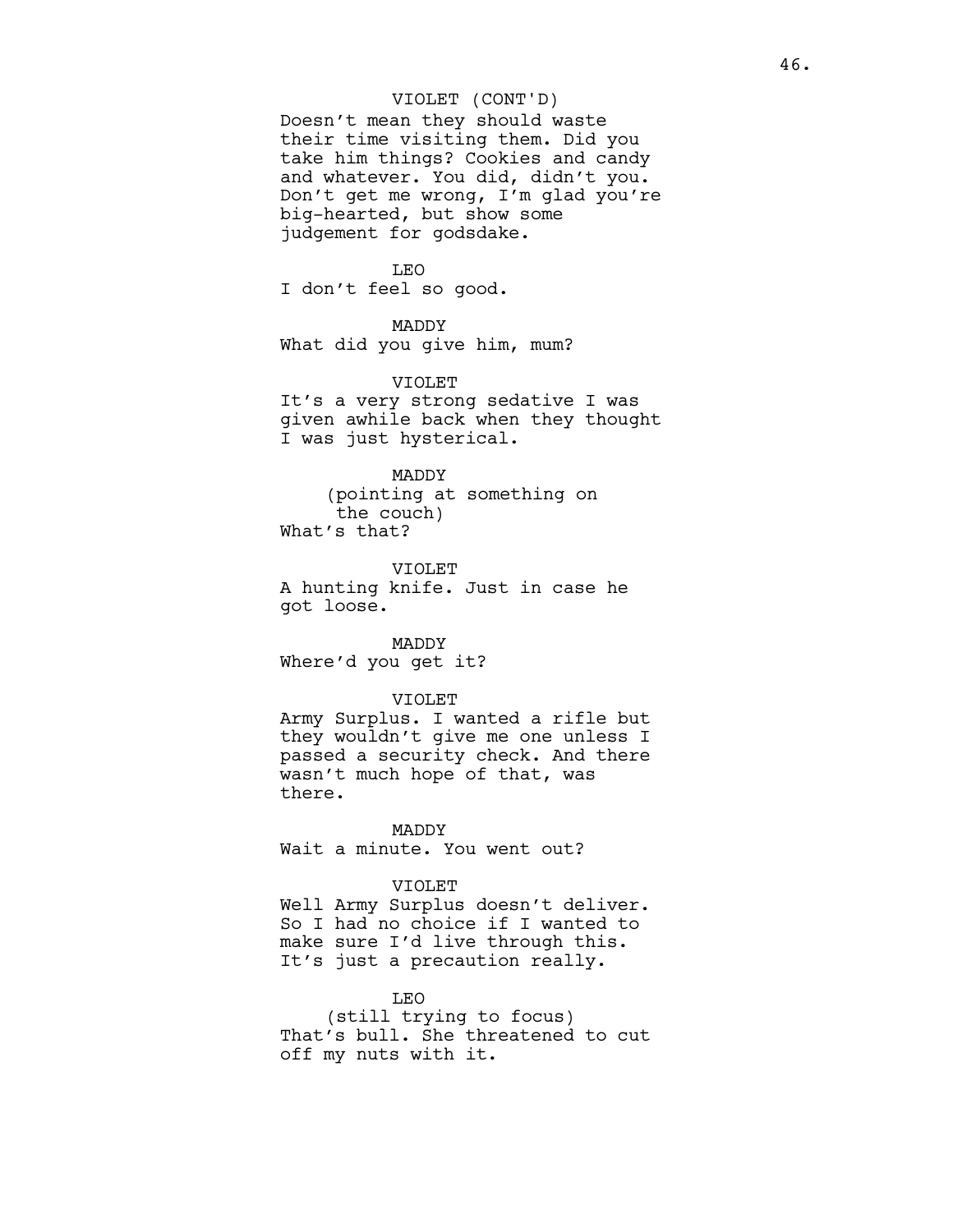VIOLET (CONT'D)

Doesn't mean they should waste their time visiting them. Did you take him things? Cookies and candy and whatever. You did, didn't you. Don't get me wrong, I'm glad you're big-hearted, but show some judgement for godsdake.

LEO

I don't feel so good.

MADDY

What did you give him, mum?

VIOLET

It's a very strong sedative I was given awhile back when they thought I was just hysterical.

MADDY

(pointing at something on the couch)

What's that?

VIOLET

A hunting knife. Just in case he got loose.

MADDY

Where'd you get it?

VIOLET

Army Surplus. I wanted a rifle but they wouldn't give me one unless I passed a security check. And there wasn't much hope of that, was there.

MADDY

Wait a minute. You went out?

VIOLET

Well Army Surplus doesn't deliver. So I had no choice if I wanted to make sure I'd live through this. It's just a precaution really.

LEO

(still trying to focus)

That's bull. She threatened to cut off my nuts with it.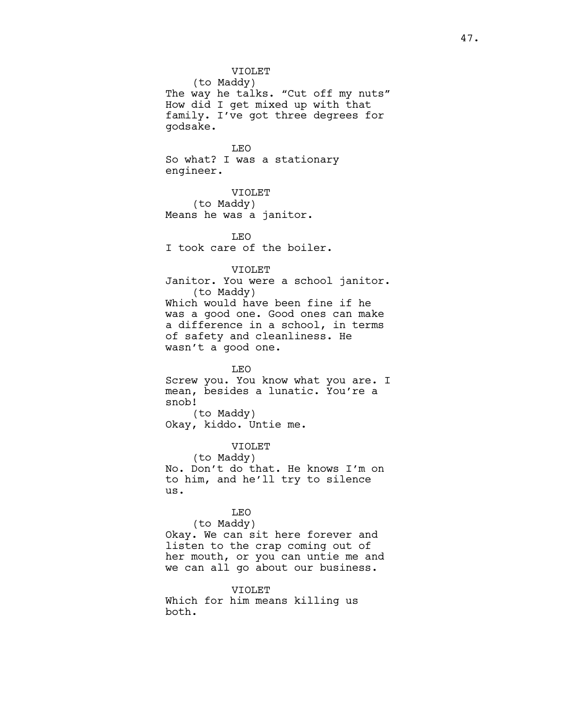VIOLET
(to Maddy)
The way he talks. “Cut off my nuts” How did I get mixed up with that family. I’ve got three degrees for godsake.

LEO
So what? I was a stationary engineer.

VIOLET
(to Maddy)
Means he was a janitor.

LEO
I took care of the boiler.

VIOLET
Janitor. You were a school janitor.
(to Maddy)
Which would have been fine if he was a good one. Good ones can make a difference in a school, in terms of safety and cleanliness. He wasn’t a good one.

LEO
Screw you. You know what you are. I mean, besides a lunatic. You’re a snob!
(to Maddy)
Okay, kiddo. Untie me.

VIOLET
(to Maddy)
No. Don’t do that. He knows I’m on to him, and he’ll try to silence us.

LEO
(to Maddy)
Okay. We can sit here forever and listen to the crap coming out of her mouth, or you can untie me and we can all go about our business.

VIOLET
Which for him means killing us both.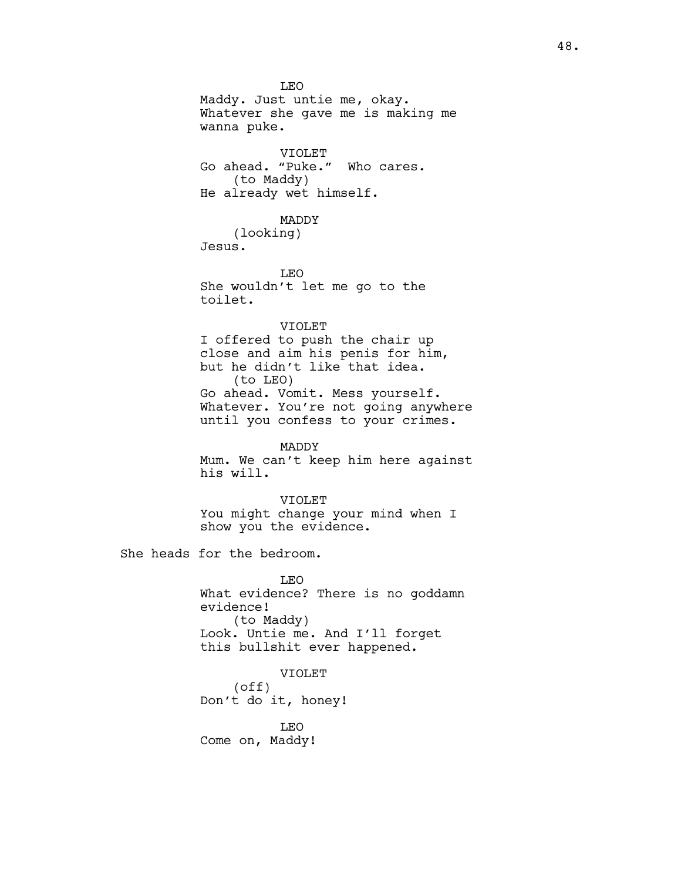LEO
Maddy. Just untie me, okay. Whatever she gave me is making me wanna puke.

VIOLET
Go ahead. “Puke.” Who cares.
(to Maddy)
He already wet himself.

MADDY
(looking)
Jesus.

LEO
She wouldn’t let me go to the toilet.

VIOLET
I offered to push the chair up close and aim his penis for him, but he didn’t like that idea.
(to LEO)
Go ahead. Vomit. Mess yourself. Whatever. You’re not going anywhere until you confess to your crimes.

MADDY
Mum. We can’t keep him here against his will.

VIOLET
You might change your mind when I show you the evidence.

She heads for the bedroom.

LEO
What evidence? There is no goddamn evidence!
(to Maddy)
Look. Untie me. And I’ll forget this bullshit ever happened.

VIOLET
(off)
Don’t do it, honey!

LEO
Come on, Maddy!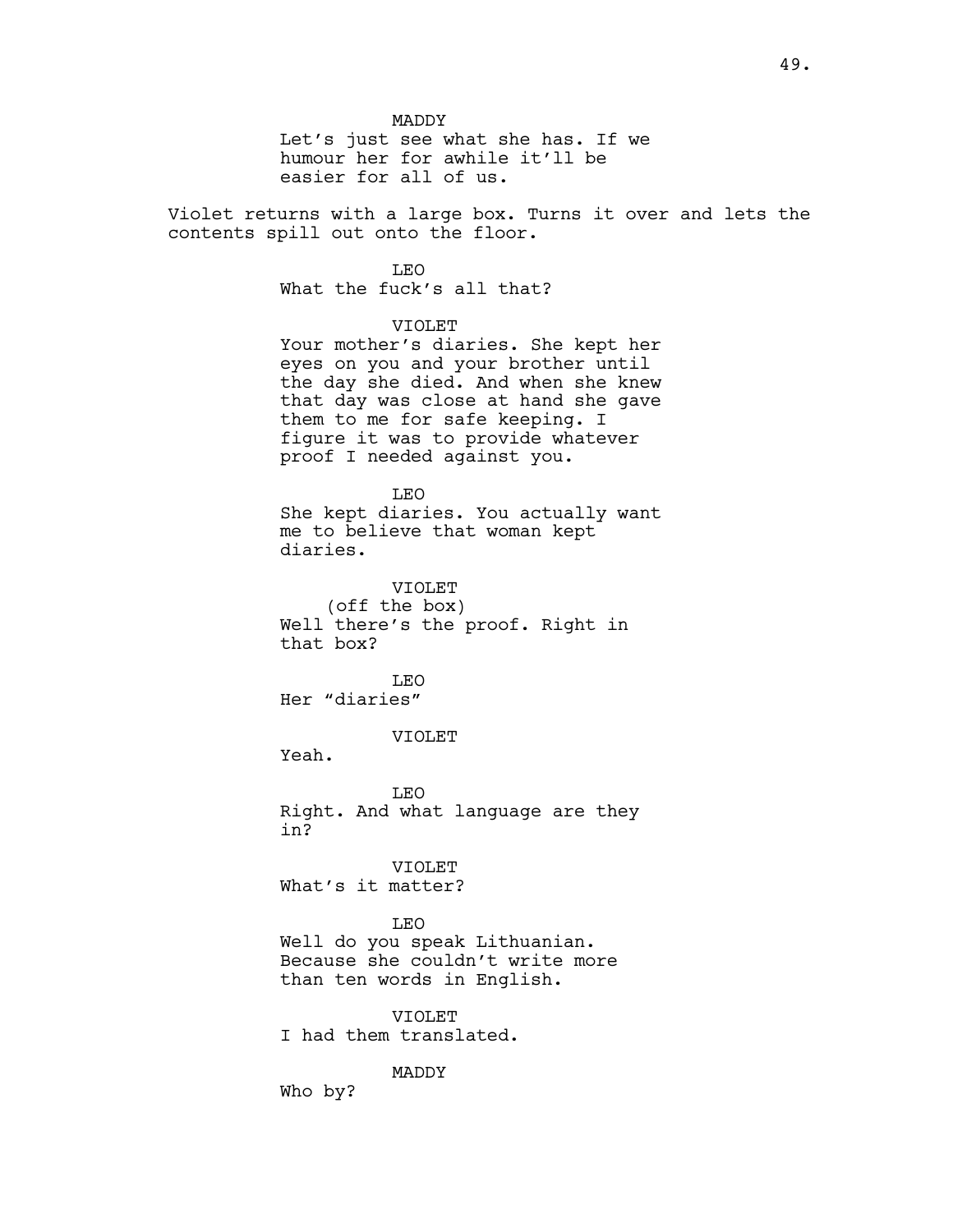MADDY
Let's just see what she has. If we humour her for awhile it'll be easier for all of us.

Violet returns with a large box. Turns it over and lets the contents spill out onto the floor.

LEO
What the fuck's all that?

VIOLET
Your mother's diaries. She kept her eyes on you and your brother until the day she died. And when she knew that day was close at hand she gave them to me for safe keeping. I figure it was to provide whatever proof I needed against you.

LEO
She kept diaries. You actually want me to believe that woman kept diaries.

VIOLET
(off the box)
Well there's the proof. Right in that box?

LEO
Her "diaries"

VIOLET
Yeah.

LEO
Right. And what language are they in?

VIOLET
What's it matter?

LEO
Well do you speak Lithuanian. Because she couldn't write more than ten words in English.

VIOLET
I had them translated.

MADDY
Who by?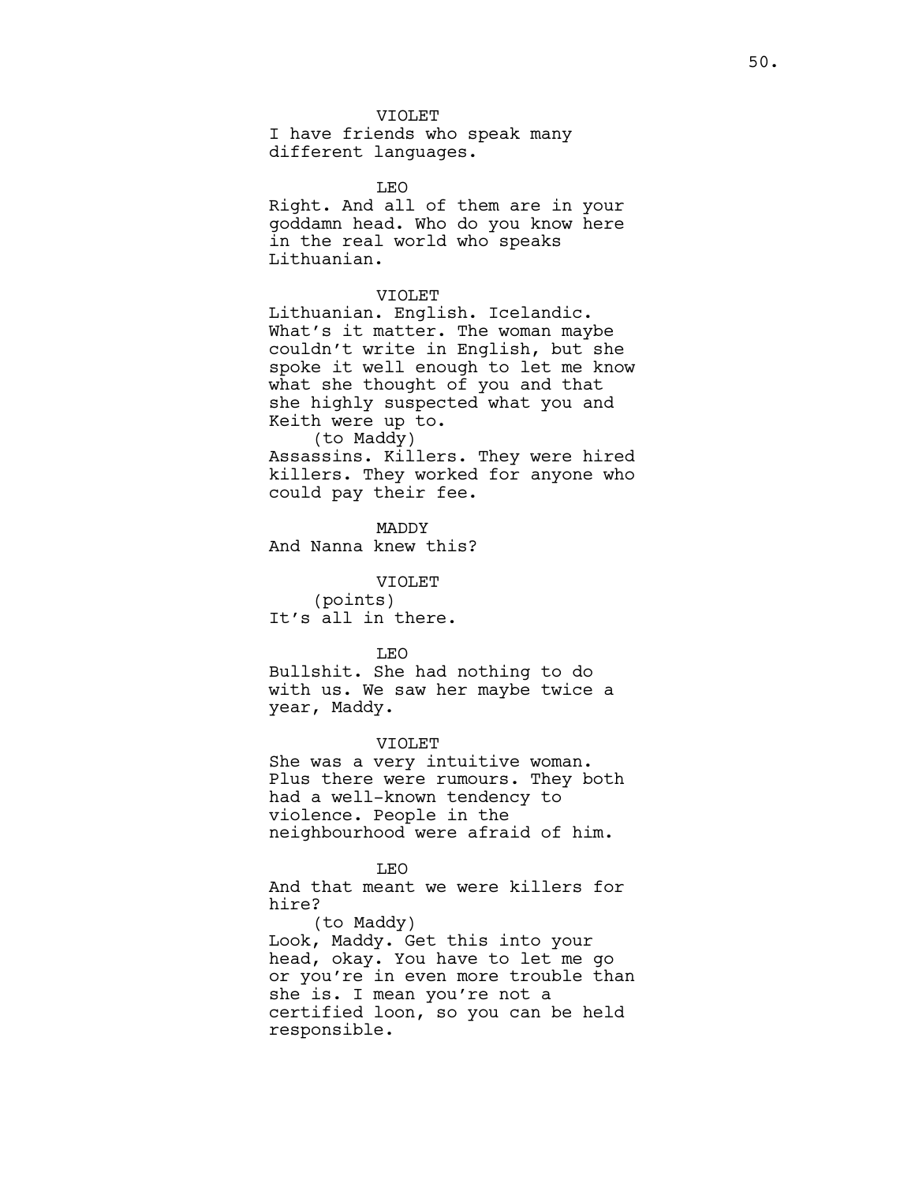VIOLET
I have friends who speak many different languages.

LEO
Right. And all of them are in your goddamn head. Who do you know here in the real world who speaks Lithuanian.

VIOLET
Lithuanian. English. Icelandic. What's it matter. The woman maybe couldn't write in English, but she spoke it well enough to let me know what she thought of you and that she highly suspected what you and Keith were up to.
(to Maddy)
Assassins. Killers. They were hired killers. They worked for anyone who could pay their fee.

MADDY
And Nanna knew this?

VIOLET
(points)
It's all in there.

LEO
Bullshit. She had nothing to do with us. We saw her maybe twice a year, Maddy.

VIOLET
She was a very intuitive woman. Plus there were rumours. They both had a well-known tendency to violence. People in the neighbourhood were afraid of him.

LEO
And that meant we were killers for hire?
(to Maddy)
Look, Maddy. Get this into your head, okay. You have to let me go or you're in even more trouble than she is. I mean you're not a certified loon, so you can be held responsible.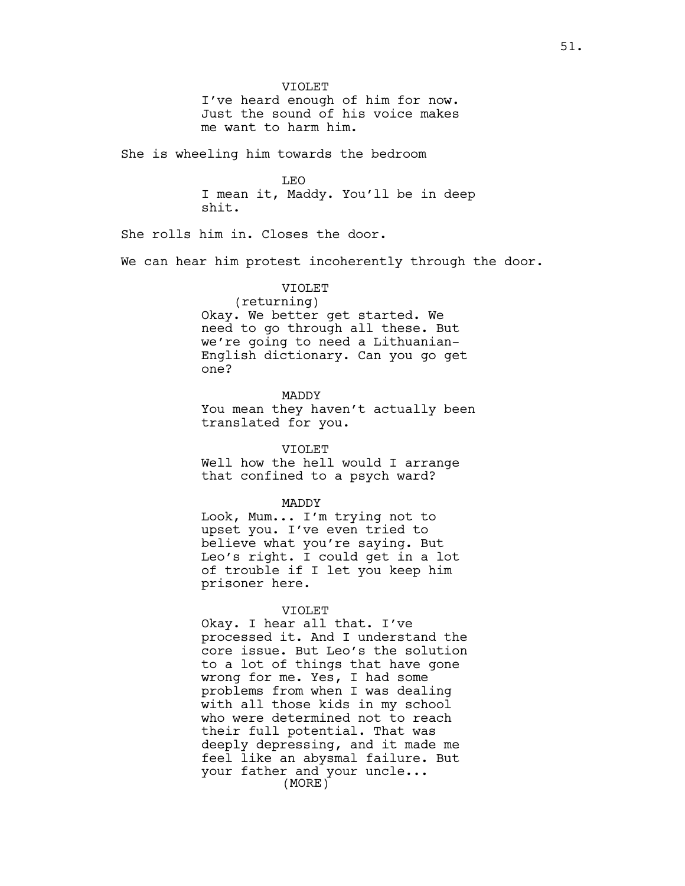VIOLET
I've heard enough of him for now. Just the sound of his voice makes me want to harm him.

She is wheeling him towards the bedroom

LEO
I mean it, Maddy. You'll be in deep shit.

She rolls him in. Closes the door.

We can hear him protest incoherently through the door.

VIOLET
(returning)
Okay. We better get started. We need to go through all these. But we're going to need a Lithuanian-English dictionary. Can you go get one?

MADDY
You mean they haven't actually been translated for you.

VIOLET
Well how the hell would I arrange that confined to a psych ward?

MADDY
Look, Mum... I'm trying not to upset you. I've even tried to believe what you're saying. But Leo's right. I could get in a lot of trouble if I let you keep him prisoner here.

VIOLET
Okay. I hear all that. I've processed it. And I understand the core issue. But Leo's the solution to a lot of things that have gone wrong for me. Yes, I had some problems from when I was dealing with all those kids in my school who were determined not to reach their full potential. That was deeply depressing, and it made me feel like an abysmal failure. But your father and your uncle...
(MORE)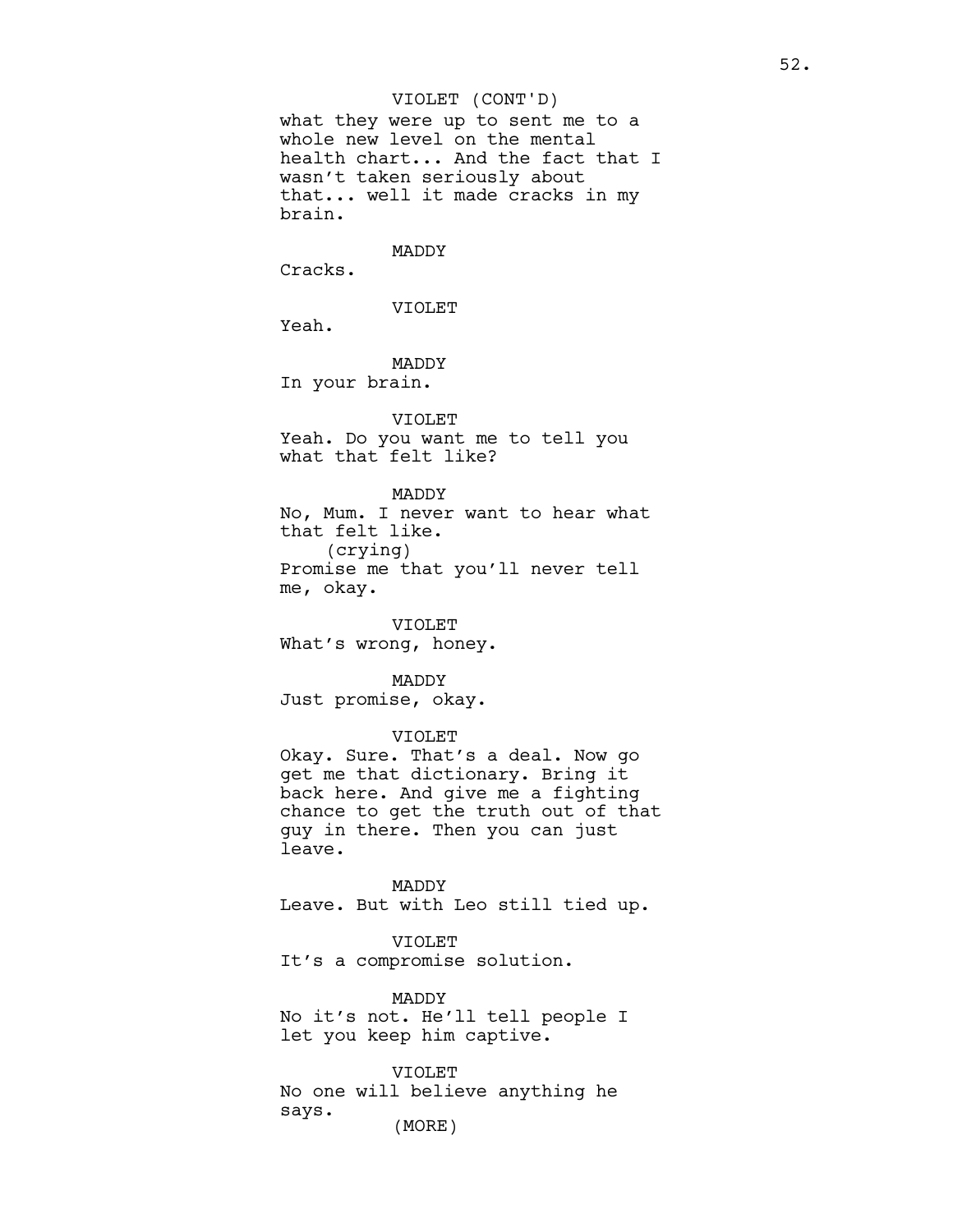VIOLET (CONT'D)

what they were up to sent me to a whole new level on the mental health chart... And the fact that I wasn't taken seriously about that... well it made cracks in my brain.

MADDY

Cracks.

VIOLET

Yeah.

MADDY

In your brain.

VIOLET

Yeah. Do you want me to tell you what that felt like?

MADDY

No, Mum. I never want to hear what that felt like.

(crying)

Promise me that you'll never tell me, okay.

VIOLET

What's wrong, honey.

MADDY

Just promise, okay.

VIOLET

Okay. Sure. That's a deal. Now go get me that dictionary. Bring it back here. And give me a fighting chance to get the truth out of that guy in there. Then you can just leave.

MADDY

Leave. But with Leo still tied up.

VIOLET

It's a compromise solution.

MADDY

No it's not. He'll tell people I let you keep him captive.

VIOLET

No one will believe anything he says.

(MORE)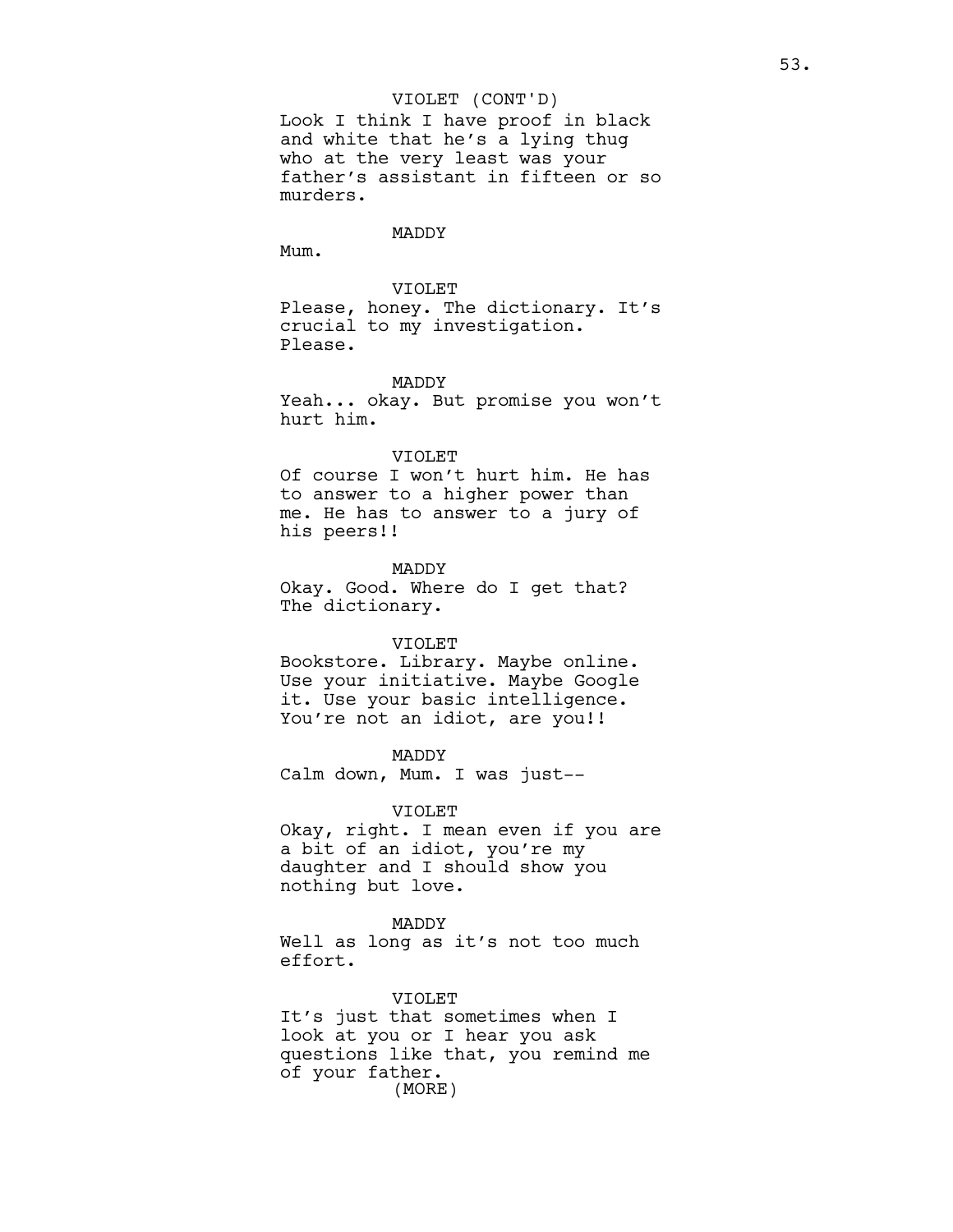VIOLET (CONT'D)
Look I think I have proof in black and white that he's a lying thug who at the very least was your father's assistant in fifteen or so murders.

MADDY
Mum.

VIOLET
Please, honey. The dictionary. It's crucial to my investigation. Please.

MADDY
Yeah... okay. But promise you won't hurt him.

VIOLET
Of course I won't hurt him. He has to answer to a higher power than me. He has to answer to a jury of his peers!!

MADDY
Okay. Good. Where do I get that? The dictionary.

VIOLET
Bookstore. Library. Maybe online. Use your initiative. Maybe Google it. Use your basic intelligence. You're not an idiot, are you!!

MADDY
Calm down, Mum. I was just--

VIOLET
Okay, right. I mean even if you are a bit of an idiot, you're my daughter and I should show you nothing but love.

MADDY
Well as long as it's not too much effort.

VIOLET
It's just that sometimes when I look at you or I hear you ask questions like that, you remind me of your father.
(MORE)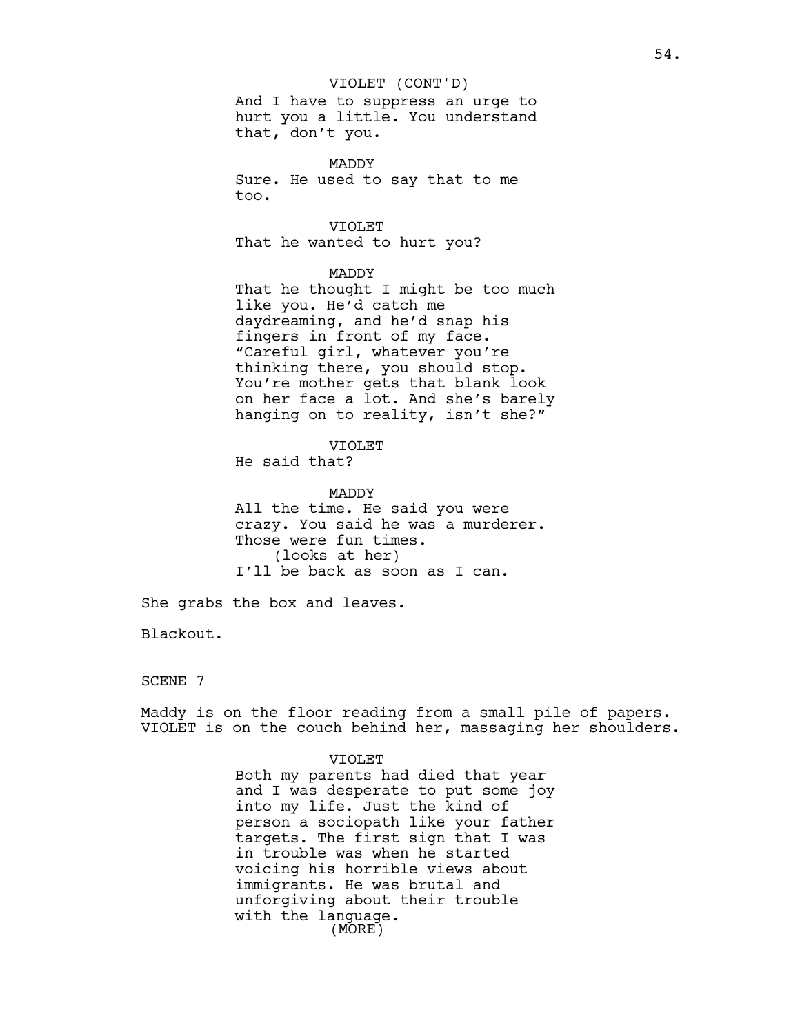VIOLET (CONT'D)
And I have to suppress an urge to hurt you a little. You understand that, don't you.

MADDY
Sure. He used to say that to me too.

VIOLET
That he wanted to hurt you?

MADDY
That he thought I might be too much like you. He'd catch me daydreaming, and he'd snap his fingers in front of my face. "Careful girl, whatever you're thinking there, you should stop. You're mother gets that blank look on her face a lot. And she's barely hanging on to reality, isn't she?"

VIOLET
He said that?

MADDY
All the time. He said you were crazy. You said he was a murderer. Those were fun times.
(looks at her)
I'll be back as soon as I can.

She grabs the box and leaves.

Blackout.

SCENE 7

Maddy is on the floor reading from a small pile of papers. VIOLET is on the couch behind her, massaging her shoulders.

VIOLET
Both my parents had died that year and I was desperate to put some joy into my life. Just the kind of person a sociopath like your father targets. The first sign that I was in trouble was when he started voicing his horrible views about immigrants. He was brutal and unforgiving about their trouble with the language.
(MORE)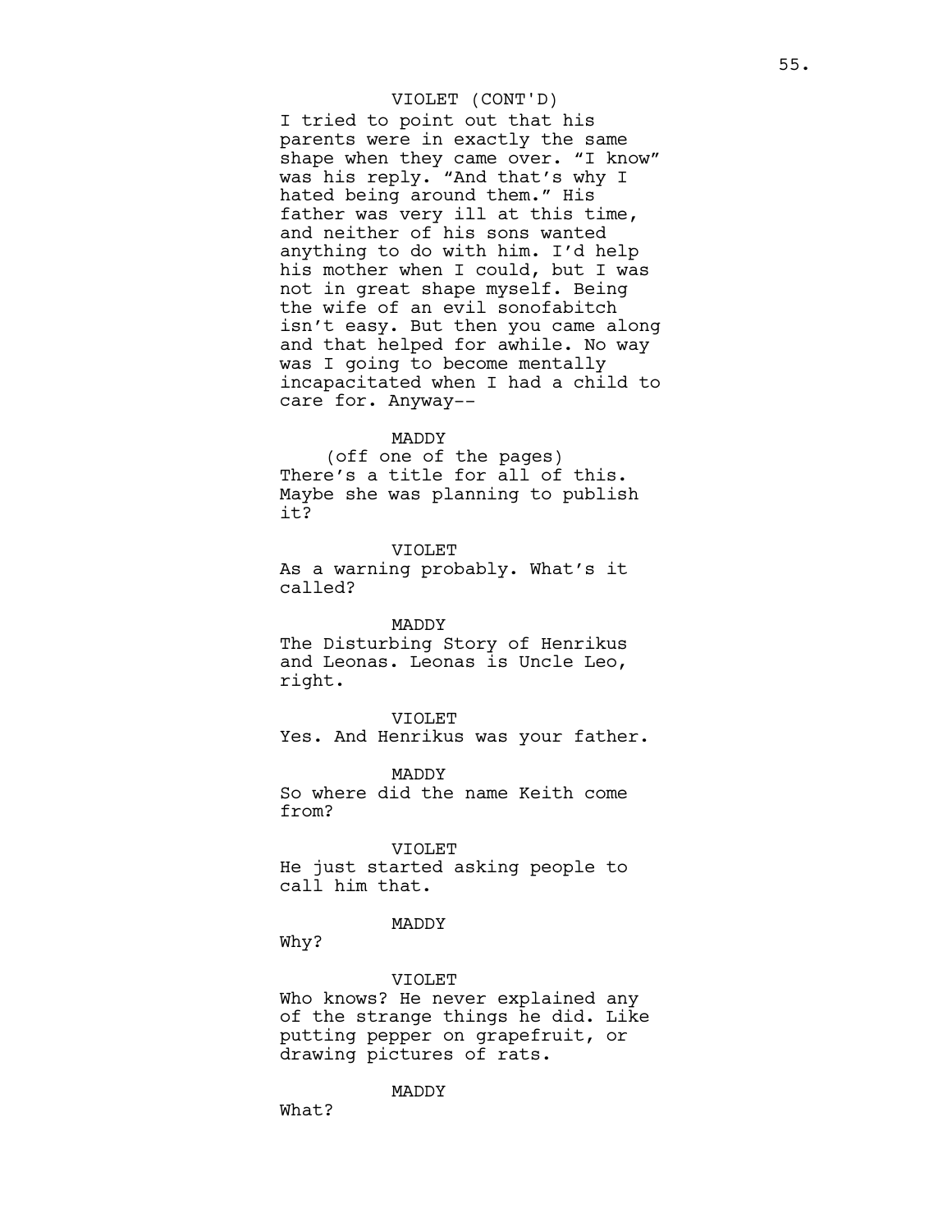VIOLET (CONT'D)

I tried to point out that his parents were in exactly the same shape when they came over. “I know” was his reply. “And that’s why I hated being around them.” His father was very ill at this time, and neither of his sons wanted anything to do with him. I’d help his mother when I could, but I was not in great shape myself. Being the wife of an evil sonofabitch isn’t easy. But then you came along and that helped for awhile. No way was I going to become mentally incapacitated when I had a child to care for. Anyway--

MADDY

(off one of the pages)

There’s a title for all of this. Maybe she was planning to publish it?

VIOLET

As a warning probably. What’s it called?

MADDY

The Disturbing Story of Henrikus and Leonas. Leonas is Uncle Leo, right.

VIOLET

Yes. And Henrikus was your father.

MADDY

So where did the name Keith come from?

VIOLET

He just started asking people to call him that.

MADDY

Why?

VIOLET

Who knows? He never explained any of the strange things he did. Like putting pepper on grapefruit, or drawing pictures of rats.

MADDY

What?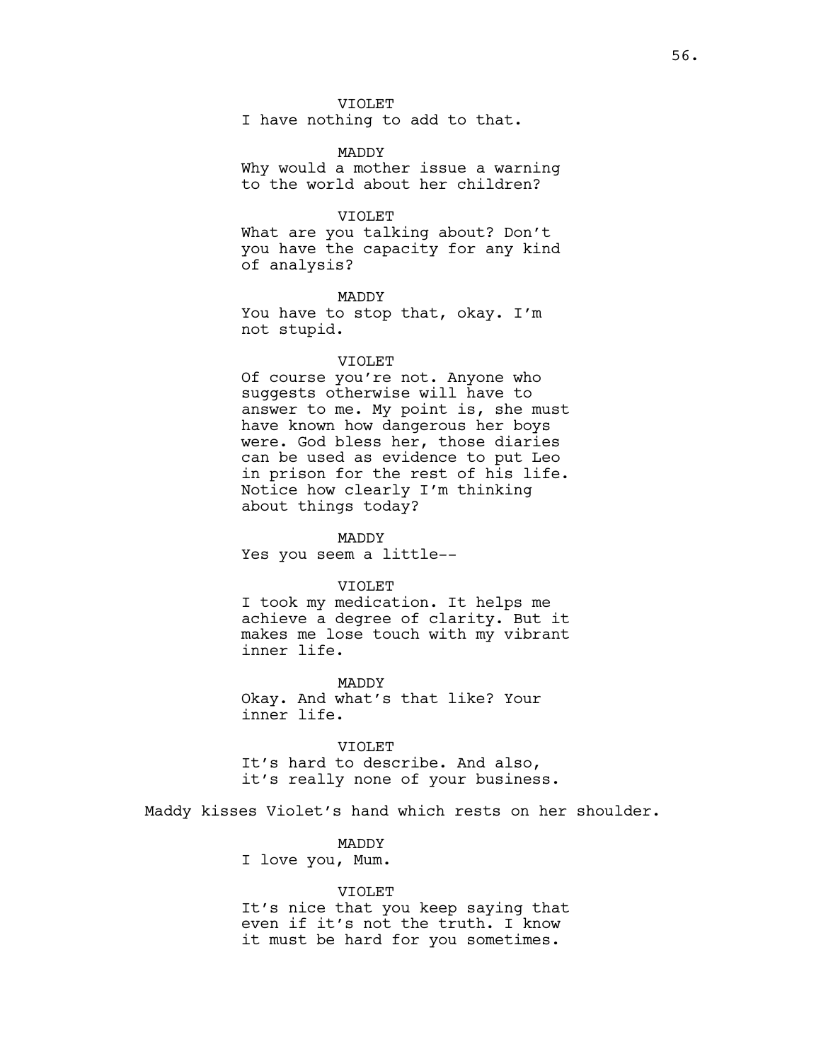VIOLET
I have nothing to add to that.

MADDY
Why would a mother issue a warning to the world about her children?

VIOLET
What are you talking about? Don't you have the capacity for any kind of analysis?

MADDY
You have to stop that, okay. I'm not stupid.

VIOLET
Of course you're not. Anyone who suggests otherwise will have to answer to me. My point is, she must have known how dangerous her boys were. God bless her, those diaries can be used as evidence to put Leo in prison for the rest of his life. Notice how clearly I'm thinking about things today?

MADDY
Yes you seem a little--

VIOLET
I took my medication. It helps me achieve a degree of clarity. But it makes me lose touch with my vibrant inner life.

MADDY
Okay. And what's that like? Your inner life.

VIOLET
It's hard to describe. And also, it's really none of your business.

Maddy kisses Violet's hand which rests on her shoulder.

MADDY
I love you, Mum.

VIOLET
It's nice that you keep saying that even if it's not the truth. I know it must be hard for you sometimes.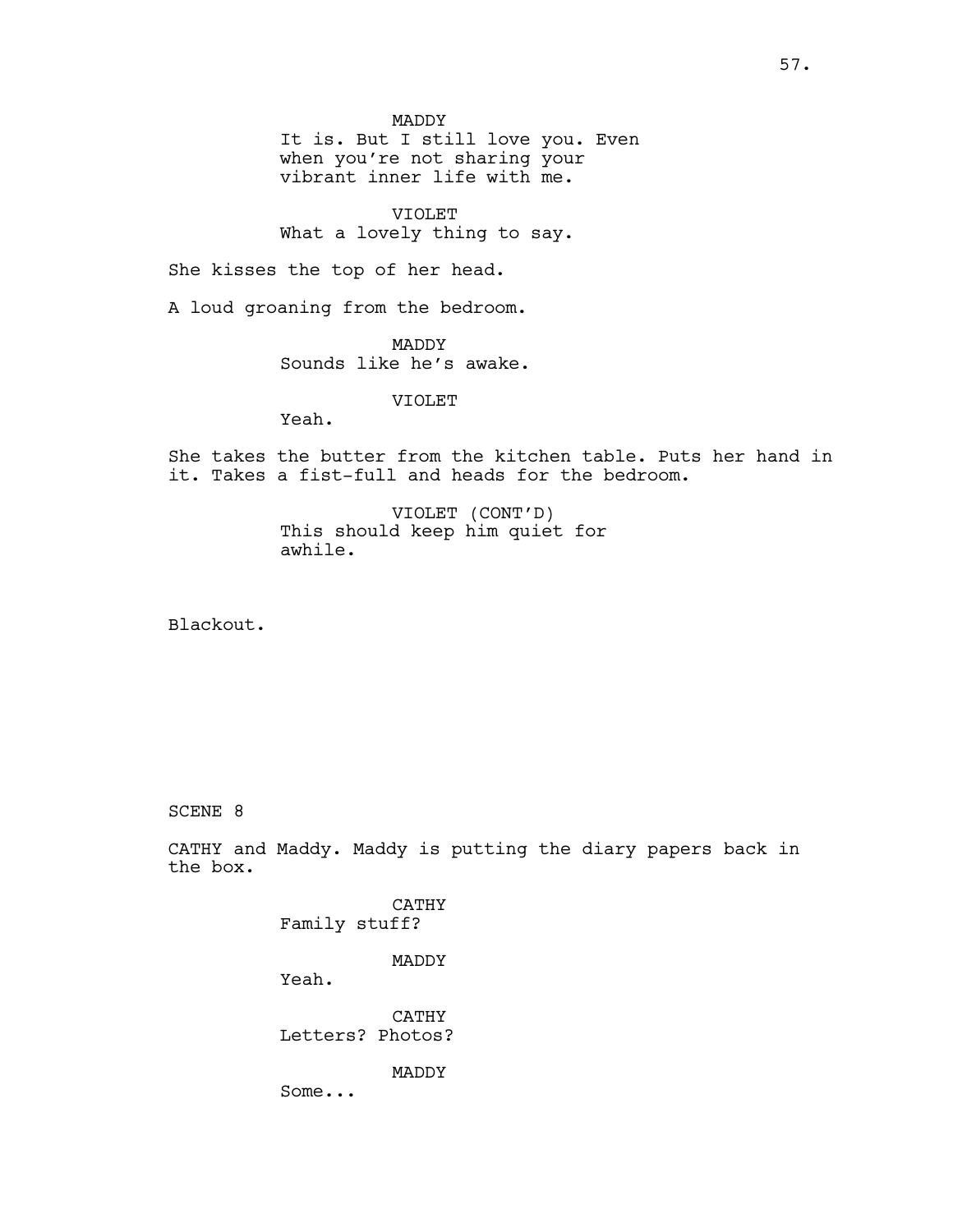MADDY
It is. But I still love you. Even when you're not sharing your vibrant inner life with me.

VIOLET
What a lovely thing to say.

She kisses the top of her head.

A loud groaning from the bedroom.

MADDY
Sounds like he's awake.

VIOLET
Yeah.

She takes the butter from the kitchen table. Puts her hand in it. Takes a fist-full and heads for the bedroom.

VIOLET (CONT'D)
This should keep him quiet for awhile.

Blackout.

SCENE 8

CATHY and Maddy. Maddy is putting the diary papers back in the box.

CATHY
Family stuff?

MADDY
Yeah.

CATHY
Letters? Photos?

MADDY
Some...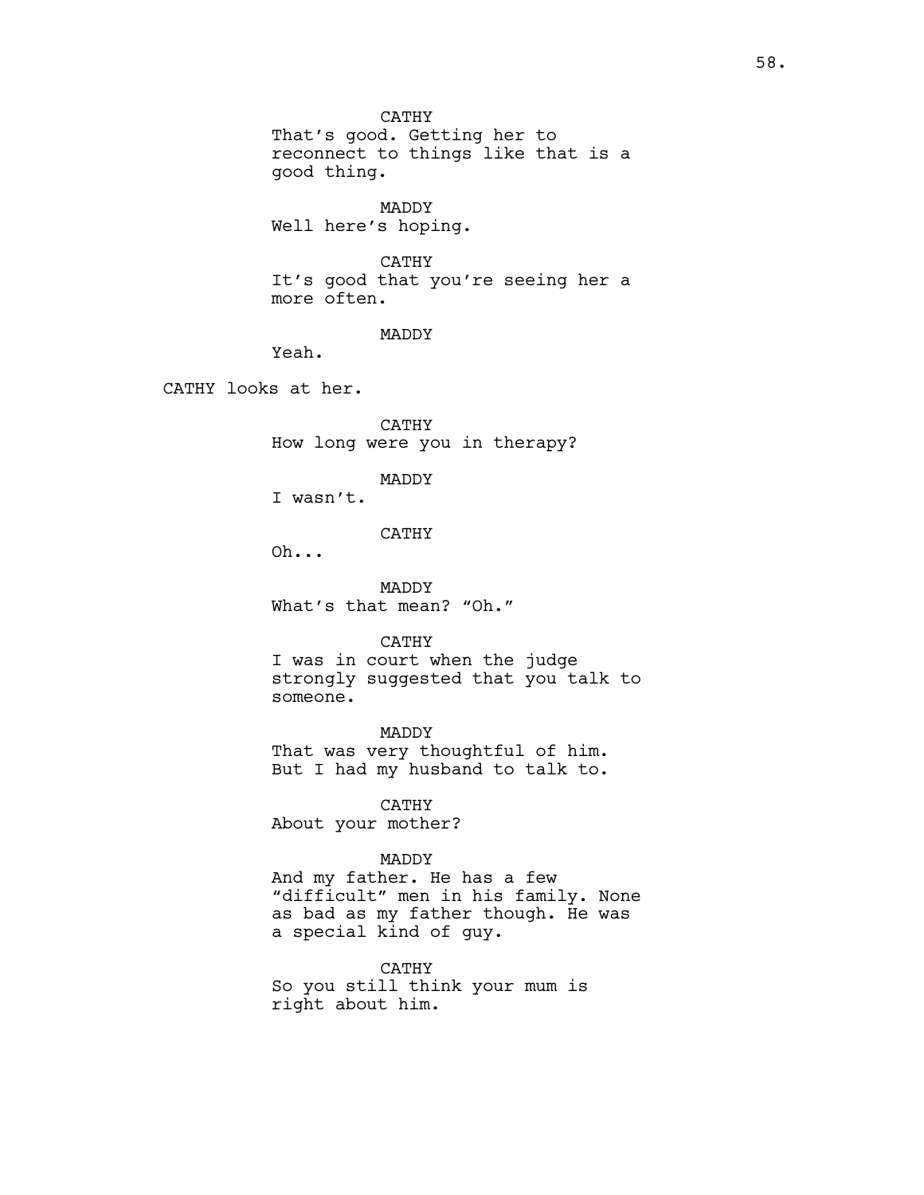CATHY
That's good. Getting her to reconnect to things like that is a good thing.

MADDY
Well here's hoping.

CATHY
It's good that you're seeing her a more often.

MADDY
Yeah.

CATHY looks at her.

CATHY
How long were you in therapy?

MADDY
I wasn't.

CATHY
Oh...

MADDY
What's that mean? "Oh."

CATHY
I was in court when the judge strongly suggested that you talk to someone.

MADDY
That was very thoughtful of him. But I had my husband to talk to.

CATHY
About your mother?

MADDY
And my father. He has a few "difficult" men in his family. None as bad as my father though. He was a special kind of guy.

CATHY
So you still think your mum is right about him.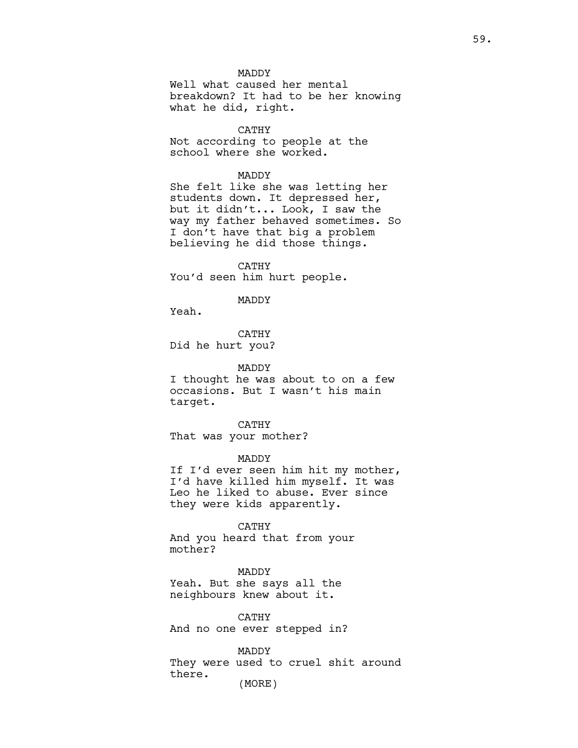MADDY
Well what caused her mental breakdown? It had to be her knowing what he did, right.

CATHY
Not according to people at the school where she worked.

MADDY
She felt like she was letting her students down. It depressed her, but it didn't... Look, I saw the way my father behaved sometimes. So I don't have that big a problem believing he did those things.

CATHY
You'd seen him hurt people.

MADDY
Yeah.

CATHY
Did he hurt you?

MADDY
I thought he was about to on a few occasions. But I wasn't his main target.

CATHY
That was your mother?

MADDY
If I'd ever seen him hit my mother, I'd have killed him myself. It was Leo he liked to abuse. Ever since they were kids apparently.

CATHY
And you heard that from your mother?

MADDY
Yeah. But she says all the neighbours knew about it.

CATHY
And no one ever stepped in?

MADDY
They were used to cruel shit around there.
(MORE)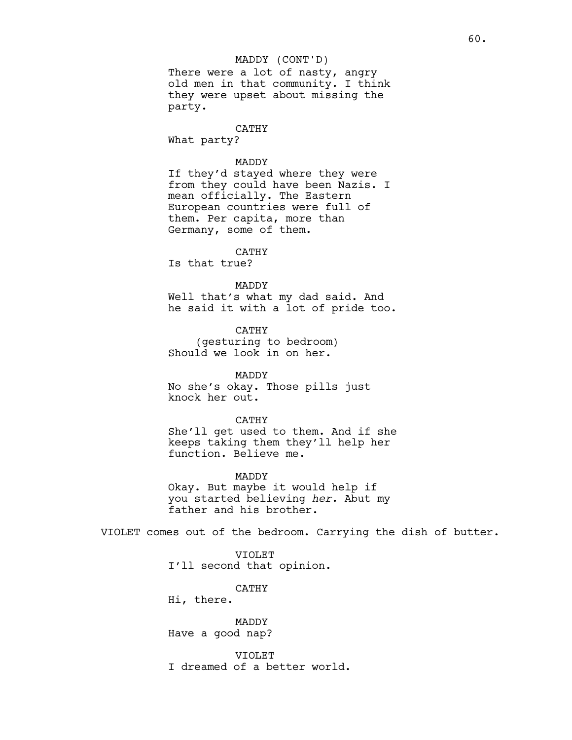MADDY (CONT'D)
There were a lot of nasty, angry old men in that community. I think they were upset about missing the party.

CATHY
What party?

MADDY
If they'd stayed where they were from they could have been Nazis. I mean officially. The Eastern European countries were full of them. Per capita, more than Germany, some of them.

CATHY
Is that true?

MADDY
Well that's what my dad said. And he said it with a lot of pride too.

CATHY
(gesturing to bedroom)
Should we look in on her.

MADDY
No she's okay. Those pills just knock her out.

CATHY
She'll get used to them. And if she keeps taking them they'll help her function. Believe me.

MADDY
Okay. But maybe it would help if you started believing *her*. Abut my father and his brother.

VIOLET comes out of the bedroom. Carrying the dish of butter.

VIOLET
I'll second that opinion.

CATHY
Hi, there.

MADDY
Have a good nap?

VIOLET
I dreamed of a better world.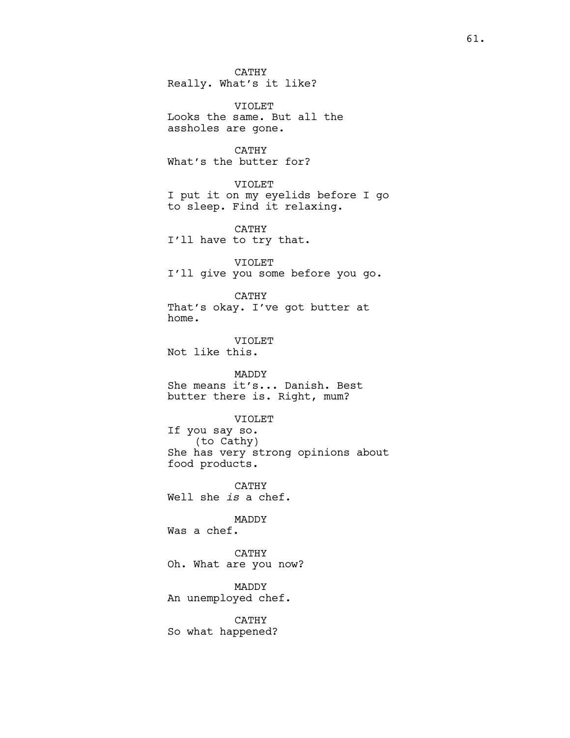CATHY
Really. What's it like?

VIOLET
Looks the same. But all the assholes are gone.

CATHY
What's the butter for?

VIOLET
I put it on my eyelids before I go to sleep. Find it relaxing.

CATHY
I'll have to try that.

VIOLET
I'll give you some before you go.

CATHY
That's okay. I've got butter at home.

VIOLET
Not like this.

MADDY
She means it's... Danish. Best butter there is. Right, mum?

VIOLET
If you say so.
(to Cathy)
She has very strong opinions about food products.

CATHY
Well she *is* a chef.

MADDY
Was a chef.

CATHY
Oh. What are you now?

MADDY
An unemployed chef.

CATHY
So what happened?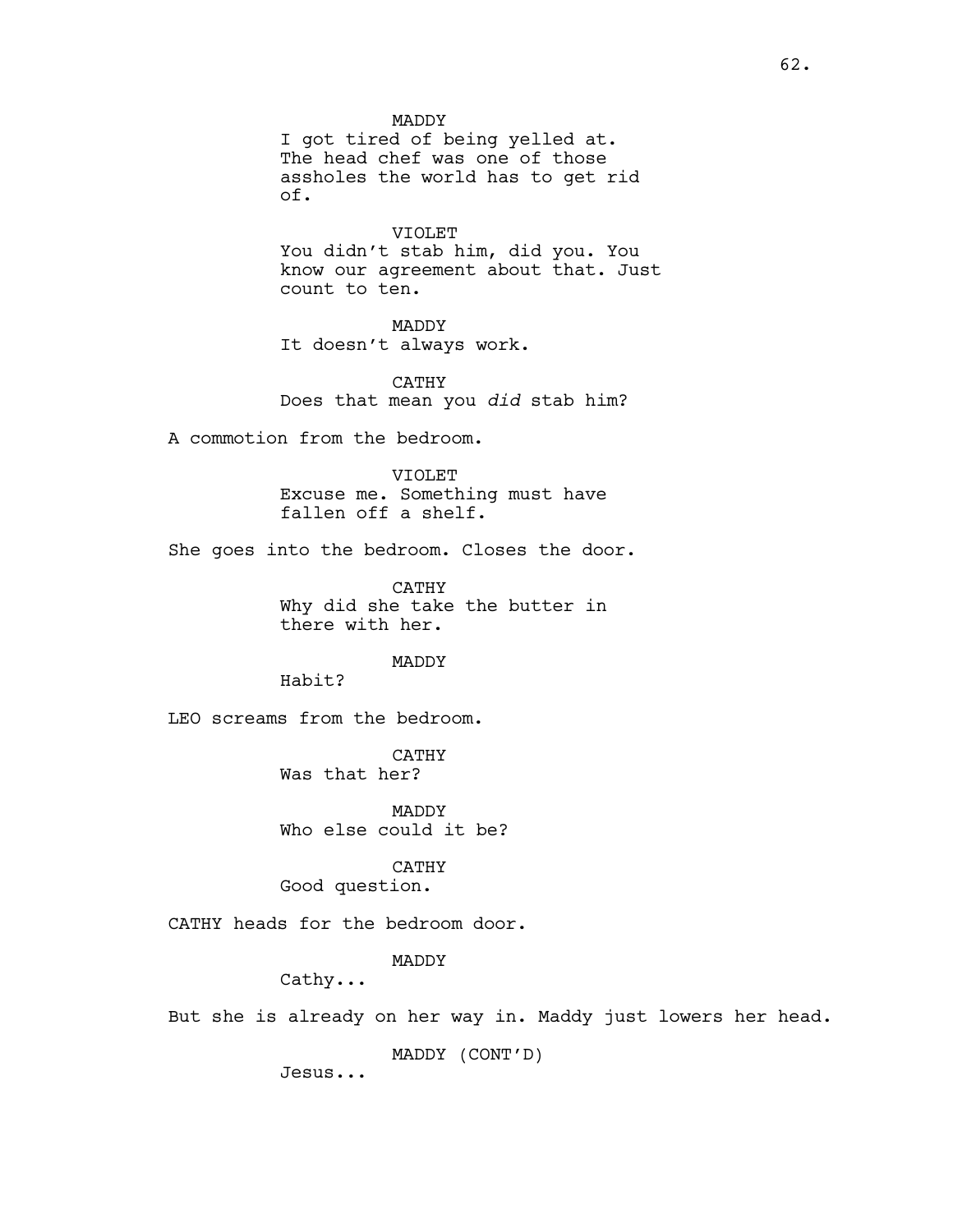MADDY
I got tired of being yelled at. The head chef was one of those assholes the world has to get rid of.

VIOLET
You didn't stab him, did you. You know our agreement about that. Just count to ten.

MADDY
It doesn't always work.

CATHY
Does that mean you *did* stab him?

A commotion from the bedroom.

VIOLET
Excuse me. Something must have fallen off a shelf.

She goes into the bedroom. Closes the door.

CATHY
Why did she take the butter in there with her.

MADDY
Habit?

LEO screams from the bedroom.

CATHY
Was that her?

MADDY
Who else could it be?

CATHY
Good question.

CATHY heads for the bedroom door.

MADDY
Cathy...

But she is already on her way in. Maddy just lowers her head.

MADDY (CONT'D)
Jesus...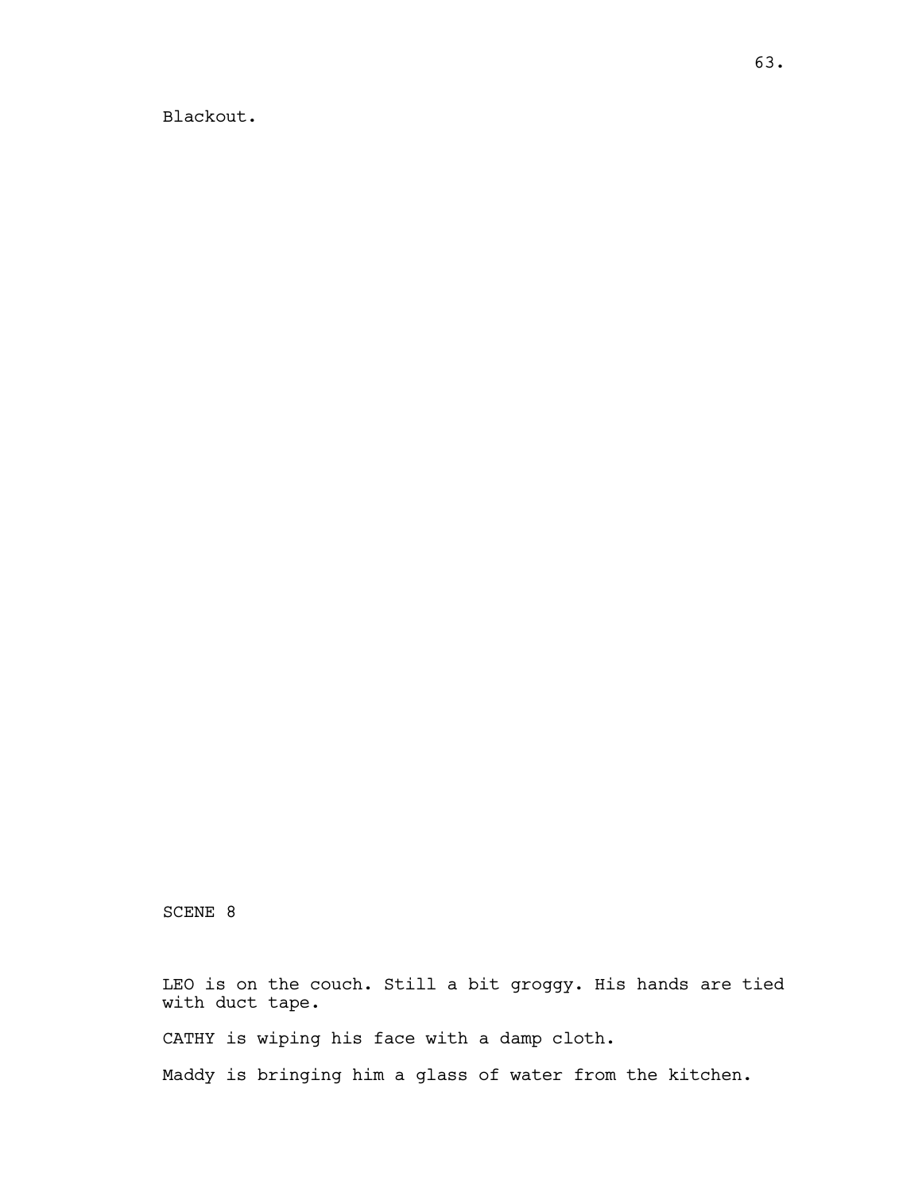Blackout.

SCENE 8

LEO is on the couch. Still a bit groggy. His hands are tied with duct tape.

CATHY is wiping his face with a damp cloth.

Maddy is bringing him a glass of water from the kitchen.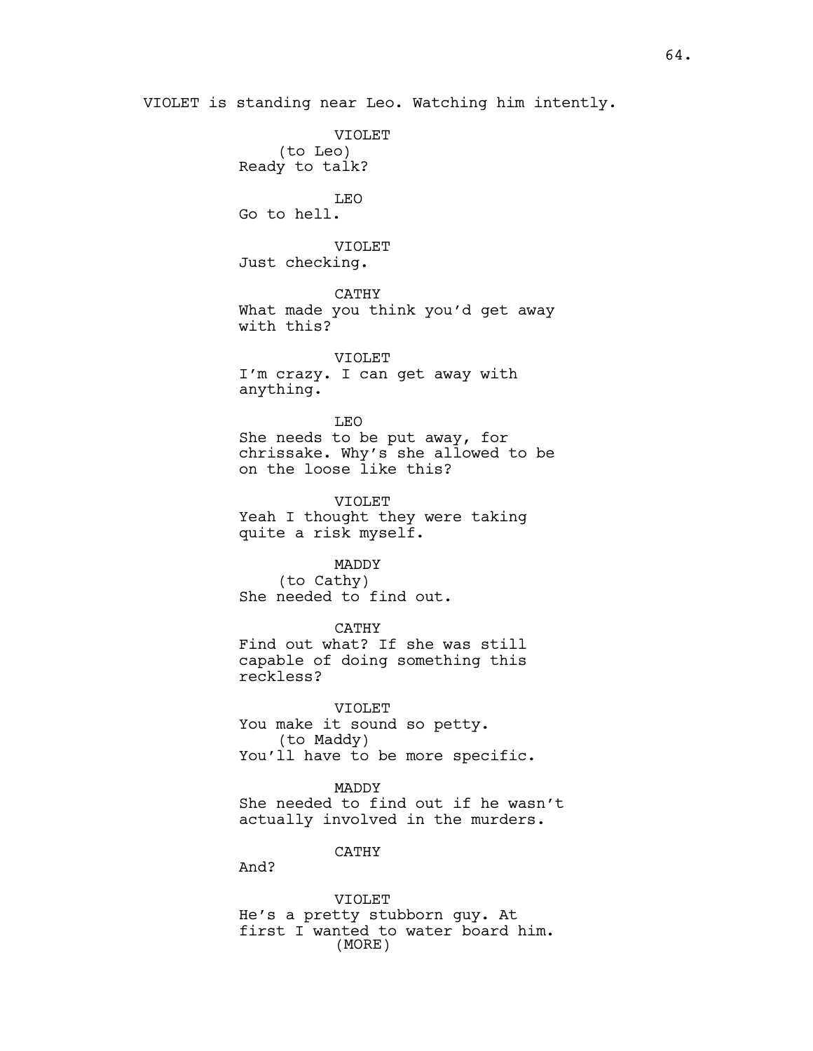VIOLET is standing near Leo. Watching him intently.

VIOLET
(to Leo)
Ready to talk?

LEO
Go to hell.

VIOLET
Just checking.

CATHY
What made you think you'd get away with this?

VIOLET
I'm crazy. I can get away with anything.

LEO
She needs to be put away, for chrissake. Why's she allowed to be on the loose like this?

VIOLET
Yeah I thought they were taking quite a risk myself.

MADDY
(to Cathy)
She needed to find out.

CATHY
Find out what? If she was still capable of doing something this reckless?

VIOLET
You make it sound so petty.
(to Maddy)
You'll have to be more specific.

MADDY
She needed to find out if he wasn't actually involved in the murders.

CATHY
And?

VIOLET
He's a pretty stubborn guy. At first I wanted to water board him.
(MORE)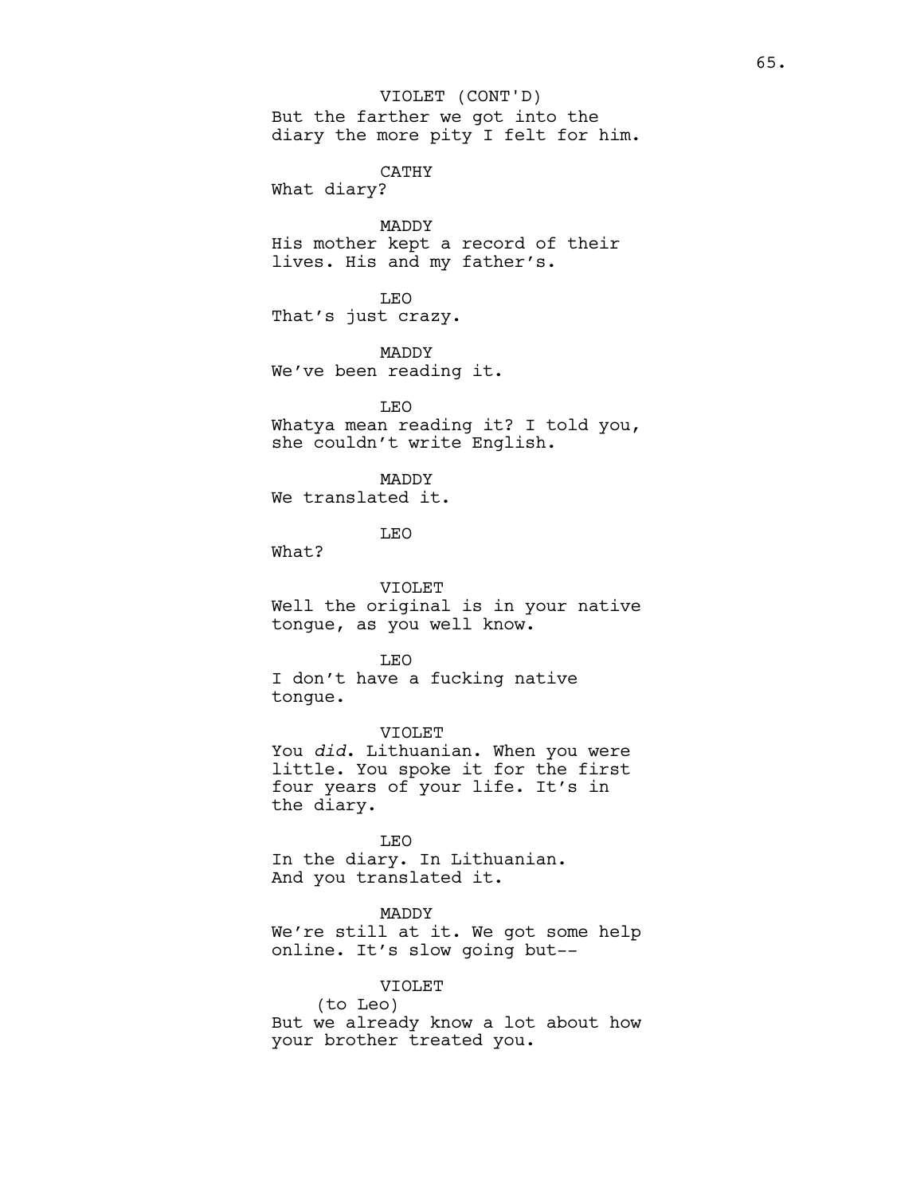VIOLET (CONT'D)
But the farther we got into the diary the more pity I felt for him.

CATHY
What diary?

MADDY
His mother kept a record of their lives. His and my father's.

LEO
That's just crazy.

MADDY
We've been reading it.

LEO
Whatya mean reading it? I told you, she couldn't write English.

MADDY
We translated it.

LEO
What?

VIOLET
Well the original is in your native tongue, as you well know.

LEO
I don't have a fucking native tongue.

VIOLET
You *did*. Lithuanian. When you were little. You spoke it for the first four years of your life. It's in the diary.

LEO
In the diary. In Lithuanian. And you translated it.

MADDY
We're still at it. We got some help online. It's slow going but--

VIOLET
(to Leo)
But we already know a lot about how your brother treated you.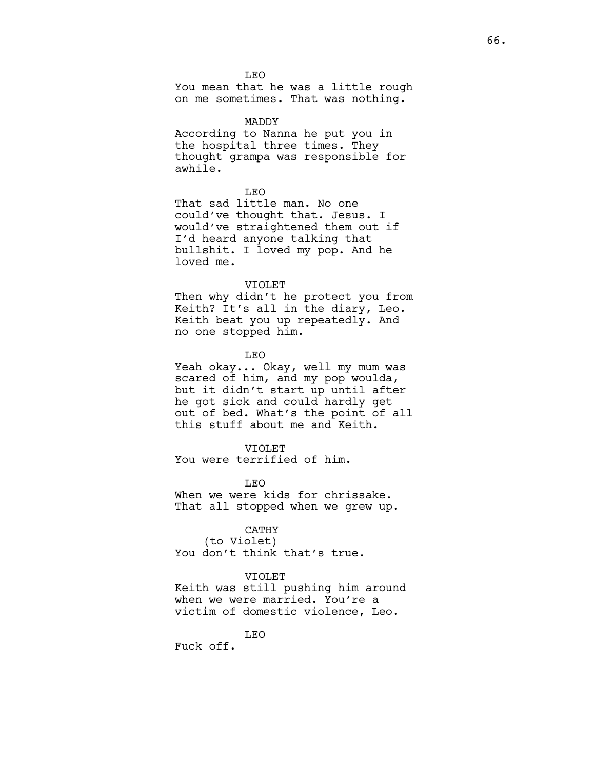LEO

You mean that he was a little rough on me sometimes. That was nothing.

MADDY

According to Nanna he put you in the hospital three times. They thought grampa was responsible for awhile.

LEO

That sad little man. No one could've thought that. Jesus. I would've straightened them out if I'd heard anyone talking that bullshit. I loved my pop. And he loved me.

VIOLET

Then why didn't he protect you from Keith? It's all in the diary, Leo. Keith beat you up repeatedly. And no one stopped him.

LEO

Yeah okay... Okay, well my mum was scared of him, and my pop woulda, but it didn't start up until after he got sick and could hardly get out of bed. What's the point of all this stuff about me and Keith.

VIOLET

You were terrified of him.

LEO

When we were kids for chrissake. That all stopped when we grew up.

CATHY

(to Violet)

You don't think that's true.

VIOLET

Keith was still pushing him around when we were married. You're a victim of domestic violence, Leo.

LEO

Fuck off.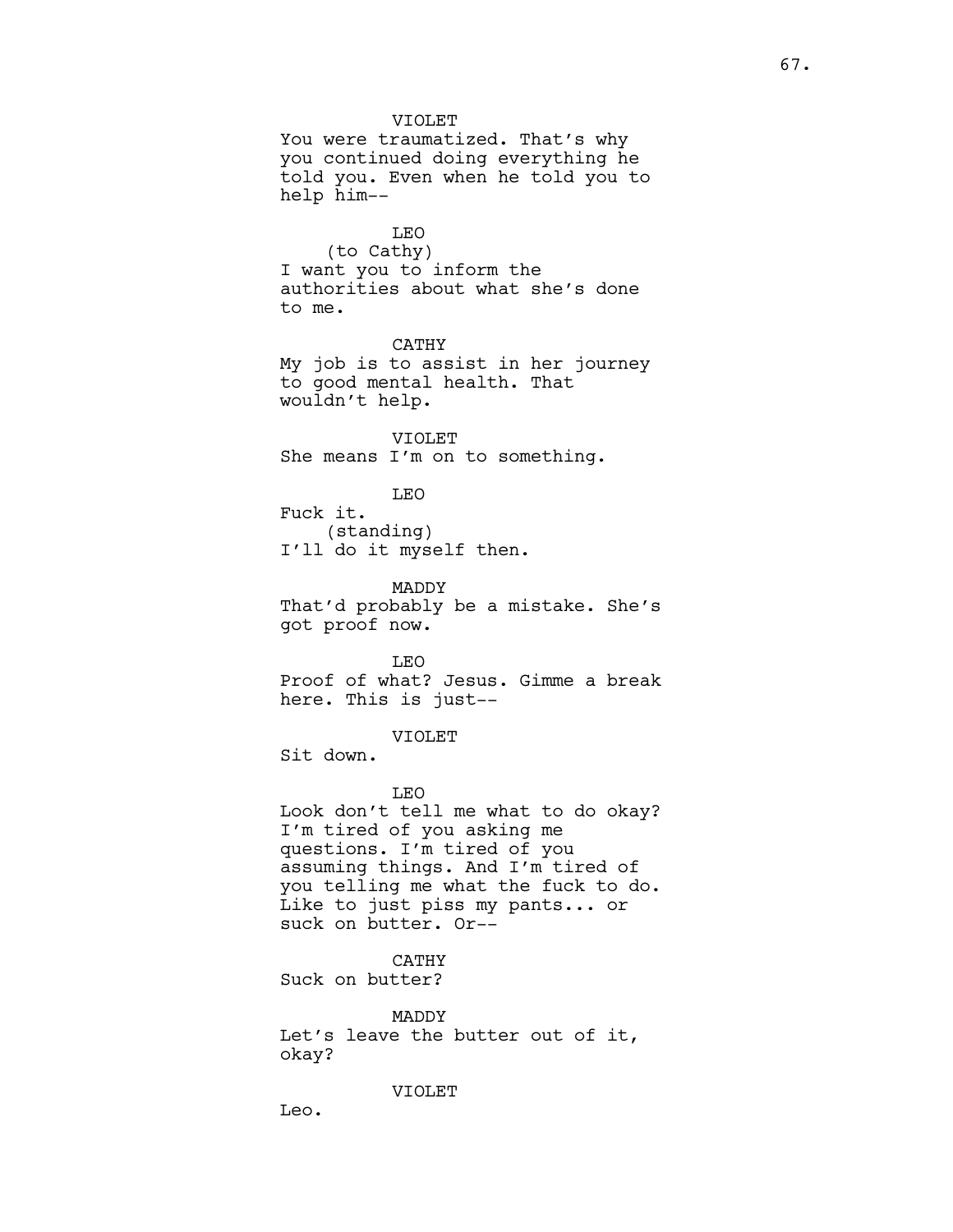VIOLET
You were traumatized. That's why you continued doing everything he told you. Even when he told you to help him--

LEO
(to Cathy)
I want you to inform the authorities about what she's done to me.

CATHY
My job is to assist in her journey to good mental health. That wouldn't help.

VIOLET
She means I'm on to something.

LEO
Fuck it.
(standing)
I'll do it myself then.

MADDY
That'd probably be a mistake. She's got proof now.

LEO
Proof of what? Jesus. Gimme a break here. This is just--

VIOLET
Sit down.

LEO
Look don't tell me what to do okay? I'm tired of you asking me questions. I'm tired of you assuming things. And I'm tired of you telling me what the fuck to do. Like to just piss my pants... or suck on butter. Or--

CATHY
Suck on butter?

MADDY
Let's leave the butter out of it, okay?

VIOLET
Leo.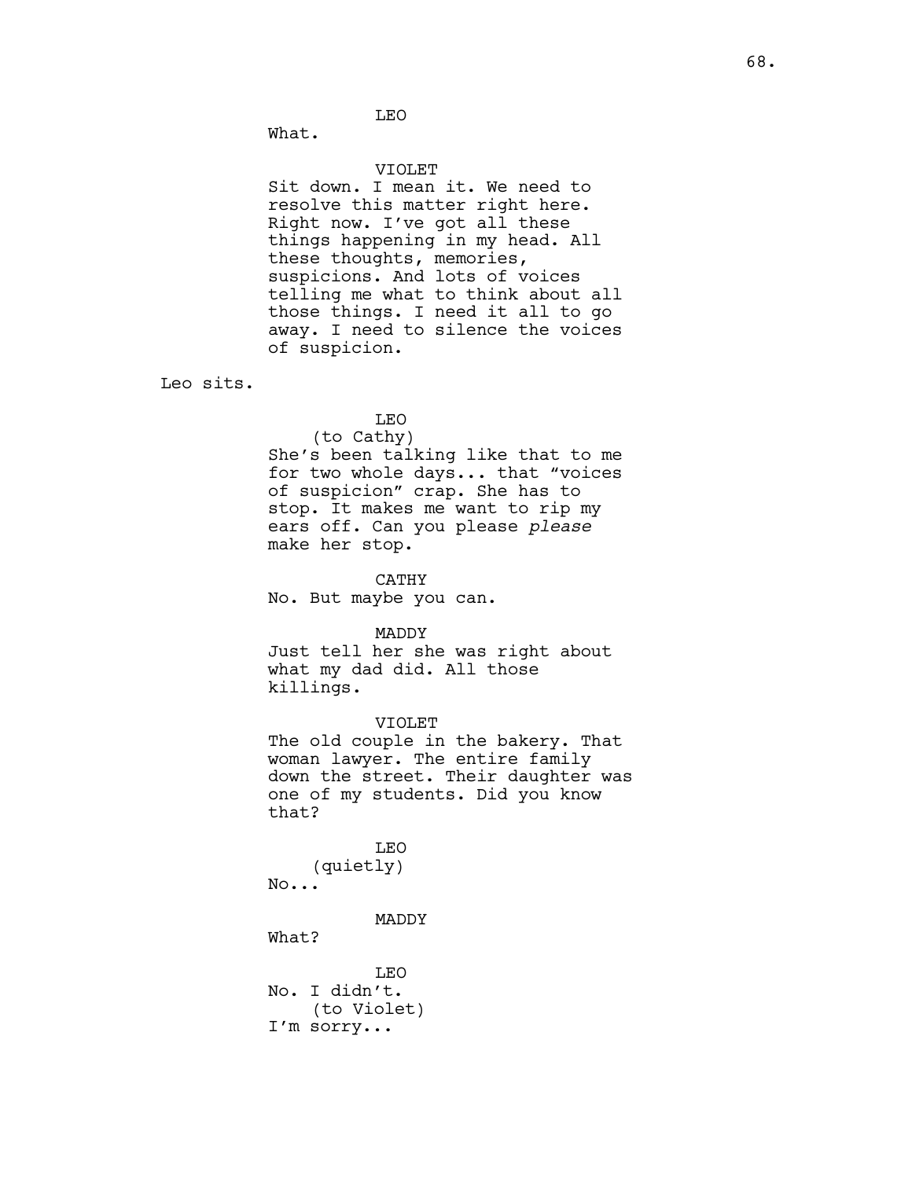LEO

What.

VIOLET

Sit down. I mean it. We need to resolve this matter right here. Right now. I've got all these things happening in my head. All these thoughts, memories, suspicions. And lots of voices telling me what to think about all those things. I need it all to go away. I need to silence the voices of suspicion.

Leo sits.

LEO

(to Cathy)

She's been talking like that to me for two whole days... that "voices of suspicion" crap. She has to stop. It makes me want to rip my ears off. Can you please *please* make her stop.

CATHY

No. But maybe you can.

MADDY

Just tell her she was right about what my dad did. All those killings.

VIOLET

The old couple in the bakery. That woman lawyer. The entire family down the street. Their daughter was one of my students. Did you know that?

LEO

(quietly)

No...

MADDY

What?

LEO

No. I didn't.

(to Violet)

I'm sorry...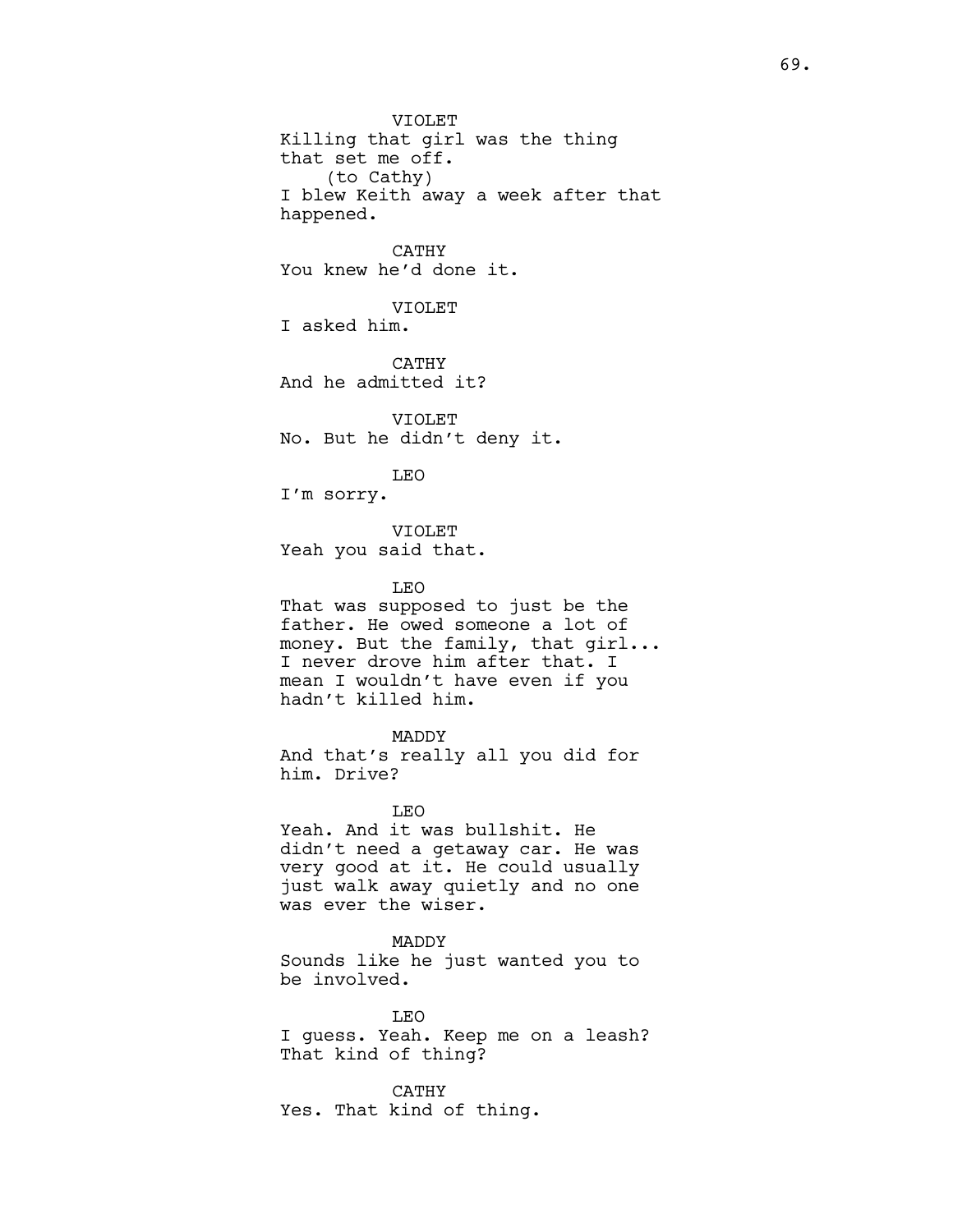VIOLET
Killing that girl was the thing that set me off.
(to Cathy)
I blew Keith away a week after that happened.

CATHY
You knew he'd done it.

VIOLET
I asked him.

CATHY
And he admitted it?

VIOLET
No. But he didn't deny it.

LEO
I'm sorry.

VIOLET
Yeah you said that.

LEO
That was supposed to just be the father. He owed someone a lot of money. But the family, that girl... I never drove him after that. I mean I wouldn't have even if you hadn't killed him.

MADDY
And that's really all you did for him. Drive?

LEO
Yeah. And it was bullshit. He didn't need a getaway car. He was very good at it. He could usually just walk away quietly and no one was ever the wiser.

MADDY
Sounds like he just wanted you to be involved.

LEO
I guess. Yeah. Keep me on a leash? That kind of thing?

CATHY
Yes. That kind of thing.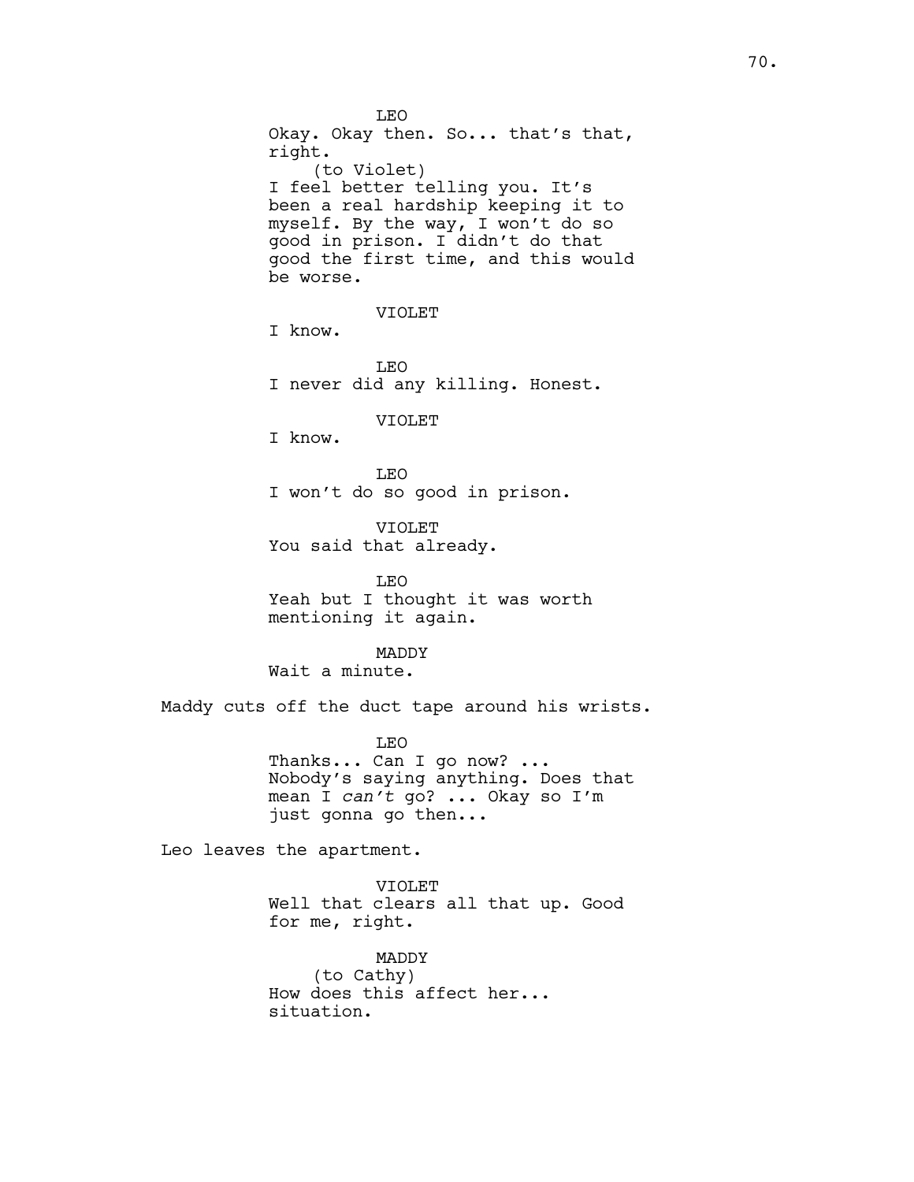LEO
Okay. Okay then. So... that's that, right.
(to Violet)
I feel better telling you. It's been a real hardship keeping it to myself. By the way, I won't do so good in prison. I didn't do that good the first time, and this would be worse.

VIOLET
I know.

LEO
I never did any killing. Honest.

VIOLET
I know.

LEO
I won't do so good in prison.

VIOLET
You said that already.

LEO
Yeah but I thought it was worth mentioning it again.

MADDY
Wait a minute.

Maddy cuts off the duct tape around his wrists.

LEO
Thanks... Can I go now? ... Nobody's saying anything. Does that mean I *can't* go? ... Okay so I'm just gonna go then...

Leo leaves the apartment.

VIOLET
Well that clears all that up. Good for me, right.

MADDY
(to Cathy)
How does this affect her... situation.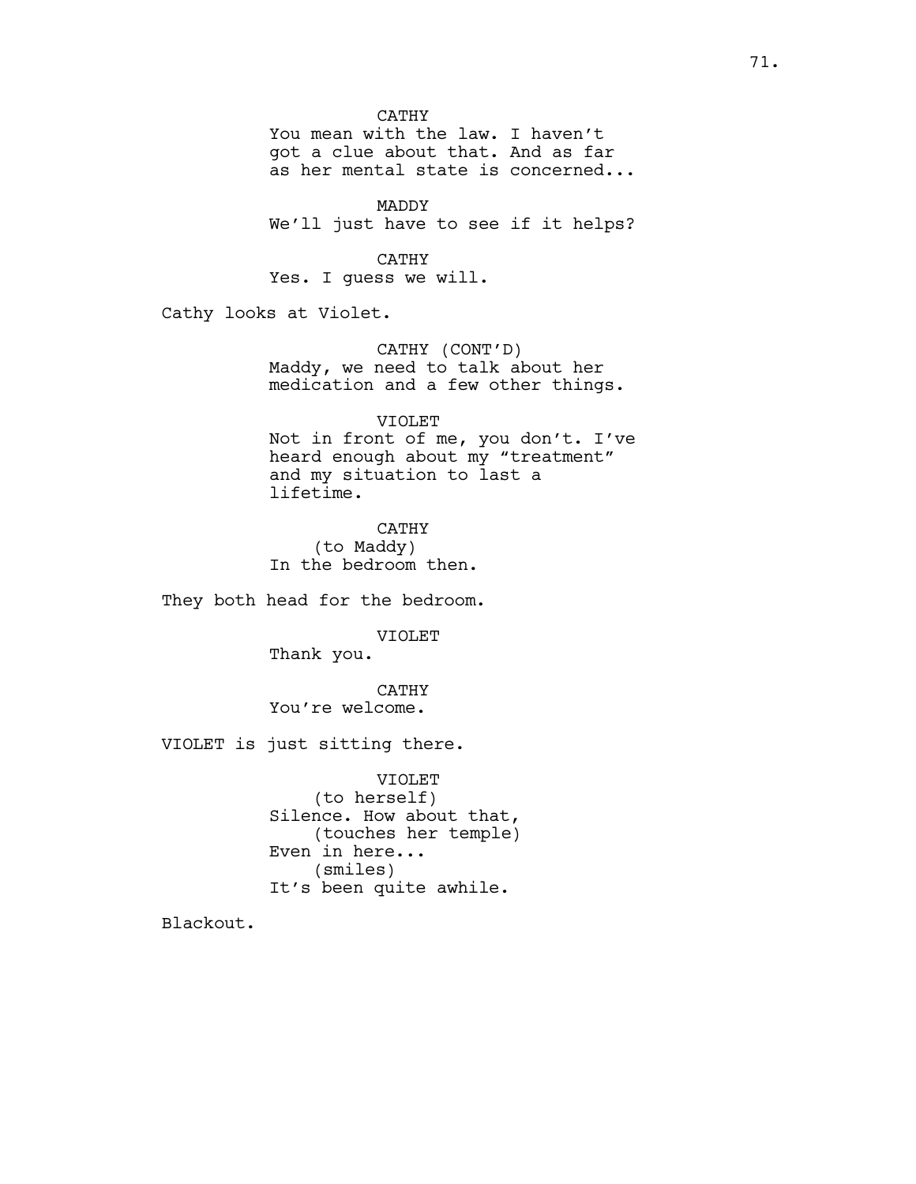CATHY
You mean with the law. I haven't got a clue about that. And as far as her mental state is concerned...

MADDY
We'll just have to see if it helps?

CATHY
Yes. I guess we will.

Cathy looks at Violet.

CATHY (CONT'D)
Maddy, we need to talk about her medication and a few other things.

VIOLET
Not in front of me, you don't. I've heard enough about my "treatment" and my situation to last a lifetime.

CATHY
(to Maddy)
In the bedroom then.

They both head for the bedroom.

VIOLET
Thank you.

CATHY
You're welcome.

VIOLET is just sitting there.

VIOLET
(to herself)
Silence. How about that,
(touches her temple)
Even in here...
(smiles)
It's been quite awhile.

Blackout.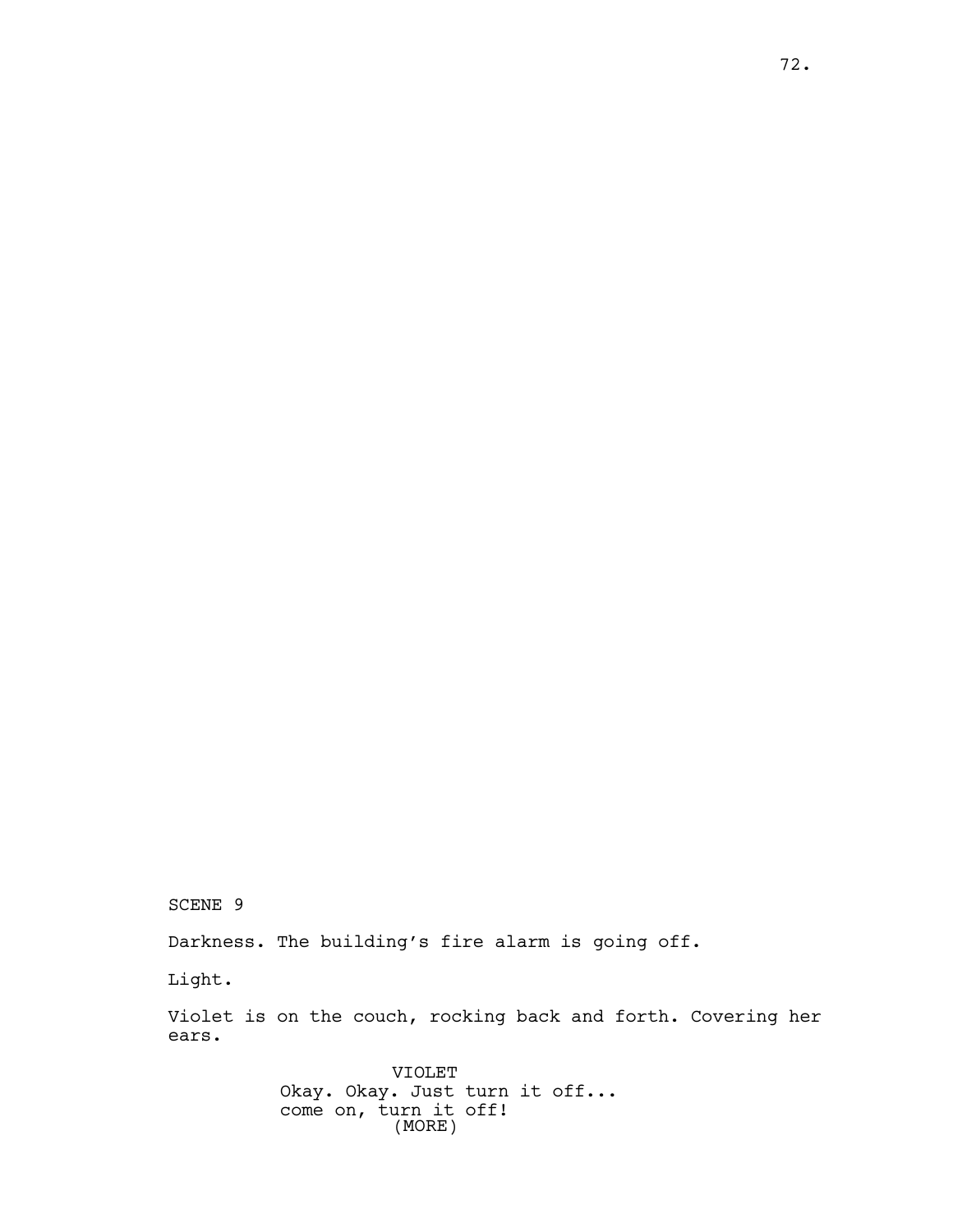SCENE 9

Darkness. The building's fire alarm is going off.

Light.

Violet is on the couch, rocking back and forth. Covering her ears.

VIOLET
Okay. Okay. Just turn it off... come on, turn it off!
(MORE)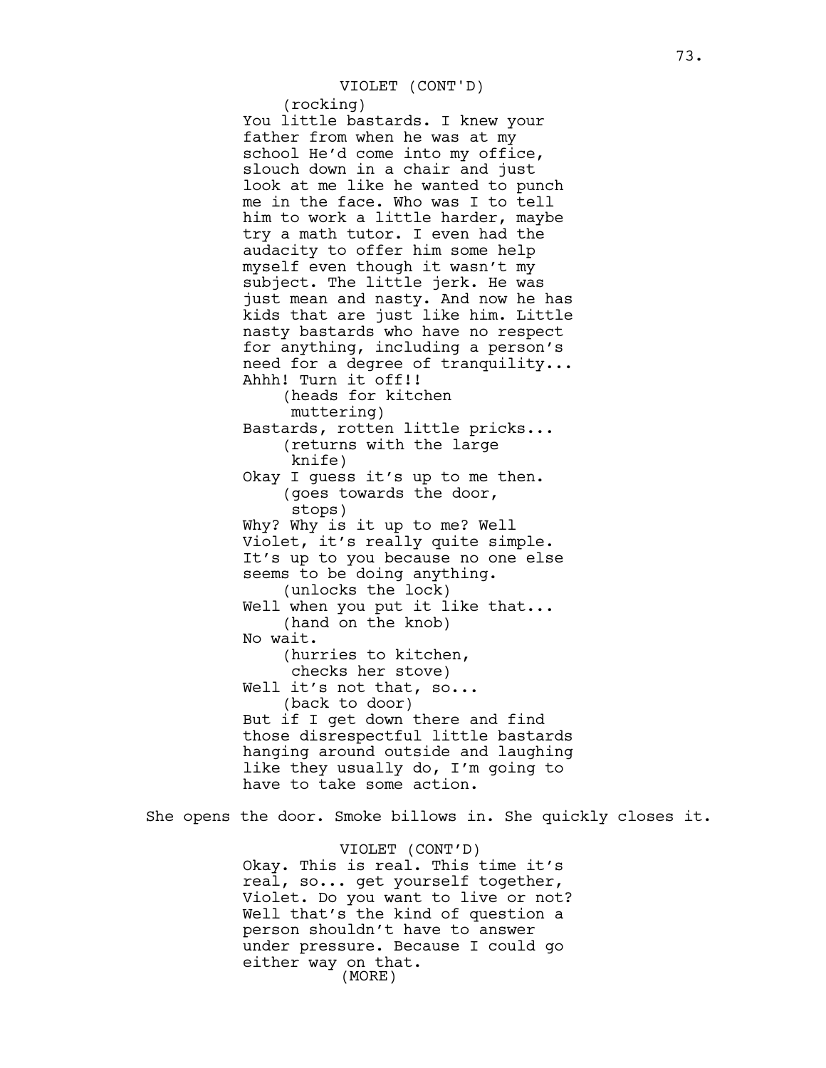VIOLET (CONT'D)
(rocking)
You little bastards. I knew your father from when he was at my school He'd come into my office, slouch down in a chair and just look at me like he wanted to punch me in the face. Who was I to tell him to work a little harder, maybe try a math tutor. I even had the audacity to offer him some help myself even though it wasn't my subject. The little jerk. He was just mean and nasty. And now he has kids that are just like him. Little nasty bastards who have no respect for anything, including a person's need for a degree of tranquility... Ahhh! Turn it off!!
(heads for kitchen muttering)
Bastards, rotten little pricks...
(returns with the large knife)
Okay I guess it's up to me then.
(goes towards the door, stops)
Why? Why is it up to me? Well Violet, it's really quite simple. It's up to you because no one else seems to be doing anything.
(unlocks the lock)
Well when you put it like that...
(hand on the knob)
No wait.
(hurries to kitchen, checks her stove)
Well it's not that, so...
(back to door)
But if I get down there and find those disrespectful little bastards hanging around outside and laughing like they usually do, I'm going to have to take some action.

She opens the door. Smoke billows in. She quickly closes it.

VIOLET (CONT'D)
Okay. This is real. This time it's real, so... get yourself together, Violet. Do you want to live or not? Well that's the kind of question a person shouldn't have to answer under pressure. Because I could go either way on that.
(MORE)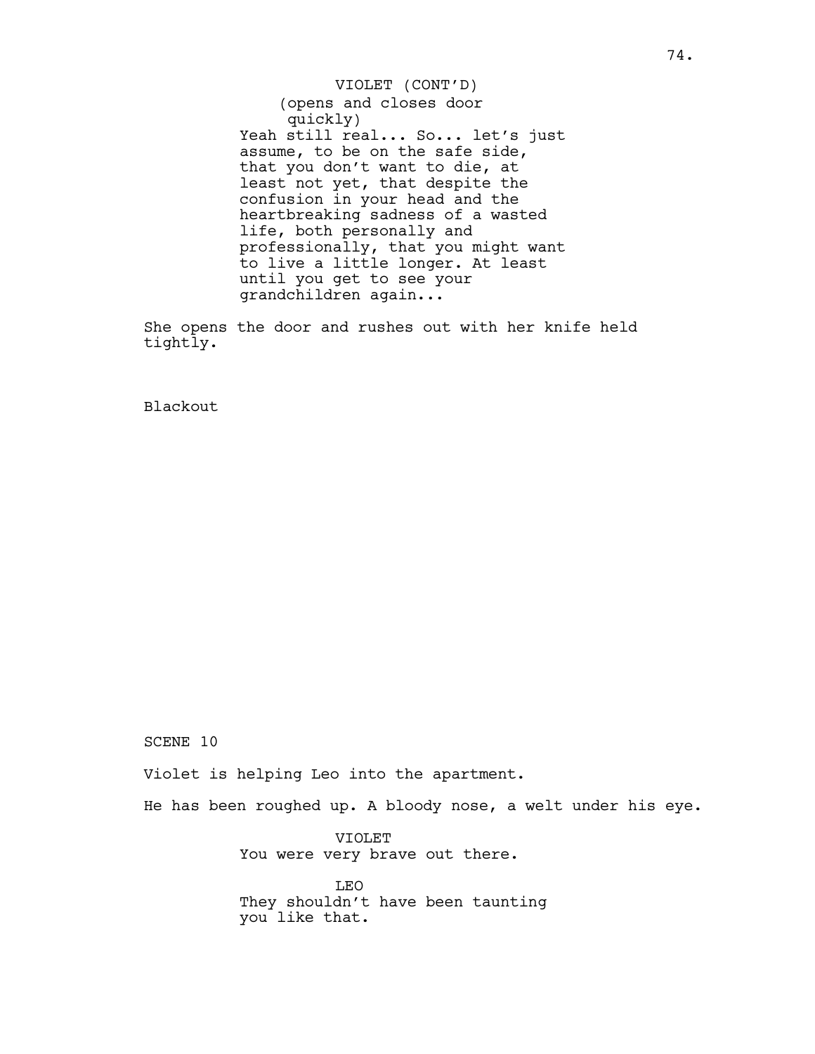VIOLET (CONT'D)
(opens and closes door quickly)
Yeah still real... So... let's just assume, to be on the safe side, that you don't want to die, at least not yet, that despite the confusion in your head and the heartbreaking sadness of a wasted life, both personally and professionally, that you might want to live a little longer. At least until you get to see your grandchildren again...

She opens the door and rushes out with her knife held tightly.

Blackout

SCENE 10

Violet is helping Leo into the apartment.

He has been roughed up. A bloody nose, a welt under his eye.

VIOLET
You were very brave out there.

LEO
They shouldn't have been taunting you like that.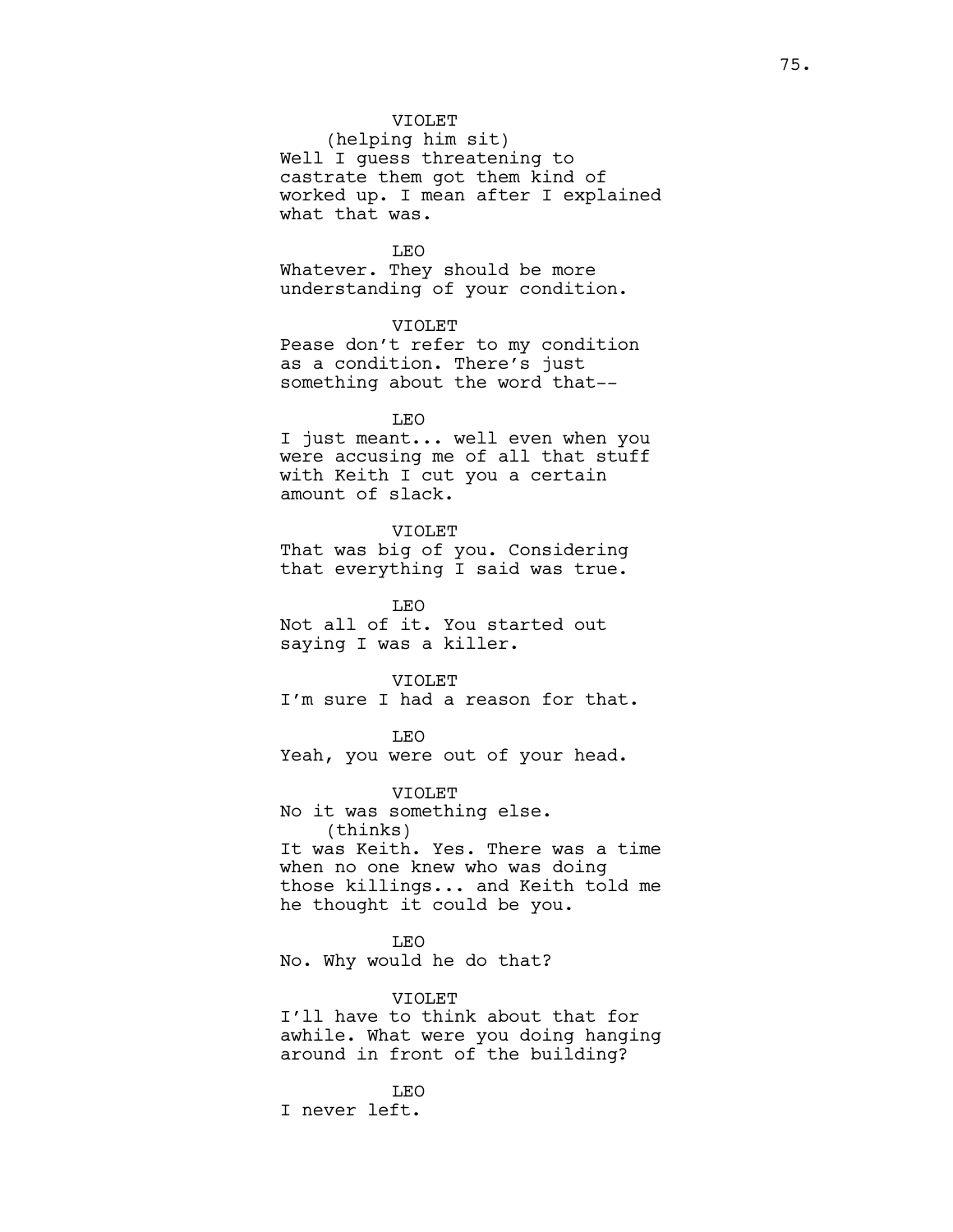VIOLET
(helping him sit)
Well I guess threatening to castrate them got them kind of worked up. I mean after I explained what that was.

LEO
Whatever. They should be more understanding of your condition.

VIOLET
Pease don't refer to my condition as a condition. There's just something about the word that--

LEO
I just meant... well even when you were accusing me of all that stuff with Keith I cut you a certain amount of slack.

VIOLET
That was big of you. Considering that everything I said was true.

LEO
Not all of it. You started out saying I was a killer.

VIOLET
I'm sure I had a reason for that.

LEO
Yeah, you were out of your head.

VIOLET
No it was something else.
(thinks)
It was Keith. Yes. There was a time when no one knew who was doing those killings... and Keith told me he thought it could be you.

LEO
No. Why would he do that?

VIOLET
I'll have to think about that for awhile. What were you doing hanging around in front of the building?

LEO
I never left.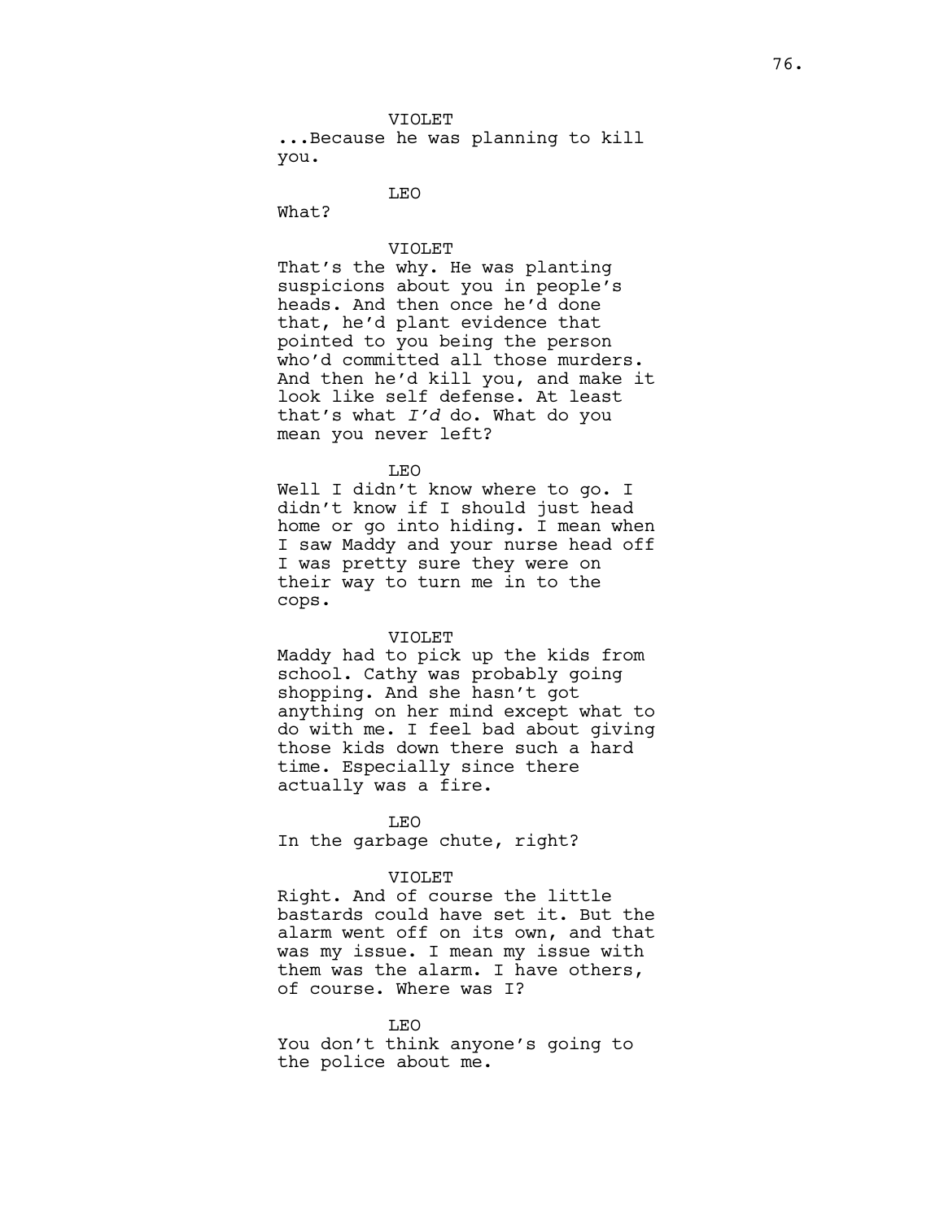VIOLET
...Because he was planning to kill you.

LEO
What?

VIOLET
That's the why. He was planting suspicions about you in people's heads. And then once he'd done that, he'd plant evidence that pointed to you being the person who'd committed all those murders. And then he'd kill you, and make it look like self defense. At least that's what *I'd* do. What do you mean you never left?

LEO
Well I didn't know where to go. I didn't know if I should just head home or go into hiding. I mean when I saw Maddy and your nurse head off I was pretty sure they were on their way to turn me in to the cops.

VIOLET
Maddy had to pick up the kids from school. Cathy was probably going shopping. And she hasn't got anything on her mind except what to do with me. I feel bad about giving those kids down there such a hard time. Especially since there actually was a fire.

LEO
In the garbage chute, right?

VIOLET
Right. And of course the little bastards could have set it. But the alarm went off on its own, and that was my issue. I mean my issue with them was the alarm. I have others, of course. Where was I?

LEO
You don't think anyone's going to the police about me.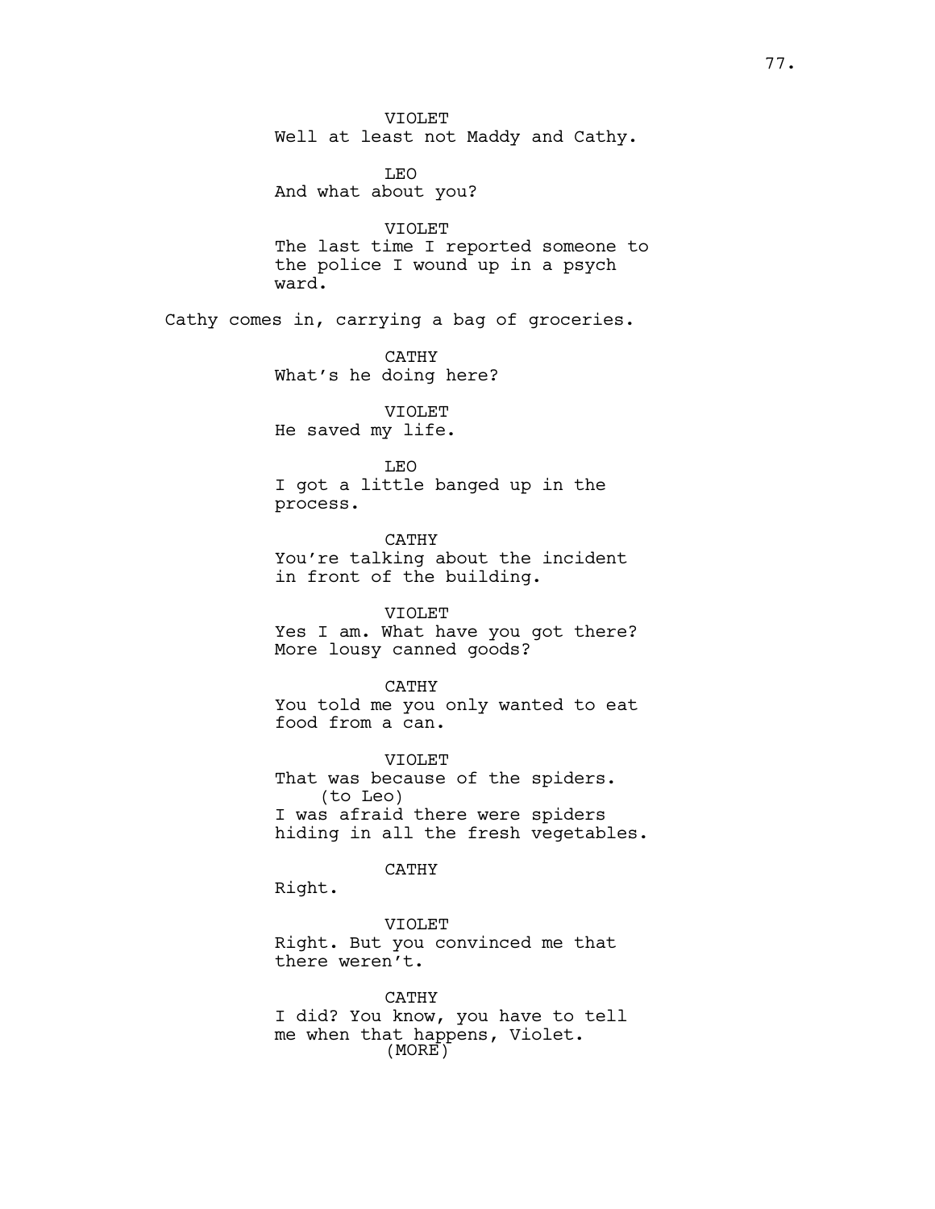VIOLET
Well at least not Maddy and Cathy.

LEO
And what about you?

VIOLET
The last time I reported someone to the police I wound up in a psych ward.

Cathy comes in, carrying a bag of groceries.

CATHY
What's he doing here?

VIOLET
He saved my life.

LEO
I got a little banged up in the process.

CATHY
You're talking about the incident in front of the building.

VIOLET
Yes I am. What have you got there? More lousy canned goods?

CATHY
You told me you only wanted to eat food from a can.

VIOLET
That was because of the spiders.
(to Leo)
I was afraid there were spiders hiding in all the fresh vegetables.

CATHY
Right.

VIOLET
Right. But you convinced me that there weren't.

CATHY
I did? You know, you have to tell me when that happens, Violet.
(MORE)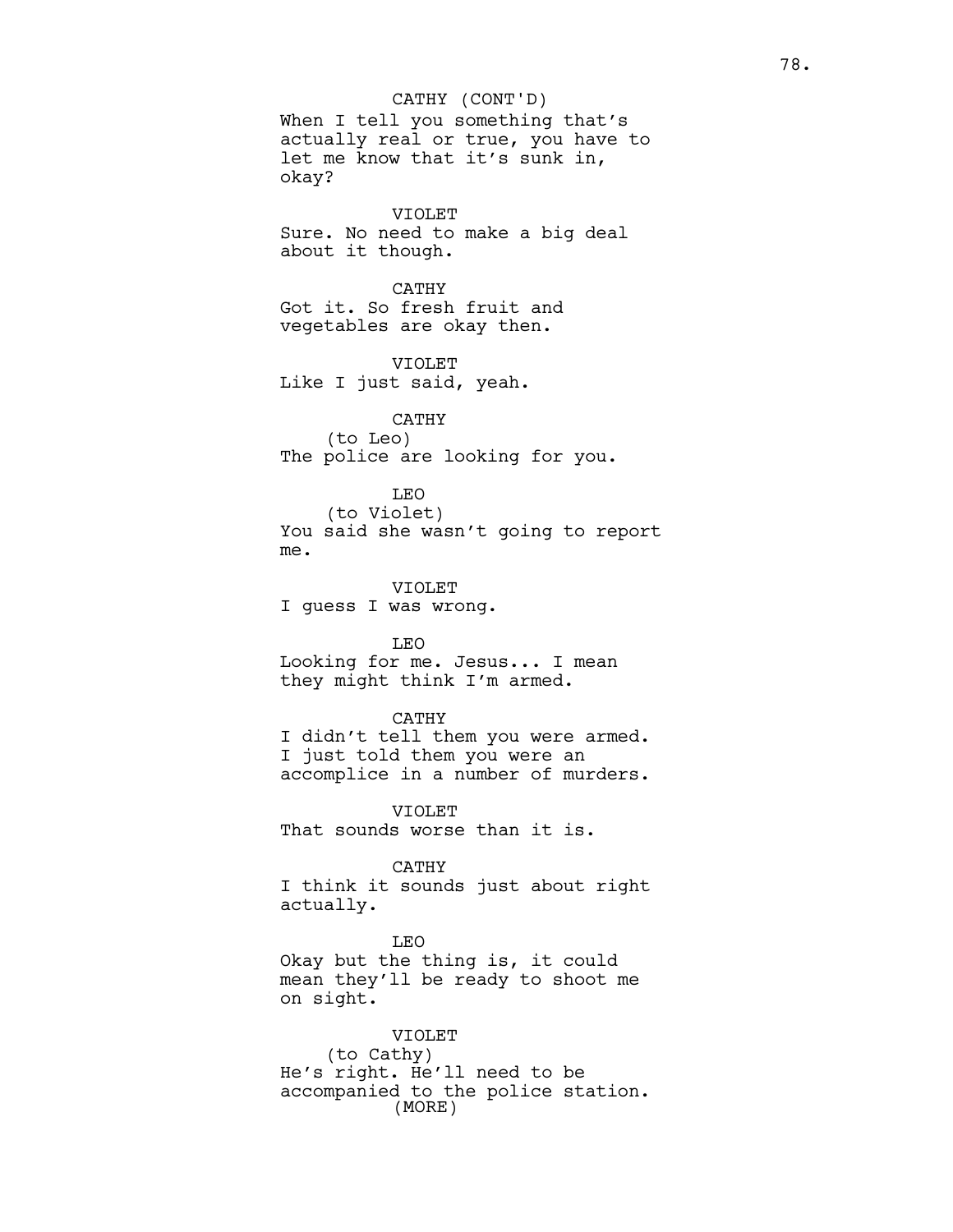CATHY (CONT'D)
When I tell you something that's actually real or true, you have to let me know that it's sunk in, okay?

VIOLET
Sure. No need to make a big deal about it though.

CATHY
Got it. So fresh fruit and vegetables are okay then.

VIOLET
Like I just said, yeah.

CATHY
(to Leo)
The police are looking for you.

LEO
(to Violet)
You said she wasn't going to report me.

VIOLET
I guess I was wrong.

LEO
Looking for me. Jesus... I mean they might think I'm armed.

CATHY
I didn't tell them you were armed. I just told them you were an accomplice in a number of murders.

VIOLET
That sounds worse than it is.

CATHY
I think it sounds just about right actually.

LEO
Okay but the thing is, it could mean they'll be ready to shoot me on sight.

VIOLET
(to Cathy)
He's right. He'll need to be accompanied to the police station.
(MORE)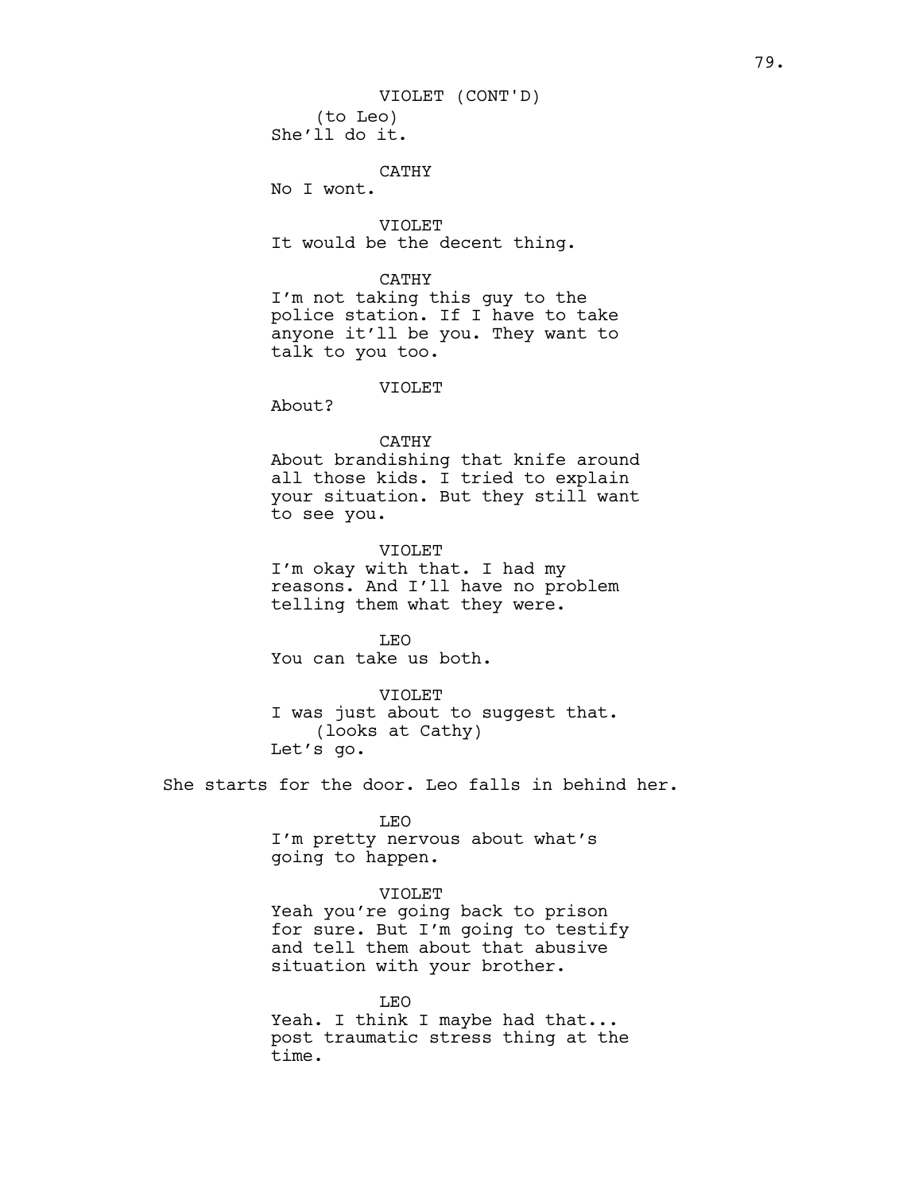VIOLET (CONT'D)
(to Leo)
She'll do it.

CATHY
No I wont.

VIOLET
It would be the decent thing.

CATHY
I'm not taking this guy to the police station. If I have to take anyone it'll be you. They want to talk to you too.

VIOLET
About?

CATHY
About brandishing that knife around all those kids. I tried to explain your situation. But they still want to see you.

VIOLET
I'm okay with that. I had my reasons. And I'll have no problem telling them what they were.

LEO
You can take us both.

VIOLET
I was just about to suggest that.
(looks at Cathy)
Let's go.

She starts for the door. Leo falls in behind her.

LEO
I'm pretty nervous about what's going to happen.

VIOLET
Yeah you're going back to prison for sure. But I'm going to testify and tell them about that abusive situation with your brother.

LEO
Yeah. I think I maybe had that... post traumatic stress thing at the time.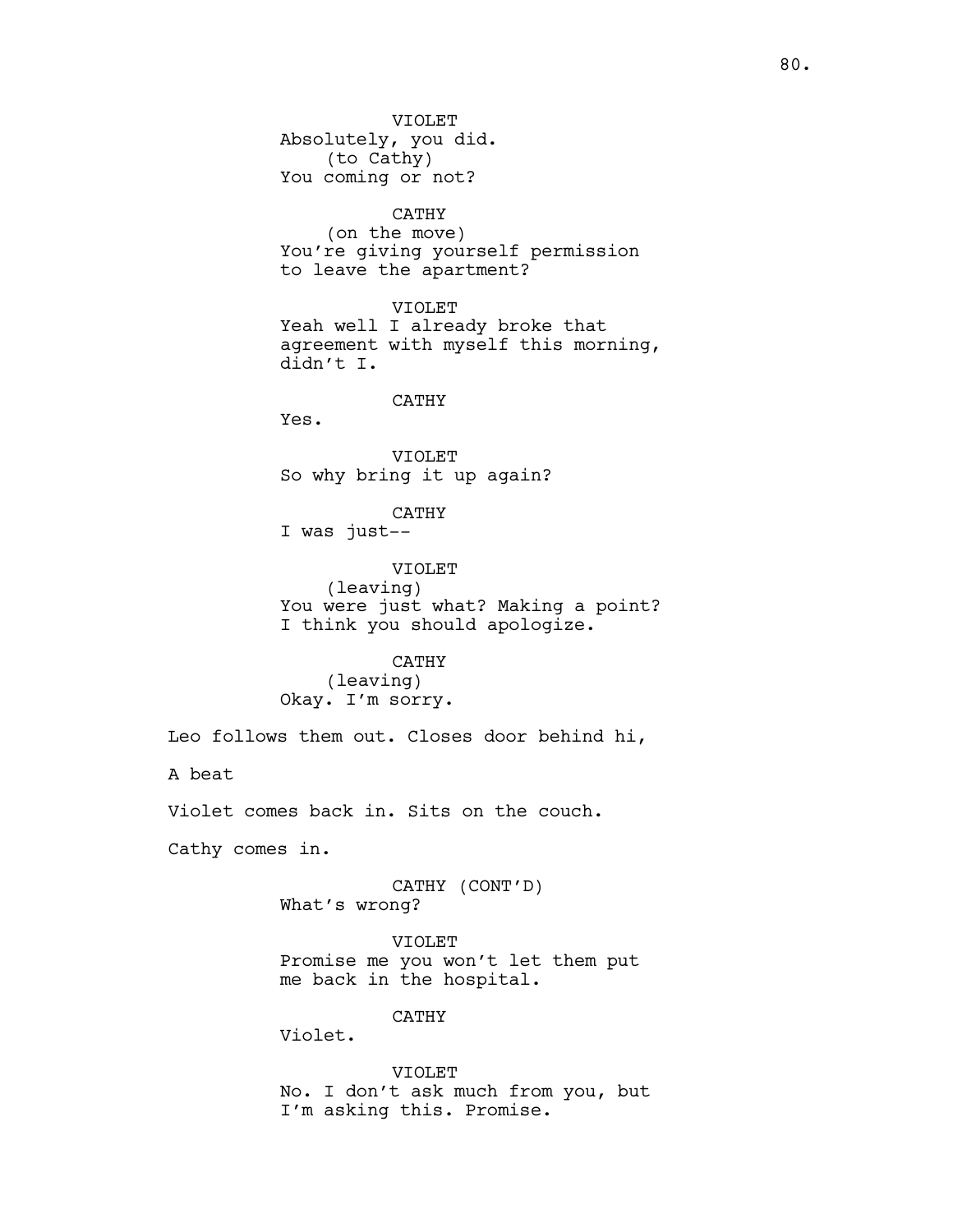VIOLET
Absolutely, you did.
(to Cathy)
You coming or not?

CATHY
(on the move)
You're giving yourself permission
to leave the apartment?

VIOLET
Yeah well I already broke that
agreement with myself this morning,
didn't I.

CATHY
Yes.

VIOLET
So why bring it up again?

CATHY
I was just--

VIOLET
(leaving)
You were just what? Making a point?
I think you should apologize.

CATHY
(leaving)
Okay. I'm sorry.

Leo follows them out. Closes door behind hi,

A beat

Violet comes back in. Sits on the couch.

Cathy comes in.

CATHY (CONT'D)
What's wrong?

VIOLET
Promise me you won't let them put
me back in the hospital.

CATHY
Violet.

VIOLET
No. I don't ask much from you, but
I'm asking this. Promise.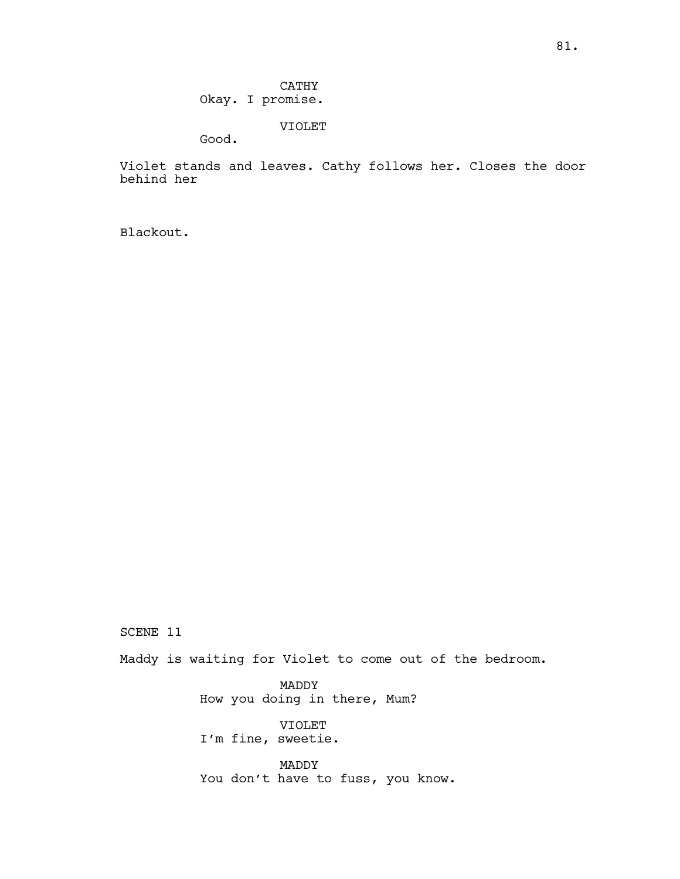CATHY
Okay. I promise.

VIOLET
Good.

Violet stands and leaves. Cathy follows her. Closes the door behind her

Blackout.

SCENE 11

Maddy is waiting for Violet to come out of the bedroom.

MADDY
How you doing in there, Mum?

VIOLET
I'm fine, sweetie.

MADDY
You don't have to fuss, you know.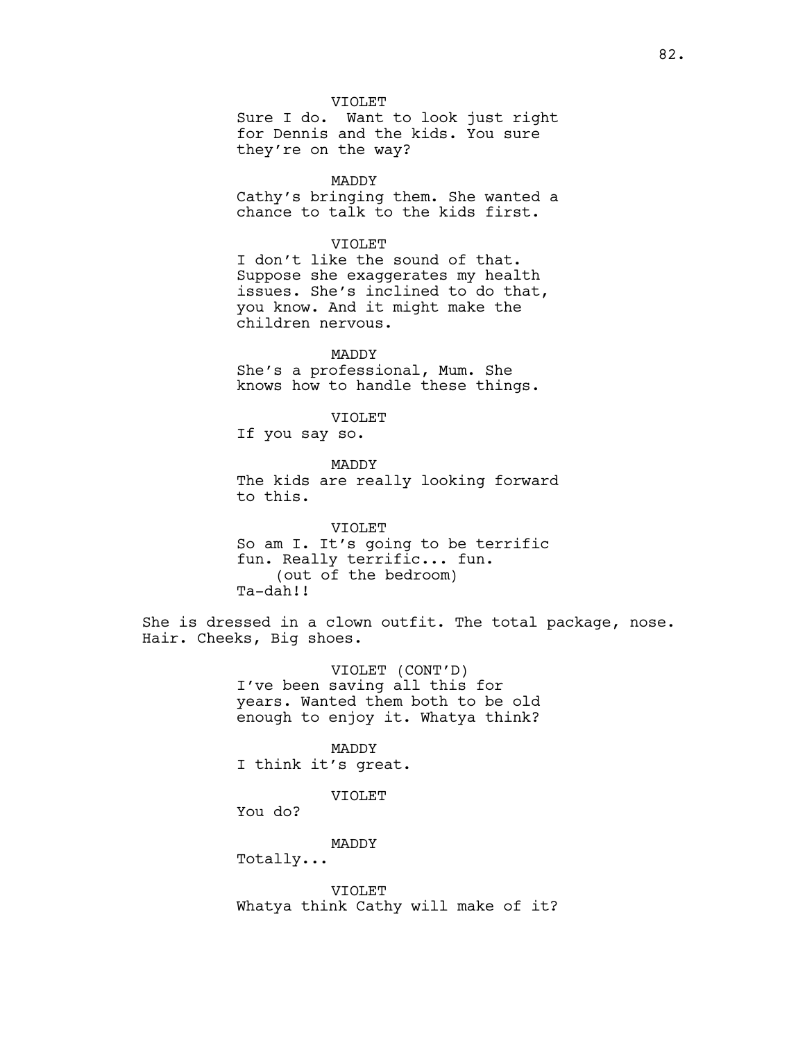VIOLET
Sure I do. Want to look just right for Dennis and the kids. You sure they're on the way?

MADDY
Cathy's bringing them. She wanted a chance to talk to the kids first.

VIOLET
I don't like the sound of that. Suppose she exaggerates my health issues. She's inclined to do that, you know. And it might make the children nervous.

MADDY
She's a professional, Mum. She knows how to handle these things.

VIOLET
If you say so.

MADDY
The kids are really looking forward to this.

VIOLET
So am I. It's going to be terrific fun. Really terrific... fun.
(out of the bedroom)
Ta-dah!!

She is dressed in a clown outfit. The total package, nose. Hair. Cheeks, Big shoes.

VIOLET (CONT'D)
I've been saving all this for years. Wanted them both to be old enough to enjoy it. Whatya think?

MADDY
I think it's great.

VIOLET
You do?

MADDY
Totally...

VIOLET
Whatya think Cathy will make of it?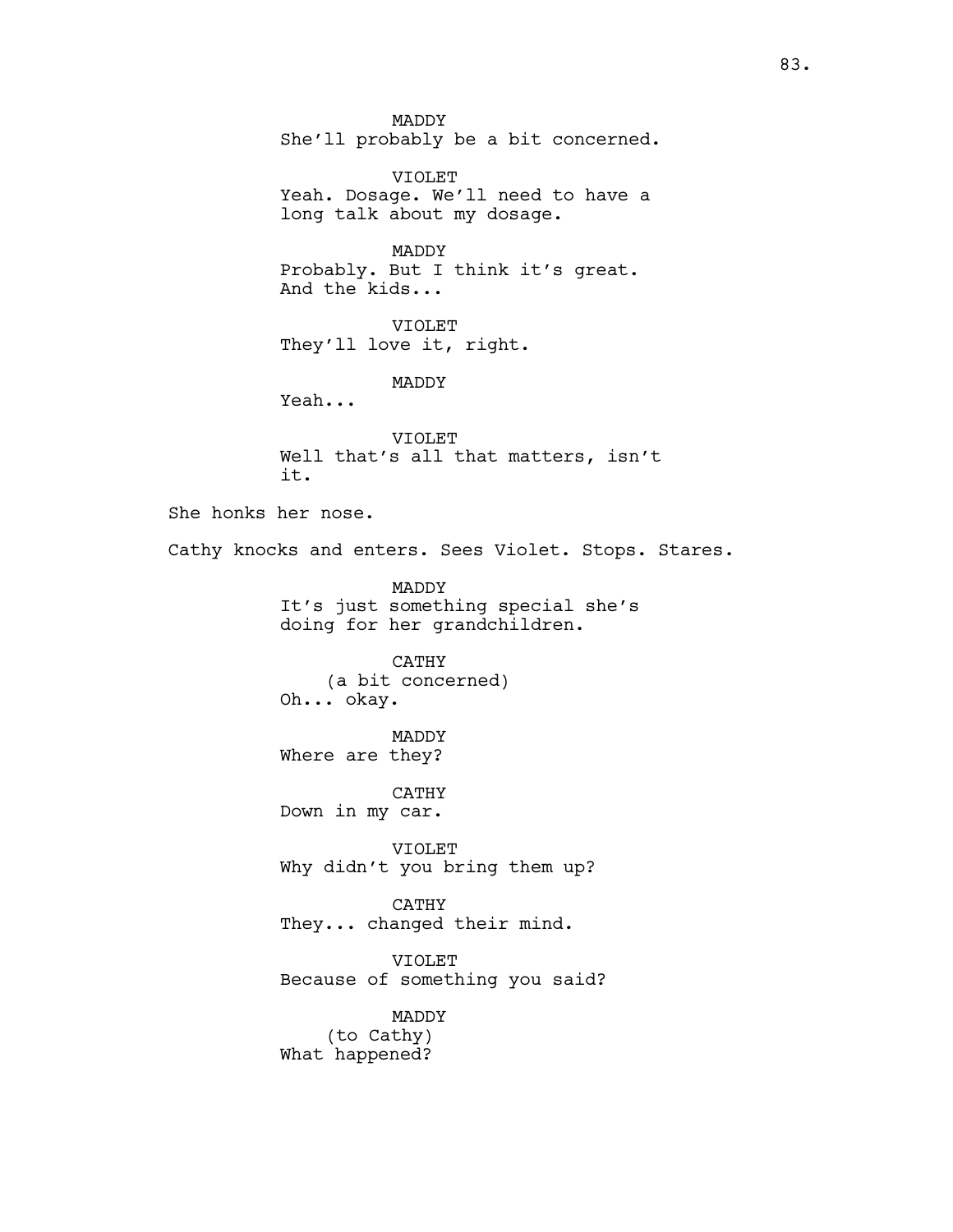MADDY
She'll probably be a bit concerned.

VIOLET
Yeah. Dosage. We'll need to have a long talk about my dosage.

MADDY
Probably. But I think it's great. And the kids...

VIOLET
They'll love it, right.

MADDY
Yeah...

VIOLET
Well that's all that matters, isn't it.

She honks her nose.

Cathy knocks and enters. Sees Violet. Stops. Stares.

MADDY
It's just something special she's doing for her grandchildren.

CATHY
(a bit concerned)
Oh... okay.

MADDY
Where are they?

CATHY
Down in my car.

VIOLET
Why didn't you bring them up?

CATHY
They... changed their mind.

VIOLET
Because of something you said?

MADDY
(to Cathy)
What happened?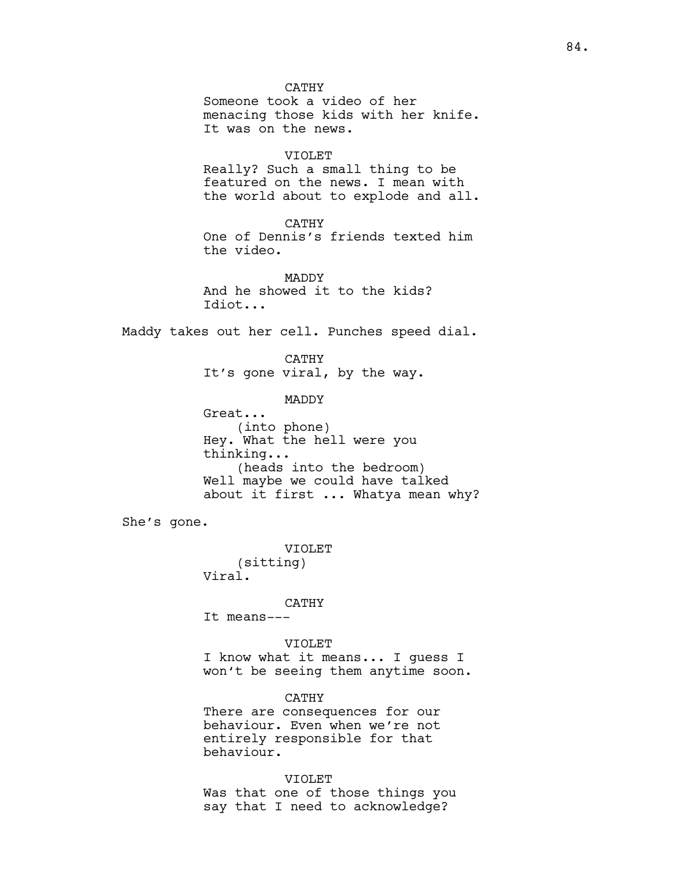CATHY
Someone took a video of her menacing those kids with her knife. It was on the news.

VIOLET
Really? Such a small thing to be featured on the news. I mean with the world about to explode and all.

CATHY
One of Dennis's friends texted him the video.

MADDY
And he showed it to the kids? Idiot...

Maddy takes out her cell. Punches speed dial.

CATHY
It's gone viral, by the way.

MADDY
Great...
(into phone)
Hey. What the hell were you thinking...
(heads into the bedroom)
Well maybe we could have talked about it first ... Whatya mean why?

She's gone.

VIOLET
(sitting)
Viral.

CATHY
It means---

VIOLET
I know what it means... I guess I won't be seeing them anytime soon.

CATHY
There are consequences for our behaviour. Even when we're not entirely responsible for that behaviour.

VIOLET
Was that one of those things you say that I need to acknowledge?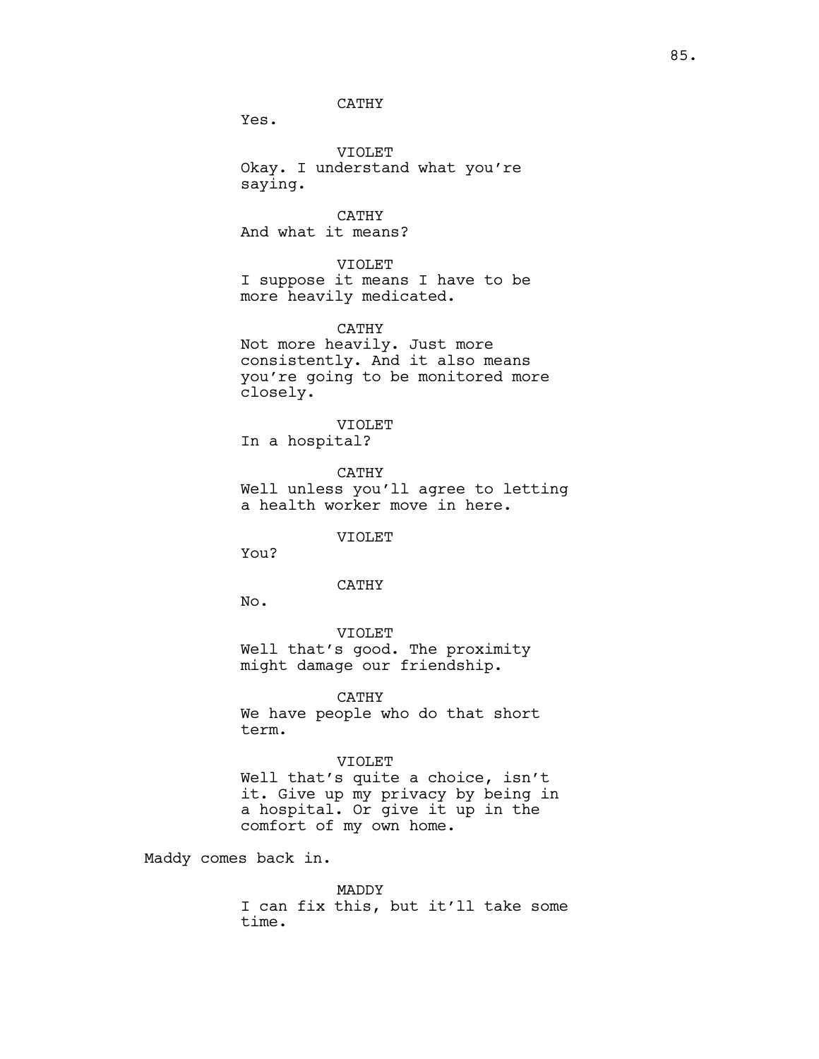CATHY

Yes.

VIOLET

Okay. I understand what you're saying.

CATHY

And what it means?

VIOLET

I suppose it means I have to be more heavily medicated.

CATHY

Not more heavily. Just more consistently. And it also means you're going to be monitored more closely.

VIOLET

In a hospital?

CATHY

Well unless you'll agree to letting a health worker move in here.

VIOLET

You?

CATHY

No.

VIOLET

Well that's good. The proximity might damage our friendship.

CATHY

We have people who do that short term.

VIOLET

Well that's quite a choice, isn't it. Give up my privacy by being in a hospital. Or give it up in the comfort of my own home.

Maddy comes back in.

MADDY

I can fix this, but it'll take some time.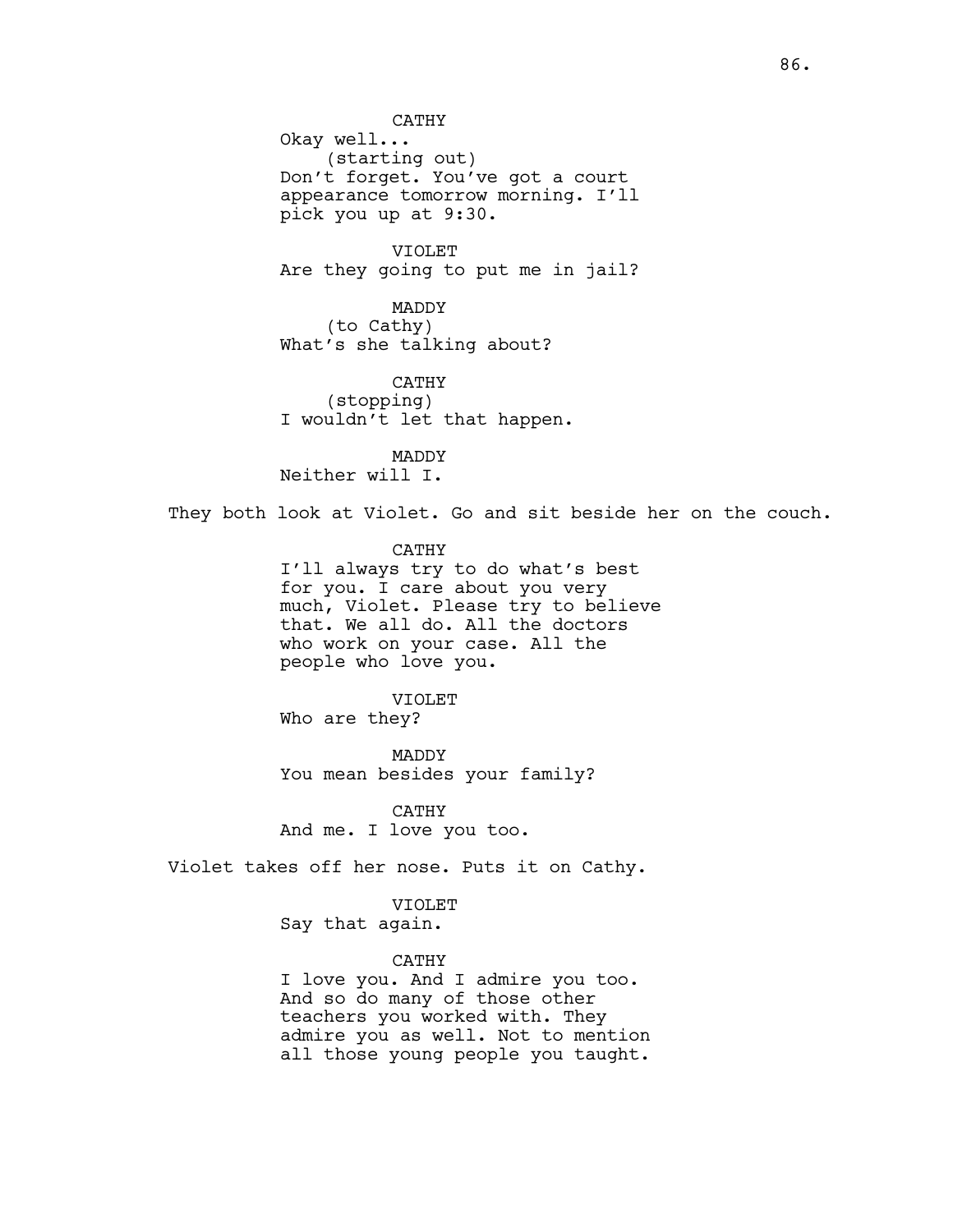CATHY

Okay well...

(starting out)

Don't forget. You've got a court appearance tomorrow morning. I'll pick you up at 9:30.

VIOLET

Are they going to put me in jail?

MADDY

(to Cathy)

What's she talking about?

CATHY

(stopping)

I wouldn't let that happen.

MADDY

Neither will I.

They both look at Violet. Go and sit beside her on the couch.

CATHY

I'll always try to do what's best for you. I care about you very much, Violet. Please try to believe that. We all do. All the doctors who work on your case. All the people who love you.

VIOLET

Who are they?

MADDY

You mean besides your family?

CATHY

And me. I love you too.

Violet takes off her nose. Puts it on Cathy.

VIOLET

Say that again.

CATHY

I love you. And I admire you too. And so do many of those other teachers you worked with. They admire you as well. Not to mention all those young people you taught.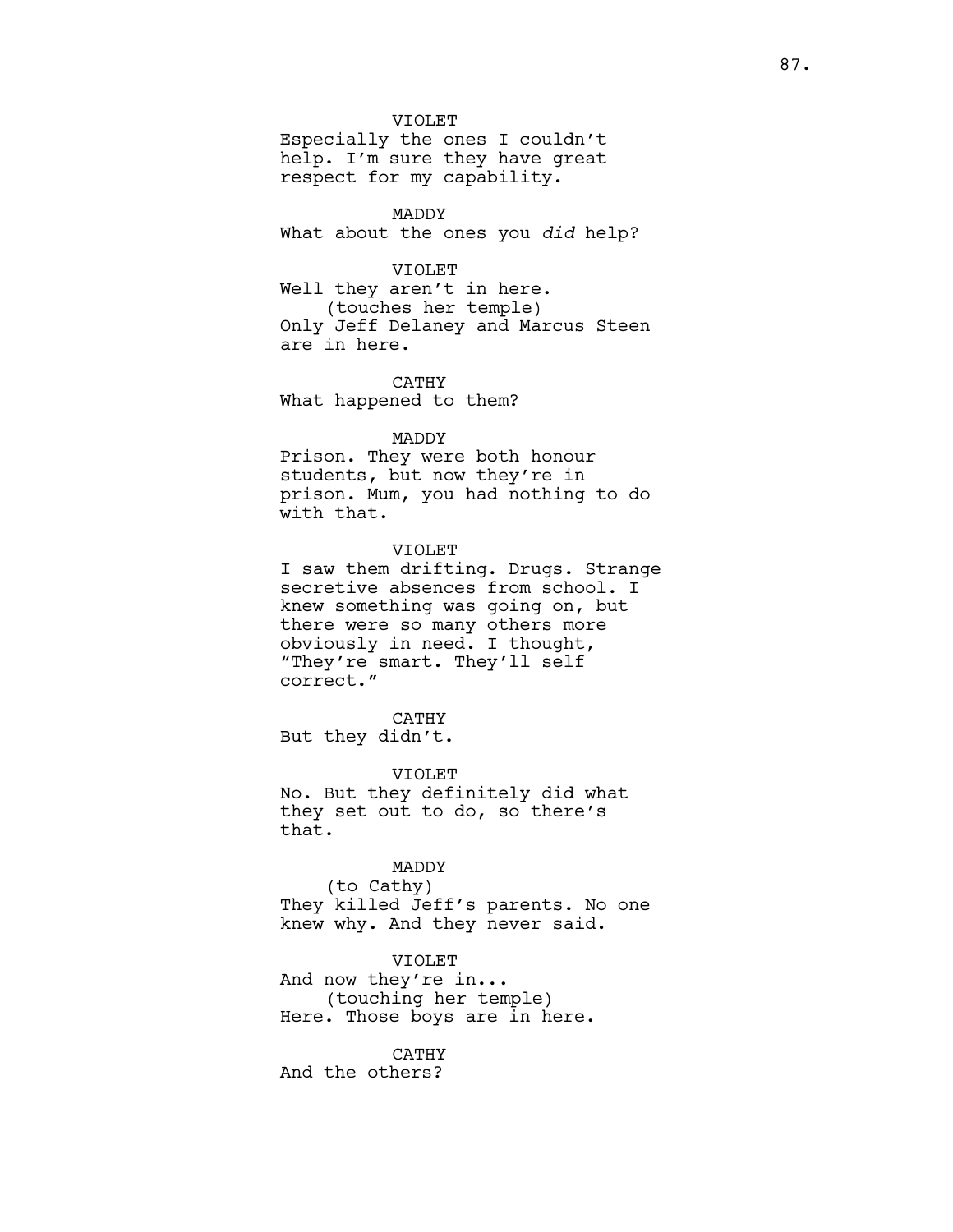VIOLET
Especially the ones I couldn't help. I'm sure they have great respect for my capability.

MADDY
What about the ones you *did* help?

VIOLET
Well they aren't in here.
(touches her temple)
Only Jeff Delaney and Marcus Steen are in here.

CATHY
What happened to them?

MADDY
Prison. They were both honour students, but now they're in prison. Mum, you had nothing to do with that.

VIOLET
I saw them drifting. Drugs. Strange secretive absences from school. I knew something was going on, but there were so many others more obviously in need. I thought, "They're smart. They'll self correct."

CATHY
But they didn't.

VIOLET
No. But they definitely did what they set out to do, so there's that.

MADDY
(to Cathy)
They killed Jeff's parents. No one knew why. And they never said.

VIOLET
And now they're in...
(touching her temple)
Here. Those boys are in here.

CATHY
And the others?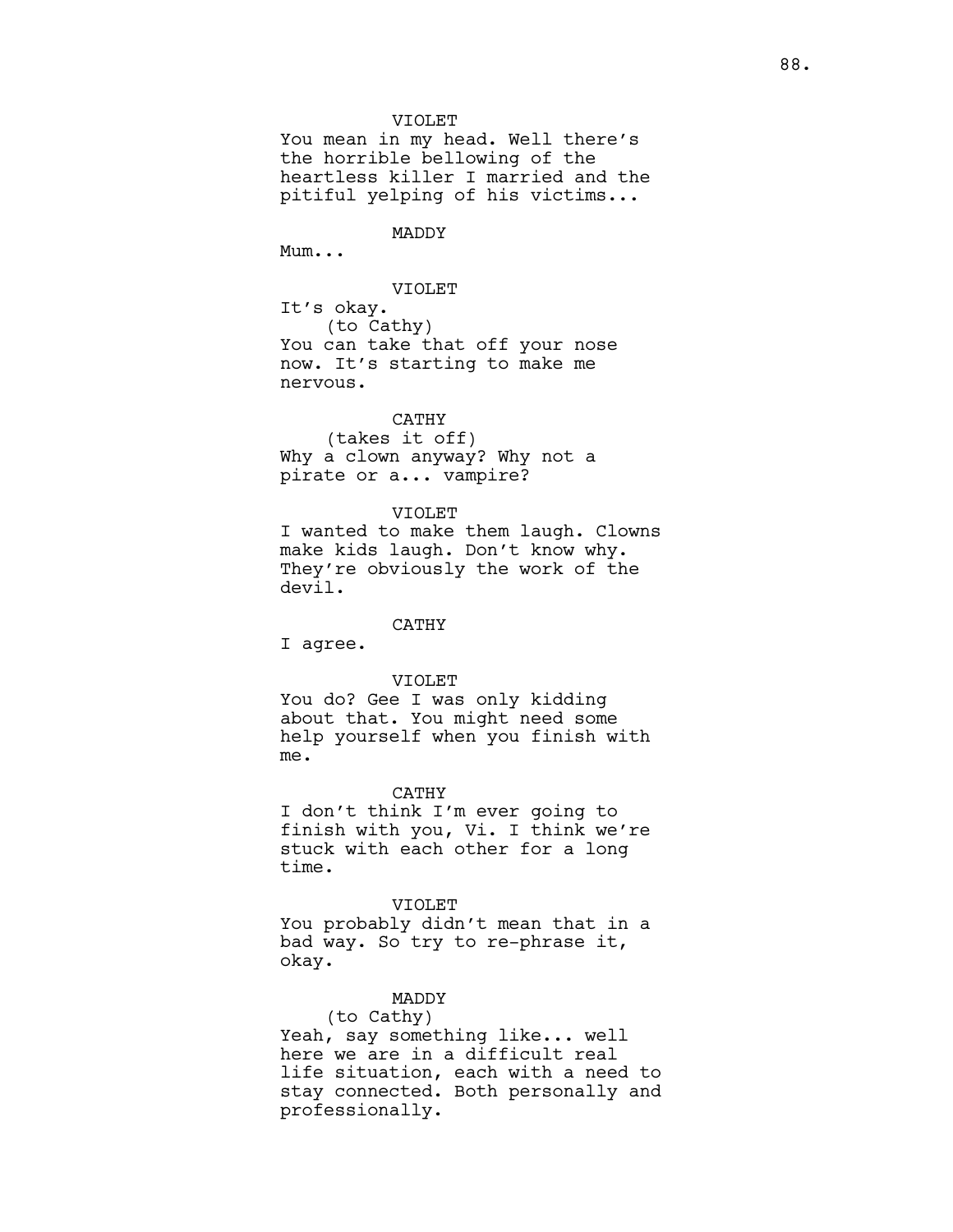VIOLET
You mean in my head. Well there's the horrible bellowing of the heartless killer I married and the pitiful yelping of his victims...

MADDY
Mum...

VIOLET
It's okay.
(to Cathy)
You can take that off your nose now. It's starting to make me nervous.

CATHY
(takes it off)
Why a clown anyway? Why not a pirate or a... vampire?

VIOLET
I wanted to make them laugh. Clowns make kids laugh. Don't know why. They're obviously the work of the devil.

CATHY
I agree.

VIOLET
You do? Gee I was only kidding about that. You might need some help yourself when you finish with me.

CATHY
I don't think I'm ever going to finish with you, Vi. I think we're stuck with each other for a long time.

VIOLET
You probably didn't mean that in a bad way. So try to re-phrase it, okay.

MADDY
(to Cathy)
Yeah, say something like... well here we are in a difficult real life situation, each with a need to stay connected. Both personally and professionally.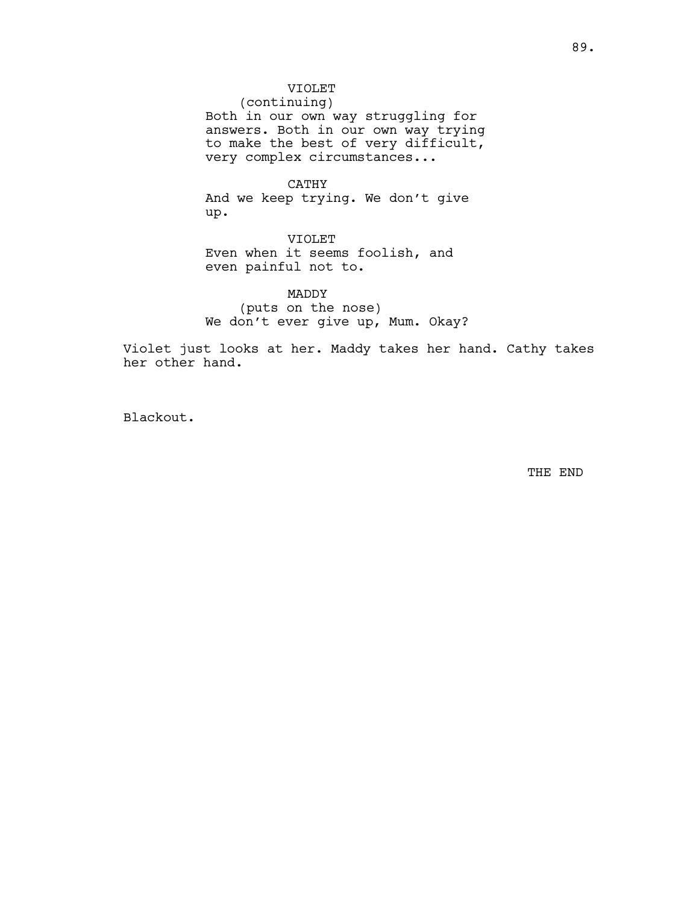VIOLET
(continuing)
Both in our own way struggling for answers. Both in our own way trying to make the best of very difficult, very complex circumstances...

CATHY
And we keep trying. We don't give up.

VIOLET
Even when it seems foolish, and even painful not to.

MADDY
(puts on the nose)
We don't ever give up, Mum. Okay?

Violet just looks at her. Maddy takes her hand. Cathy takes her other hand.

Blackout.

THE END